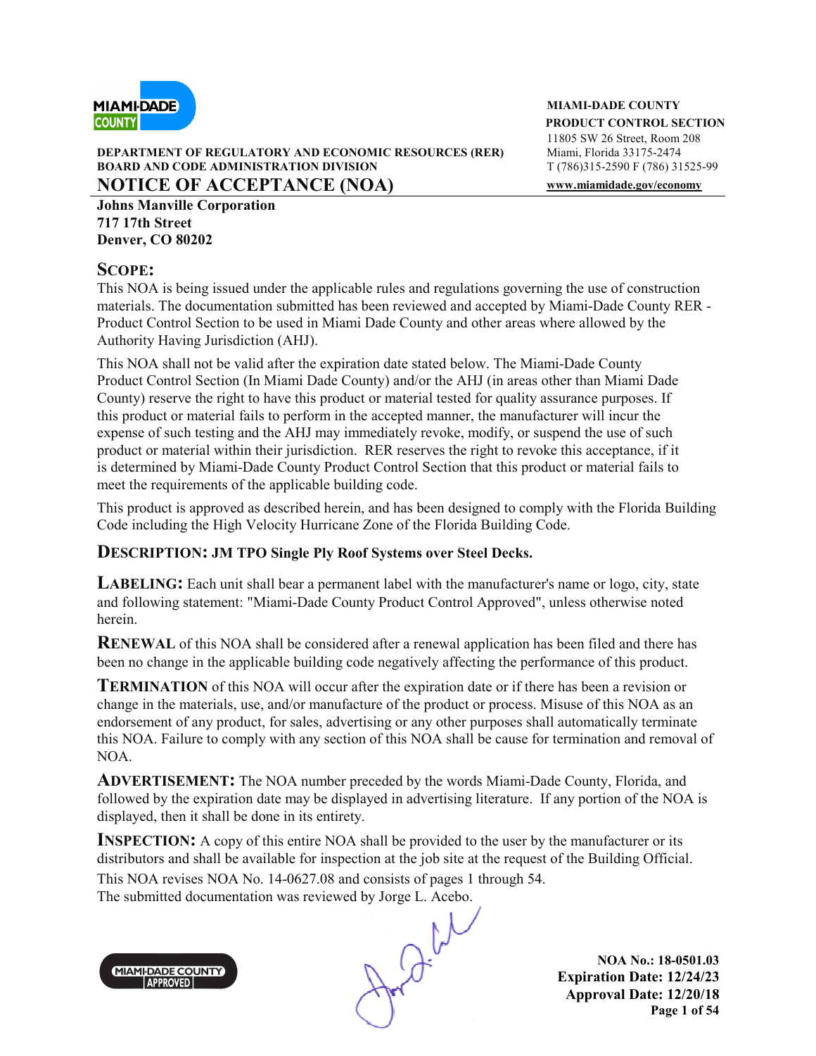**DEPARTMENT OF REGULATORY AND ECONOMIC RESOURCES (RER)**
**BOARD AND CODE ADMINISTRATION DIVISION**

**MIAMI-DADE COUNTY**
**PRODUCT CONTROL SECTION**
11805 SW 26 Street, Room 208
Miami, Florida 33175-2474
T (786)315-2590 F (786) 31525-99
**www.miamidade.gov/economy**

# NOTICE OF ACCEPTANCE (NOA)

**Johns Manville Corporation**
**717 17th Street**
**Denver, CO 80202**

## SCOPE:

This NOA is being issued under the applicable rules and regulations governing the use of construction materials. The documentation submitted has been reviewed and accepted by Miami-Dade County RER - Product Control Section to be used in Miami Dade County and other areas where allowed by the Authority Having Jurisdiction (AHJ).

This NOA shall not be valid after the expiration date stated below. The Miami-Dade County Product Control Section (In Miami Dade County) and/or the AHJ (in areas other than Miami Dade County) reserve the right to have this product or material tested for quality assurance purposes. If this product or material fails to perform in the accepted manner, the manufacturer will incur the expense of such testing and the AHJ may immediately revoke, modify, or suspend the use of such product or material within their jurisdiction. RER reserves the right to revoke this acceptance, if it is determined by Miami-Dade County Product Control Section that this product or material fails to meet the requirements of the applicable building code.

This product is approved as described herein, and has been designed to comply with the Florida Building Code including the High Velocity Hurricane Zone of the Florida Building Code.

**DESCRIPTION: JM TPO Single Ply Roof Systems over Steel Decks.**

**LABELING:** Each unit shall bear a permanent label with the manufacturer's name or logo, city, state and following statement: "Miami-Dade County Product Control Approved", unless otherwise noted herein.

**RENEWAL** of this NOA shall be considered after a renewal application has been filed and there has been no change in the applicable building code negatively affecting the performance of this product.

**TERMINATION** of this NOA will occur after the expiration date or if there has been a revision or change in the materials, use, and/or manufacture of the product or process. Misuse of this NOA as an endorsement of any product, for sales, advertising or any other purposes shall automatically terminate this NOA. Failure to comply with any section of this NOA shall be cause for termination and removal of NOA.

**ADVERTISEMENT:** The NOA number preceded by the words Miami-Dade County, Florida, and followed by the expiration date may be displayed in advertising literature. If any portion of the NOA is displayed, then it shall be done in its entirety.

**INSPECTION:** A copy of this entire NOA shall be provided to the user by the manufacturer or its distributors and shall be available for inspection at the job site at the request of the Building Official.

This NOA revises NOA No. 14-0627.08 and consists of pages 1 through 54.
The submitted documentation was reviewed by Jorge L. Acebo.

**NOA No.: 18-0501.03**
**Expiration Date: 12/24/23**
**Approval Date: 12/20/18**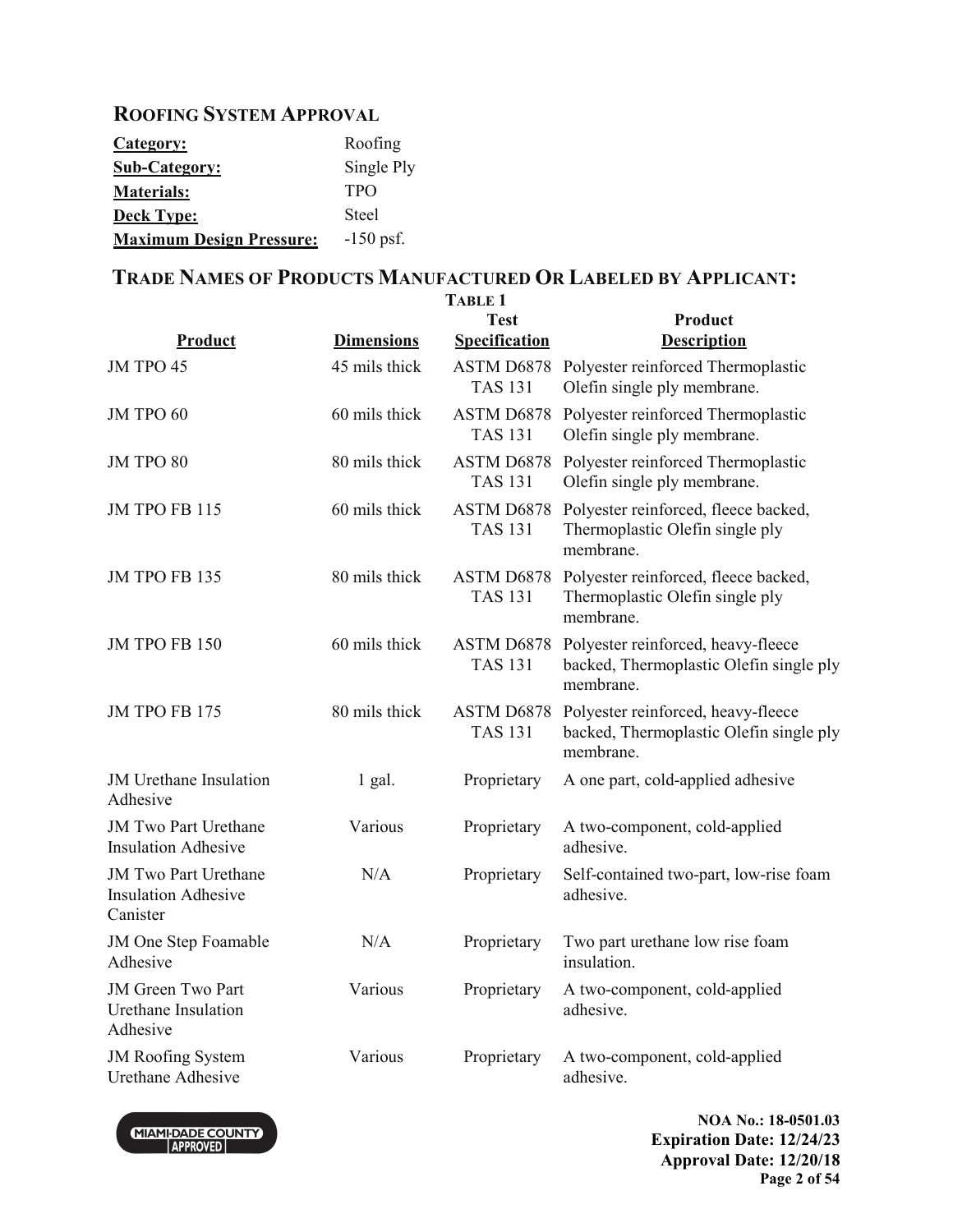## ROOFING SYSTEM APPROVAL

| | |
|---|---|
| **Category:** | Roofing |
| **Sub-Category:** | Single Ply |
| **Materials:** | TPO |
| **Deck Type:** | Steel |
| **Maximum Design Pressure:** | -150 psf. |

## TRADE NAMES OF PRODUCTS MANUFACTURED OR LABELED BY APPLICANT:

**TABLE 1**

| Product | Dimensions | Test Specification | Product Description |
|---|---|---|---|
| JM TPO 45 | 45 mils thick | ASTM D6878 TAS 131 | Polyester reinforced Thermoplastic Olefin single ply membrane. |
| JM TPO 60 | 60 mils thick | ASTM D6878 TAS 131 | Polyester reinforced Thermoplastic Olefin single ply membrane. |
| JM TPO 80 | 80 mils thick | ASTM D6878 TAS 131 | Polyester reinforced Thermoplastic Olefin single ply membrane. |
| JM TPO FB 115 | 60 mils thick | ASTM D6878 TAS 131 | Polyester reinforced, fleece backed, Thermoplastic Olefin single ply membrane. |
| JM TPO FB 135 | 80 mils thick | ASTM D6878 TAS 131 | Polyester reinforced, fleece backed, Thermoplastic Olefin single ply membrane. |
| JM TPO FB 150 | 60 mils thick | ASTM D6878 TAS 131 | Polyester reinforced, heavy-fleece backed, Thermoplastic Olefin single ply membrane. |
| JM TPO FB 175 | 80 mils thick | ASTM D6878 TAS 131 | Polyester reinforced, heavy-fleece backed, Thermoplastic Olefin single ply membrane. |
| JM Urethane Insulation Adhesive | 1 gal. | Proprietary | A one part, cold-applied adhesive |
| JM Two Part Urethane Insulation Adhesive | Various | Proprietary | A two-component, cold-applied adhesive. |
| JM Two Part Urethane Insulation Adhesive Canister | N/A | Proprietary | Self-contained two-part, low-rise foam adhesive. |
| JM One Step Foamable Adhesive | N/A | Proprietary | Two part urethane low rise foam insulation. |
| JM Green Two Part Urethane Insulation Adhesive | Various | Proprietary | A two-component, cold-applied adhesive. |
| JM Roofing System Urethane Adhesive | Various | Proprietary | A two-component, cold-applied adhesive. |

**NOA No.: 18-0501.03**
**Expiration Date: 12/24/23**
**Approval Date: 12/20/18**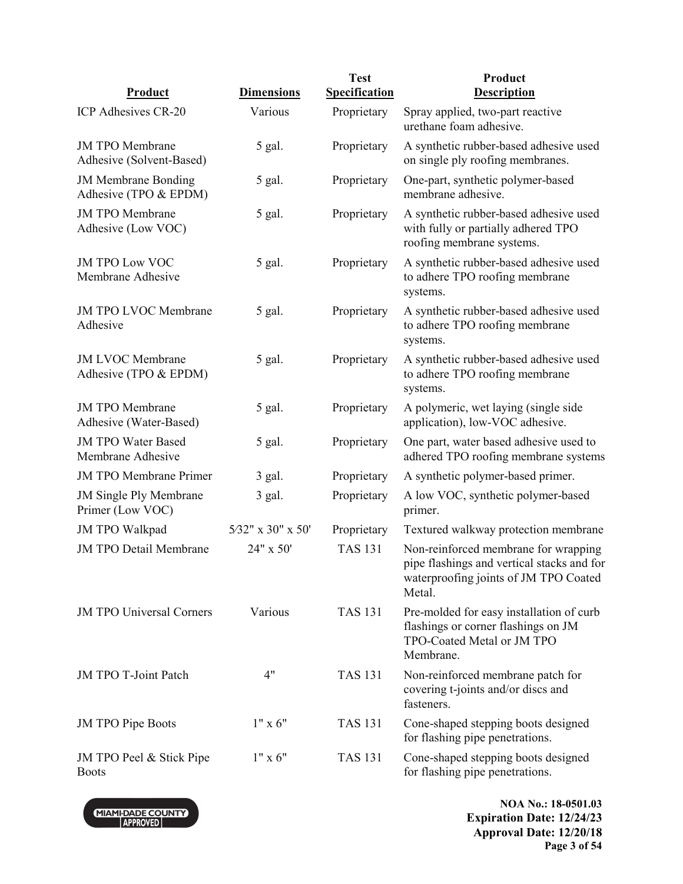| Product | Dimensions | Test Specification | Product Description |
|---|---|---|---|
| ICP Adhesives CR-20 | Various | Proprietary | Spray applied, two-part reactive urethane foam adhesive. |
| JM TPO Membrane Adhesive (Solvent-Based) | 5 gal. | Proprietary | A synthetic rubber-based adhesive used on single ply roofing membranes. |
| JM Membrane Bonding Adhesive (TPO & EPDM) | 5 gal. | Proprietary | One-part, synthetic polymer-based membrane adhesive. |
| JM TPO Membrane Adhesive (Low VOC) | 5 gal. | Proprietary | A synthetic rubber-based adhesive used with fully or partially adhered TPO roofing membrane systems. |
| JM TPO Low VOC Membrane Adhesive | 5 gal. | Proprietary | A synthetic rubber-based adhesive used to adhere TPO roofing membrane systems. |
| JM TPO LVOC Membrane Adhesive | 5 gal. | Proprietary | A synthetic rubber-based adhesive used to adhere TPO roofing membrane systems. |
| JM LVOC Membrane Adhesive (TPO & EPDM) | 5 gal. | Proprietary | A synthetic rubber-based adhesive used to adhere TPO roofing membrane systems. |
| JM TPO Membrane Adhesive (Water-Based) | 5 gal. | Proprietary | A polymeric, wet laying (single side application), low-VOC adhesive. |
| JM TPO Water Based Membrane Adhesive | 5 gal. | Proprietary | One part, water based adhesive used to adhered TPO roofing membrane systems |
| JM TPO Membrane Primer | 3 gal. | Proprietary | A synthetic polymer-based primer. |
| JM Single Ply Membrane Primer (Low VOC) | 3 gal. | Proprietary | A low VOC, synthetic polymer-based primer. |
| JM TPO Walkpad | 5⁄32" x 30" x 50' | Proprietary | Textured walkway protection membrane |
| JM TPO Detail Membrane | 24" x 50' | TAS 131 | Non-reinforced membrane for wrapping pipe flashings and vertical stacks and for waterproofing joints of JM TPO Coated Metal. |
| JM TPO Universal Corners | Various | TAS 131 | Pre-molded for easy installation of curb flashings or corner flashings on JM TPO-Coated Metal or JM TPO Membrane. |
| JM TPO T-Joint Patch | 4" | TAS 131 | Non-reinforced membrane patch for covering t-joints and/or discs and fasteners. |
| JM TPO Pipe Boots | 1" x 6" | TAS 131 | Cone-shaped stepping boots designed for flashing pipe penetrations. |
| JM TPO Peel & Stick Pipe Boots | 1" x 6" | TAS 131 | Cone-shaped stepping boots designed for flashing pipe penetrations. |

MIAMI-DADE COUNTY APPROVED

**NOA No.: 18-0501.03**
**Expiration Date: 12/24/23**
**Approval Date: 12/20/18**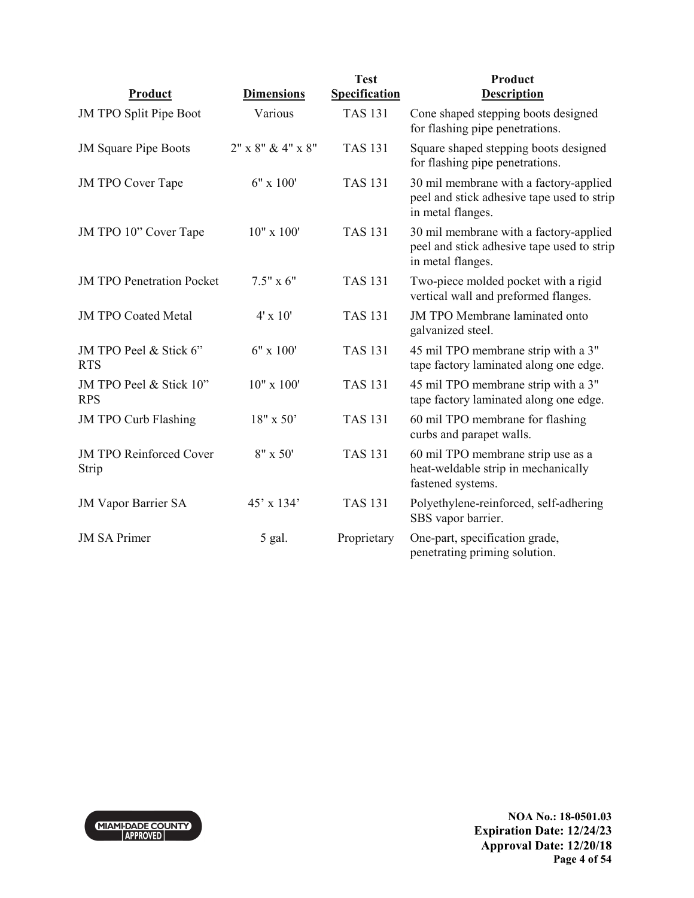| Product | Dimensions | Test Specification | Product Description |
|---|---|---|---|
| JM TPO Split Pipe Boot | Various | TAS 131 | Cone shaped stepping boots designed for flashing pipe penetrations. |
| JM Square Pipe Boots | 2" x 8" & 4" x 8" | TAS 131 | Square shaped stepping boots designed for flashing pipe penetrations. |
| JM TPO Cover Tape | 6" x 100' | TAS 131 | 30 mil membrane with a factory-applied peel and stick adhesive tape used to strip in metal flanges. |
| JM TPO 10" Cover Tape | 10" x 100' | TAS 131 | 30 mil membrane with a factory-applied peel and stick adhesive tape used to strip in metal flanges. |
| JM TPO Penetration Pocket | 7.5" x 6" | TAS 131 | Two-piece molded pocket with a rigid vertical wall and preformed flanges. |
| JM TPO Coated Metal | 4' x 10' | TAS 131 | JM TPO Membrane laminated onto galvanized steel. |
| JM TPO Peel & Stick 6" RTS | 6" x 100' | TAS 131 | 45 mil TPO membrane strip with a 3" tape factory laminated along one edge. |
| JM TPO Peel & Stick 10" RPS | 10" x 100' | TAS 131 | 45 mil TPO membrane strip with a 3" tape factory laminated along one edge. |
| JM TPO Curb Flashing | 18" x 50' | TAS 131 | 60 mil TPO membrane for flashing curbs and parapet walls. |
| JM TPO Reinforced Cover Strip | 8" x 50' | TAS 131 | 60 mil TPO membrane strip use as a heat-weldable strip in mechanically fastened systems. |
| JM Vapor Barrier SA | 45' x 134' | TAS 131 | Polyethylene-reinforced, self-adhering SBS vapor barrier. |
| JM SA Primer | 5 gal. | Proprietary | One-part, specification grade, penetrating priming solution. |

MIAMI-DADE COUNTY APPROVED

**NOA No.: 18-0501.03**
**Expiration Date: 12/24/23**
**Approval Date: 12/20/18**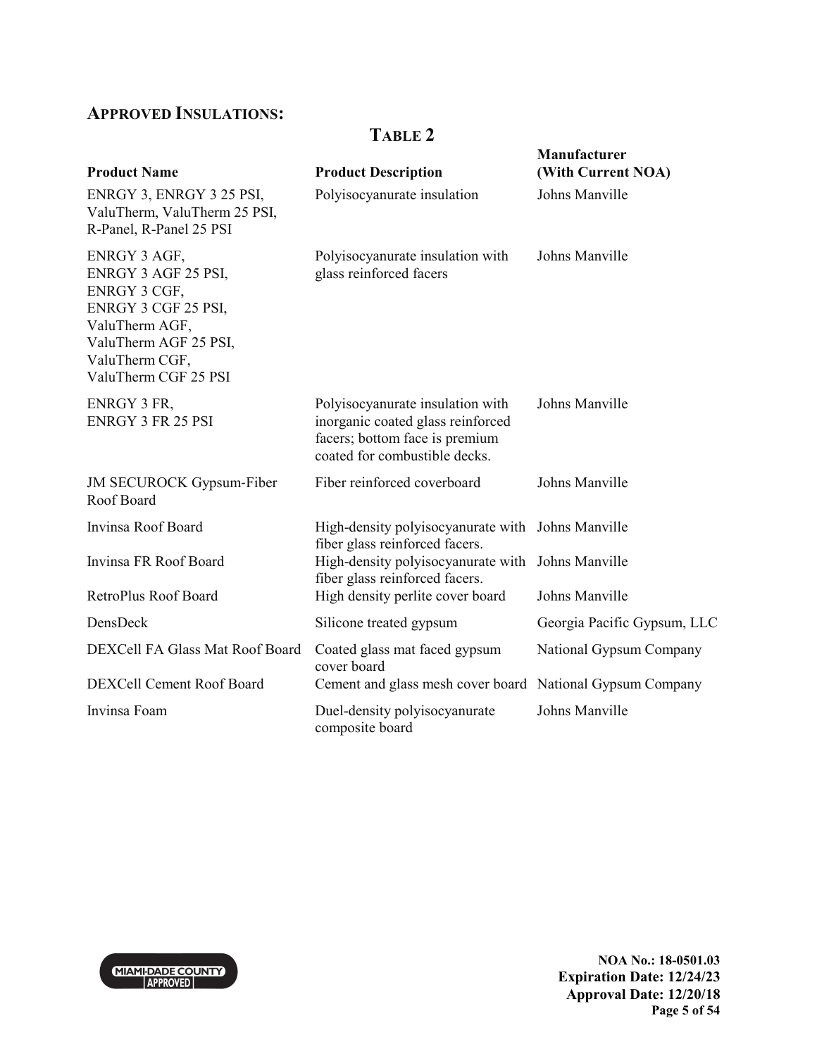## APPROVED INSULATIONS:

### TABLE 2

| Product Name | Product Description | Manufacturer (With Current NOA) |
|---|---|---|
| ENRGY 3, ENRGY 3 25 PSI, ValuTherm, ValuTherm 25 PSI, R-Panel, R-Panel 25 PSI | Polyisocyanurate insulation | Johns Manville |
| ENRGY 3 AGF, ENRGY 3 AGF 25 PSI, ENRGY 3 CGF, ENRGY 3 CGF 25 PSI, ValuTherm AGF, ValuTherm AGF 25 PSI, ValuTherm CGF, ValuTherm CGF 25 PSI | Polyisocyanurate insulation with glass reinforced facers | Johns Manville |
| ENRGY 3 FR, ENRGY 3 FR 25 PSI | Polyisocyanurate insulation with inorganic coated glass reinforced facers; bottom face is premium coated for combustible decks. | Johns Manville |
| JM SECUROCK Gypsum-Fiber Roof Board | Fiber reinforced coverboard | Johns Manville |
| Invinsa Roof Board | High-density polyisocyanurate with fiber glass reinforced facers. | Johns Manville |
| Invinsa FR Roof Board | High-density polyisocyanurate with fiber glass reinforced facers. | Johns Manville |
| RetroPlus Roof Board | High density perlite cover board | Johns Manville |
| DensDeck | Silicone treated gypsum | Georgia Pacific Gypsum, LLC |
| DEXCell FA Glass Mat Roof Board | Coated glass mat faced gypsum cover board | National Gypsum Company |
| DEXCell Cement Roof Board | Cement and glass mesh cover board | National Gypsum Company |
| Invinsa Foam | Duel-density polyisocyanurate composite board | Johns Manville |

NOA No.: 18-0501.03
Expiration Date: 12/24/23
Approval Date: 12/20/18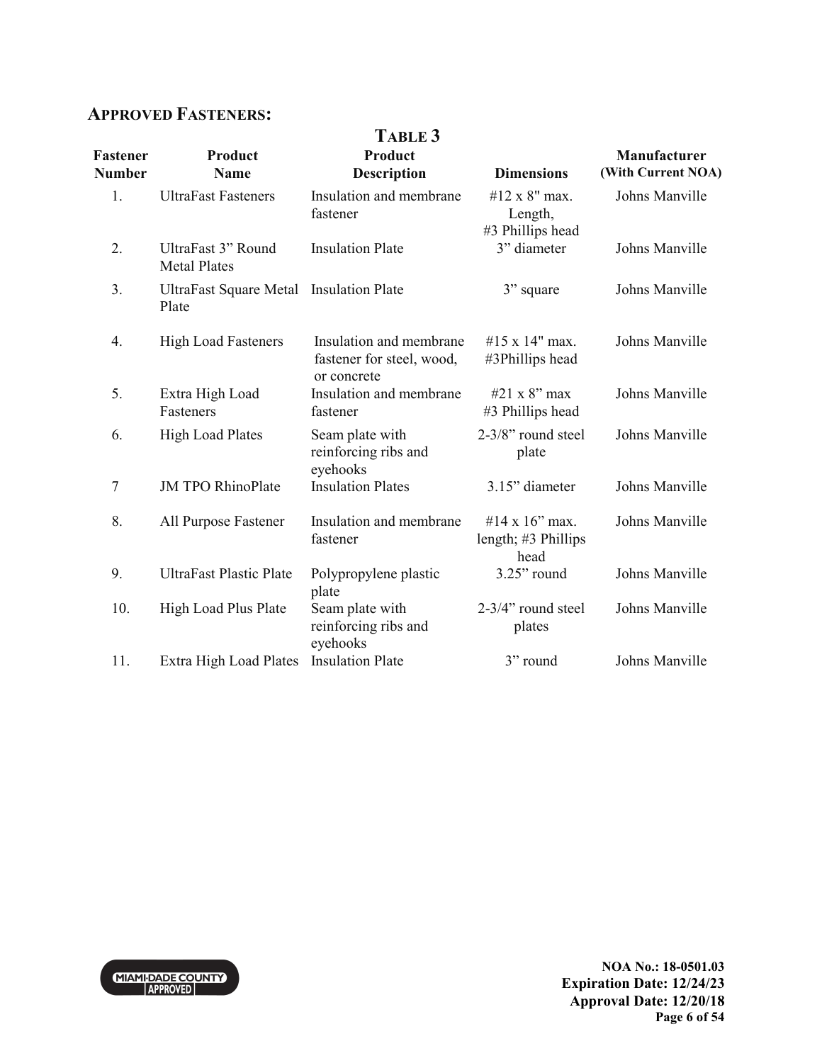## APPROVED FASTENERS:

**TABLE 3**

| Fastener Number | Product Name | Product Description | Dimensions | Manufacturer (With Current NOA) |
|---|---|---|---|---|
| 1. | UltraFast Fasteners | Insulation and membrane fastener | #12 x 8" max. Length, #3 Phillips head | Johns Manville |
| 2. | UltraFast 3" Round Metal Plates | Insulation Plate | 3" diameter | Johns Manville |
| 3. | UltraFast Square Metal Plate | Insulation Plate | 3" square | Johns Manville |
| 4. | High Load Fasteners | Insulation and membrane fastener for steel, wood, or concrete | #15 x 14" max. #3Phillips head | Johns Manville |
| 5. | Extra High Load Fasteners | Insulation and membrane fastener | #21 x 8" max #3 Phillips head | Johns Manville |
| 6. | High Load Plates | Seam plate with reinforcing ribs and eyehooks | 2-3/8" round steel plate | Johns Manville |
| 7 | JM TPO RhinoPlate | Insulation Plates | 3.15" diameter | Johns Manville |
| 8. | All Purpose Fastener | Insulation and membrane fastener | #14 x 16" max. length; #3 Phillips head | Johns Manville |
| 9. | UltraFast Plastic Plate | Polypropylene plastic plate | 3.25" round | Johns Manville |
| 10. | High Load Plus Plate | Seam plate with reinforcing ribs and eyehooks | 2-3/4" round steel plates | Johns Manville |
| 11. | Extra High Load Plates | Insulation Plate | 3" round | Johns Manville |

**NOA No.: 18-0501.03**
**Expiration Date: 12/24/23**
**Approval Date: 12/20/18**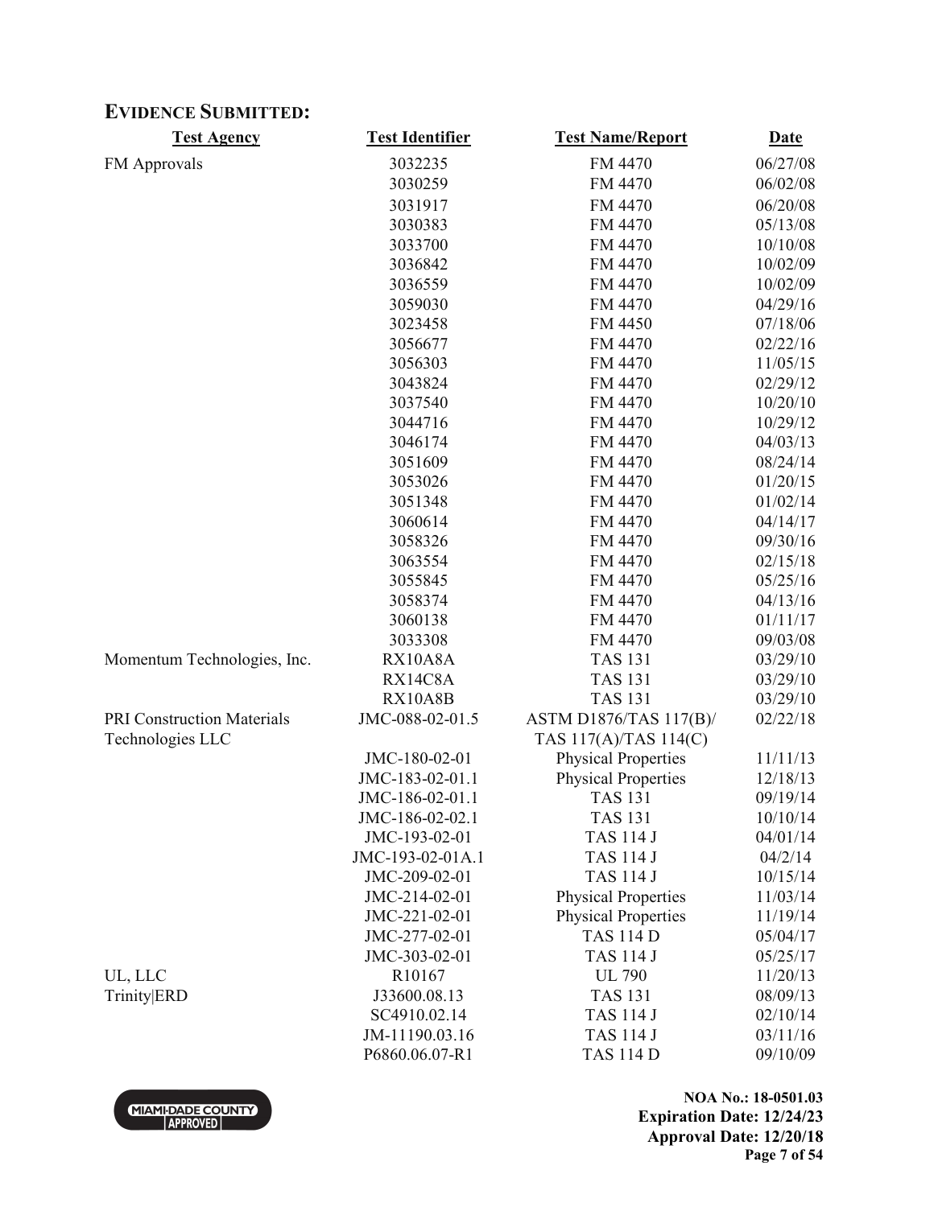## EVIDENCE SUBMITTED:

| Test Agency | Test Identifier | Test Name/Report | Date |
|---|---|---|---|
| FM Approvals | 3032235 | FM 4470 | 06/27/08 |
| | 3030259 | FM 4470 | 06/02/08 |
| | 3031917 | FM 4470 | 06/20/08 |
| | 3030383 | FM 4470 | 05/13/08 |
| | 3033700 | FM 4470 | 10/10/08 |
| | 3036842 | FM 4470 | 10/02/09 |
| | 3036559 | FM 4470 | 10/02/09 |
| | 3059030 | FM 4470 | 04/29/16 |
| | 3023458 | FM 4450 | 07/18/06 |
| | 3056677 | FM 4470 | 02/22/16 |
| | 3056303 | FM 4470 | 11/05/15 |
| | 3043824 | FM 4470 | 02/29/12 |
| | 3037540 | FM 4470 | 10/20/10 |
| | 3044716 | FM 4470 | 10/29/12 |
| | 3046174 | FM 4470 | 04/03/13 |
| | 3051609 | FM 4470 | 08/24/14 |
| | 3053026 | FM 4470 | 01/20/15 |
| | 3051348 | FM 4470 | 01/02/14 |
| | 3060614 | FM 4470 | 04/14/17 |
| | 3058326 | FM 4470 | 09/30/16 |
| | 3063554 | FM 4470 | 02/15/18 |
| | 3055845 | FM 4470 | 05/25/16 |
| | 3058374 | FM 4470 | 04/13/16 |
| | 3060138 | FM 4470 | 01/11/17 |
| | 3033308 | FM 4470 | 09/03/08 |
| Momentum Technologies, Inc. | RX10A8A | TAS 131 | 03/29/10 |
| | RX14C8A | TAS 131 | 03/29/10 |
| | RX10A8B | TAS 131 | 03/29/10 |
| PRI Construction Materials Technologies LLC | JMC-088-02-01.5 | ASTM D1876/TAS 117(B)/ TAS 117(A)/TAS 114(C) | 02/22/18 |
| | JMC-180-02-01 | Physical Properties | 11/11/13 |
| | JMC-183-02-01.1 | Physical Properties | 12/18/13 |
| | JMC-186-02-01.1 | TAS 131 | 09/19/14 |
| | JMC-186-02-02.1 | TAS 131 | 10/10/14 |
| | JMC-193-02-01 | TAS 114 J | 04/01/14 |
| | JMC-193-02-01A.1 | TAS 114 J | 04/2/14 |
| | JMC-209-02-01 | TAS 114 J | 10/15/14 |
| | JMC-214-02-01 | Physical Properties | 11/03/14 |
| | JMC-221-02-01 | Physical Properties | 11/19/14 |
| | JMC-277-02-01 | TAS 114 D | 05/04/17 |
| | JMC-303-02-01 | TAS 114 J | 05/25/17 |
| UL, LLC | R10167 | UL 790 | 11/20/13 |
| Trinity\|ERD | J33600.08.13 | TAS 131 | 08/09/13 |
| | SC4910.02.14 | TAS 114 J | 02/10/14 |
| | JM-11190.03.16 | TAS 114 J | 03/11/16 |
| | P6860.06.07-R1 | TAS 114 D | 09/10/09 |

**NOA No.: 18-0501.03**
**Expiration Date: 12/24/23**
**Approval Date: 12/20/18**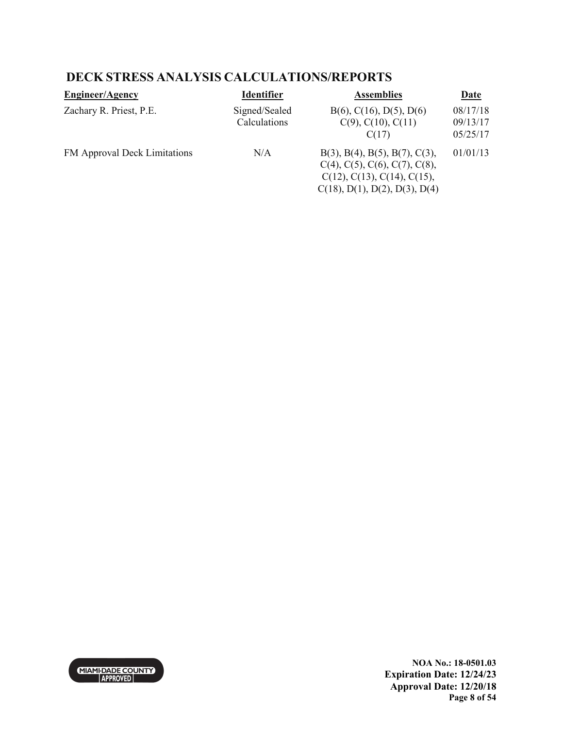## DECK STRESS ANALYSIS CALCULATIONS/REPORTS

| Engineer/Agency | Identifier | Assemblies | Date |
|---|---|---|---|
| Zachary R. Priest, P.E. | Signed/Sealed Calculations | B(6), C(16), D(5), D(6) | 08/17/18 |
| | | C(9), C(10), C(11) | 09/13/17 |
| | | C(17) | 05/25/17 |
| FM Approval Deck Limitations | N/A | B(3), B(4), B(5), B(7), C(3), C(4), C(5), C(6), C(7), C(8), C(12), C(13), C(14), C(15), C(18), D(1), D(2), D(3), D(4) | 01/01/13 |

NOA No.: 18-0501.03
Expiration Date: 12/24/23
Approval Date: 12/20/18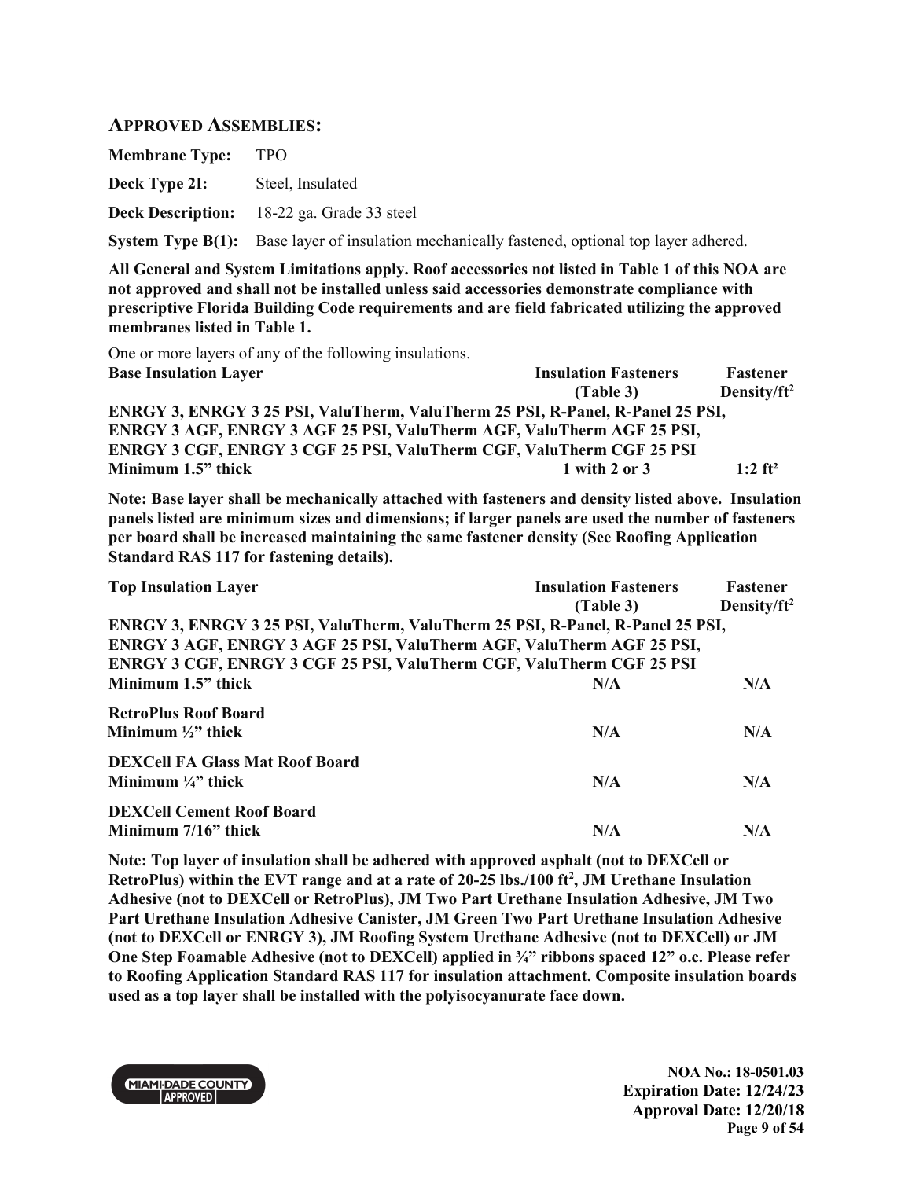## APPROVED ASSEMBLIES:

**Membrane Type:** TPO

**Deck Type 2I:** Steel, Insulated

**Deck Description:** 18-22 ga. Grade 33 steel

**System Type B(1):** Base layer of insulation mechanically fastened, optional top layer adhered.

**All General and System Limitations apply. Roof accessories not listed in Table 1 of this NOA are not approved and shall not be installed unless said accessories demonstrate compliance with prescriptive Florida Building Code requirements and are field fabricated utilizing the approved membranes listed in Table 1.**

One or more layers of any of the following insulations.

| Base Insulation Layer | Insulation Fasteners (Table 3) | Fastener Density/ft$^2$ |
|---|---|---|
| **ENRGY 3, ENRGY 3 25 PSI, ValuTherm, ValuTherm 25 PSI, R-Panel, R-Panel 25 PSI, ENRGY 3 AGF, ENRGY 3 AGF 25 PSI, ValuTherm AGF, ValuTherm AGF 25 PSI, ENRGY 3 CGF, ENRGY 3 CGF 25 PSI, ValuTherm CGF, ValuTherm CGF 25 PSI Minimum 1.5" thick** | **1 with 2 or 3** | **1:2 ft$^2$** |

**Note: Base layer shall be mechanically attached with fasteners and density listed above. Insulation panels listed are minimum sizes and dimensions; if larger panels are used the number of fasteners per board shall be increased maintaining the same fastener density (See Roofing Application Standard RAS 117 for fastening details).**

| Top Insulation Layer | Insulation Fasteners (Table 3) | Fastener Density/ft$^2$ |
|---|---|---|
| **ENRGY 3, ENRGY 3 25 PSI, ValuTherm, ValuTherm 25 PSI, R-Panel, R-Panel 25 PSI, ENRGY 3 AGF, ENRGY 3 AGF 25 PSI, ValuTherm AGF, ValuTherm AGF 25 PSI, ENRGY 3 CGF, ENRGY 3 CGF 25 PSI, ValuTherm CGF, ValuTherm CGF 25 PSI Minimum 1.5" thick** | **N/A** | **N/A** |
| **RetroPlus Roof Board Minimum ½" thick** | **N/A** | **N/A** |
| **DEXCell FA Glass Mat Roof Board Minimum ¼" thick** | **N/A** | **N/A** |
| **DEXCell Cement Roof Board Minimum 7/16" thick** | **N/A** | **N/A** |

**Note: Top layer of insulation shall be adhered with approved asphalt (not to DEXCell or RetroPlus) within the EVT range and at a rate of 20-25 lbs./100 ft$^2$, JM Urethane Insulation Adhesive (not to DEXCell or RetroPlus), JM Two Part Urethane Insulation Adhesive, JM Two Part Urethane Insulation Adhesive Canister, JM Green Two Part Urethane Insulation Adhesive (not to DEXCell or ENRGY 3), JM Roofing System Urethane Adhesive (not to DEXCell) or JM One Step Foamable Adhesive (not to DEXCell) applied in ¾" ribbons spaced 12" o.c. Please refer to Roofing Application Standard RAS 117 for insulation attachment. Composite insulation boards used as a top layer shall be installed with the polyisocyanurate face down.**

**NOA No.: 18-0501.03**
**Expiration Date: 12/24/23**
**Approval Date: 12/20/18**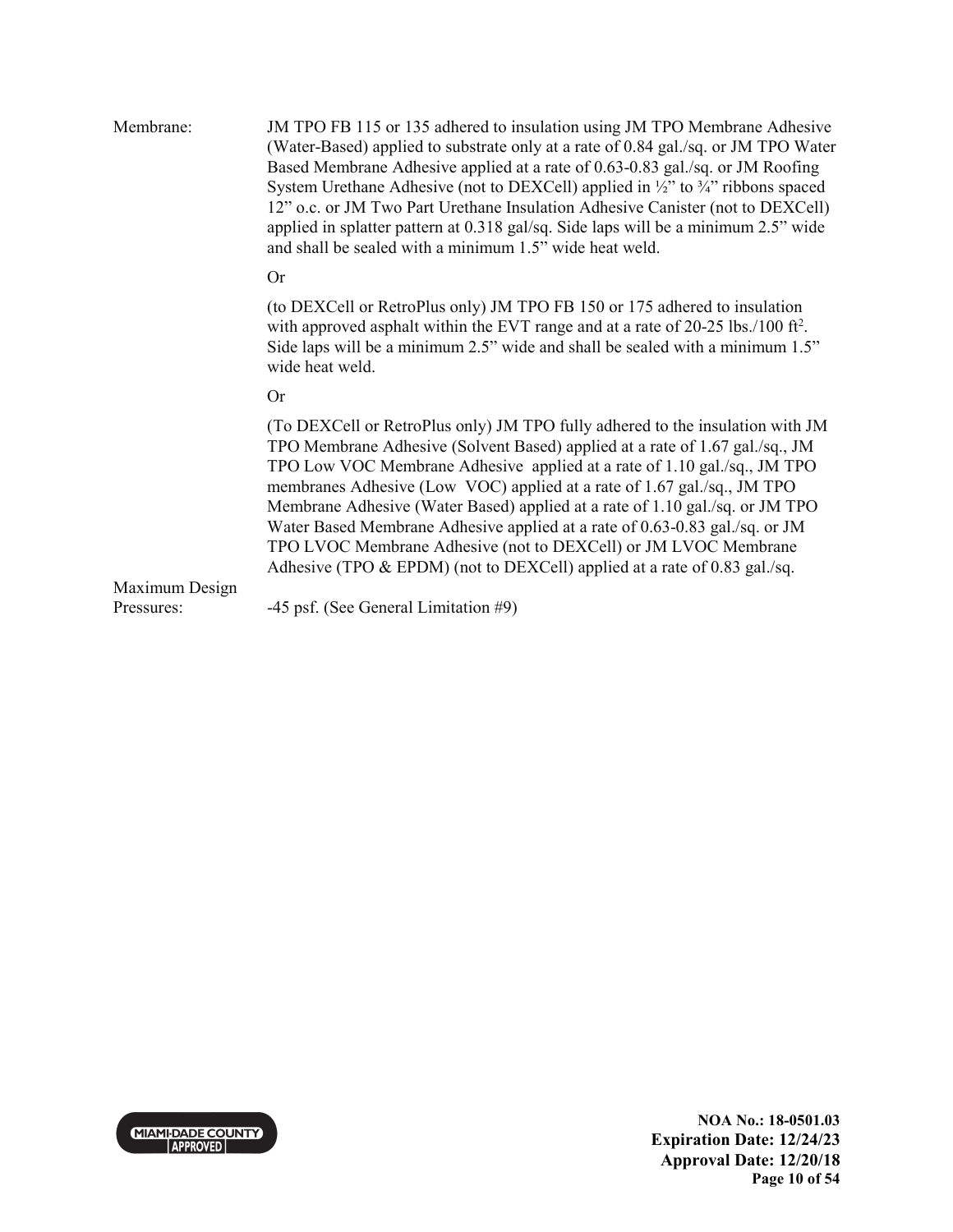Membrane: JM TPO FB 115 or 135 adhered to insulation using JM TPO Membrane Adhesive (Water-Based) applied to substrate only at a rate of 0.84 gal./sq. or JM TPO Water Based Membrane Adhesive applied at a rate of 0.63-0.83 gal./sq. or JM Roofing System Urethane Adhesive (not to DEXCell) applied in ½" to ¾" ribbons spaced 12" o.c. or JM Two Part Urethane Insulation Adhesive Canister (not to DEXCell) applied in splatter pattern at 0.318 gal/sq. Side laps will be a minimum 2.5" wide and shall be sealed with a minimum 1.5" wide heat weld.

Or

(to DEXCell or RetroPlus only) JM TPO FB 150 or 175 adhered to insulation with approved asphalt within the EVT range and at a rate of 20-25 lbs./100 ft$^2$. Side laps will be a minimum 2.5" wide and shall be sealed with a minimum 1.5" wide heat weld.

Or

(To DEXCell or RetroPlus only) JM TPO fully adhered to the insulation with JM TPO Membrane Adhesive (Solvent Based) applied at a rate of 1.67 gal./sq., JM TPO Low VOC Membrane Adhesive applied at a rate of 1.10 gal./sq., JM TPO membranes Adhesive (Low VOC) applied at a rate of 1.67 gal./sq., JM TPO Membrane Adhesive (Water Based) applied at a rate of 1.10 gal./sq. or JM TPO Water Based Membrane Adhesive applied at a rate of 0.63-0.83 gal./sq. or JM TPO LVOC Membrane Adhesive (not to DEXCell) or JM LVOC Membrane Adhesive (TPO & EPDM) (not to DEXCell) applied at a rate of 0.83 gal./sq.

Maximum Design Pressures: -45 psf. (See General Limitation #9)

MIAMI-DADE COUNTY APPROVED

**NOA No.: 18-0501.03**
**Expiration Date: 12/24/23**
**Approval Date: 12/20/18**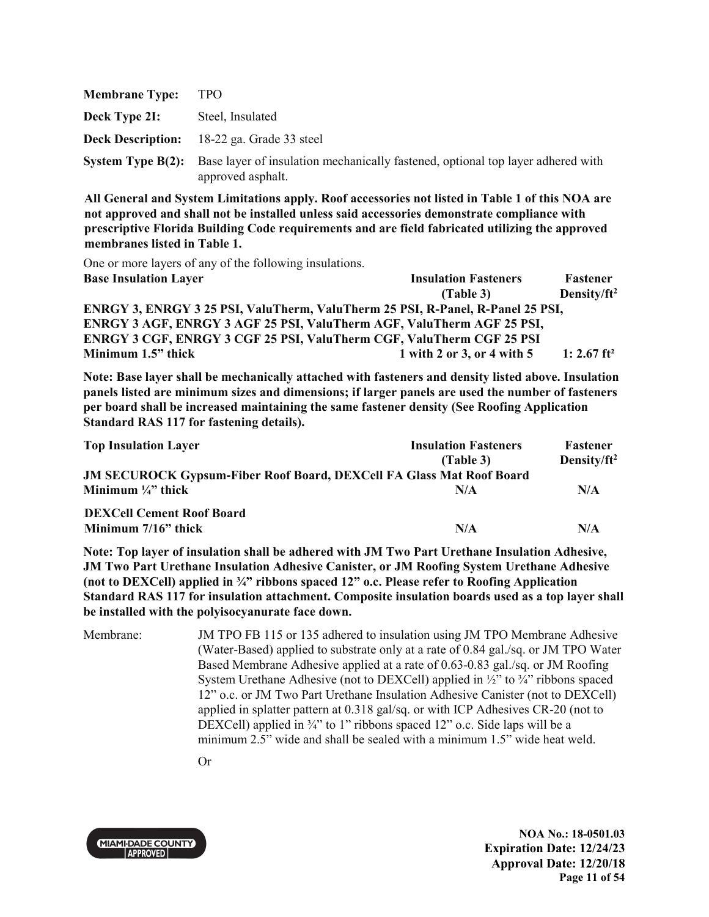**Membrane Type:** TPO

**Deck Type 2I:** Steel, Insulated

**Deck Description:** 18-22 ga. Grade 33 steel

**System Type B(2):** Base layer of insulation mechanically fastened, optional top layer adhered with approved asphalt.

**All General and System Limitations apply. Roof accessories not listed in Table 1 of this NOA are not approved and shall not be installed unless said accessories demonstrate compliance with prescriptive Florida Building Code requirements and are field fabricated utilizing the approved membranes listed in Table 1.**

One or more layers of any of the following insulations.

| Base Insulation Layer | Insulation Fasteners (Table 3) | Fastener Density/ft² |
|---|---|---|
| **ENRGY 3, ENRGY 3 25 PSI, ValuTherm, ValuTherm 25 PSI, R-Panel, R-Panel 25 PSI, ENRGY 3 AGF, ENRGY 3 AGF 25 PSI, ValuTherm AGF, ValuTherm AGF 25 PSI, ENRGY 3 CGF, ENRGY 3 CGF 25 PSI, ValuTherm CGF, ValuTherm CGF 25 PSI** Minimum 1.5" thick | 1 with 2 or 3, or 4 with 5 | 1: 2.67 ft² |

**Note: Base layer shall be mechanically attached with fasteners and density listed above. Insulation panels listed are minimum sizes and dimensions; if larger panels are used the number of fasteners per board shall be increased maintaining the same fastener density (See Roofing Application Standard RAS 117 for fastening details).**

| Top Insulation Layer | Insulation Fasteners (Table 3) | Fastener Density/ft² |
|---|---|---|
| **JM SECUROCK Gypsum-Fiber Roof Board, DEXCell FA Glass Mat Roof Board** Minimum ¼" thick | N/A | N/A |
| **DEXCell Cement Roof Board** Minimum 7/16" thick | N/A | N/A |

**Note: Top layer of insulation shall be adhered with JM Two Part Urethane Insulation Adhesive, JM Two Part Urethane Insulation Adhesive Canister, or JM Roofing System Urethane Adhesive (not to DEXCell) applied in ¾" ribbons spaced 12" o.c. Please refer to Roofing Application Standard RAS 117 for insulation attachment. Composite insulation boards used as a top layer shall be installed with the polyisocyanurate face down.**

Membrane: JM TPO FB 115 or 135 adhered to insulation using JM TPO Membrane Adhesive (Water-Based) applied to substrate only at a rate of 0.84 gal./sq. or JM TPO Water Based Membrane Adhesive applied at a rate of 0.63-0.83 gal./sq. or JM Roofing System Urethane Adhesive (not to DEXCell) applied in ½" to ¾" ribbons spaced 12" o.c. or JM Two Part Urethane Insulation Adhesive Canister (not to DEXCell) applied in splatter pattern at 0.318 gal/sq. or with ICP Adhesives CR-20 (not to DEXCell) applied in ¾" to 1" ribbons spaced 12" o.c. Side laps will be a minimum 2.5" wide and shall be sealed with a minimum 1.5" wide heat weld.

Or

**NOA No.: 18-0501.03**
**Expiration Date: 12/24/23**
**Approval Date: 12/20/18**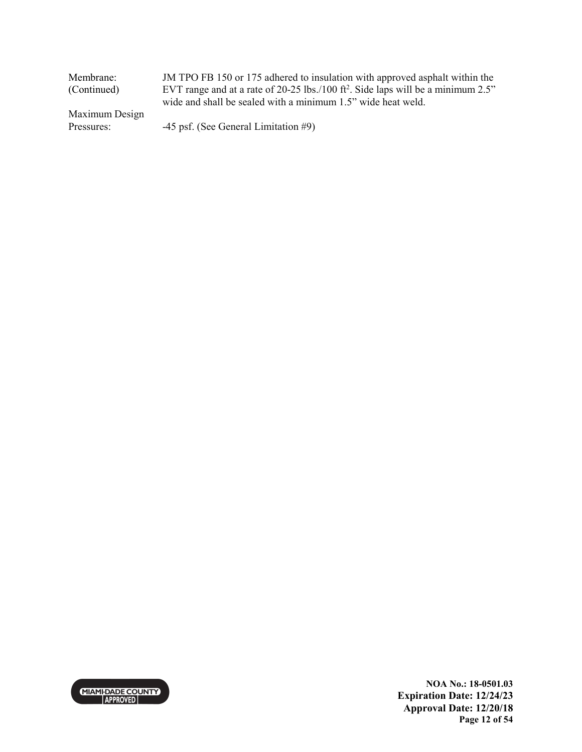| | |
|---|---|
| Membrane: (Continued) | JM TPO FB 150 or 175 adhered to insulation with approved asphalt within the EVT range and at a rate of 20-25 lbs./100 $ft^2$. Side laps will be a minimum 2.5" wide and shall be sealed with a minimum 1.5" wide heat weld. |
| Maximum Design Pressures: | -45 psf. (See General Limitation #9) |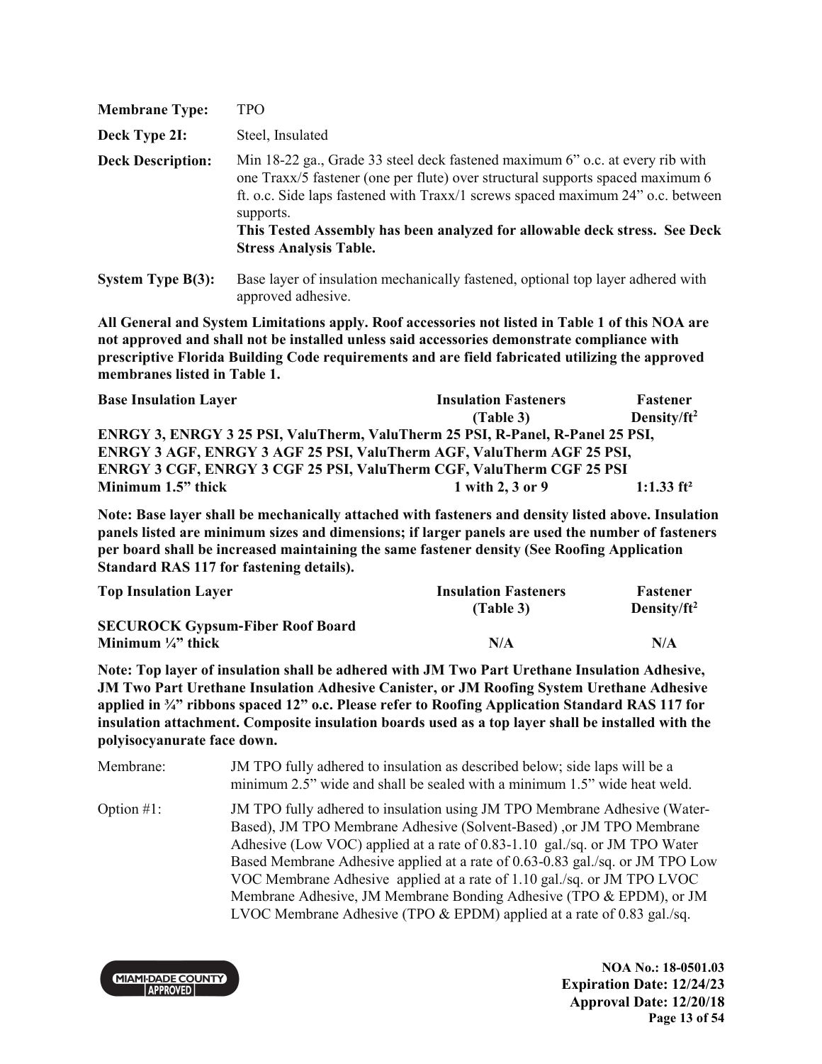| | |
|---|---|
| **Membrane Type:** | TPO |
| **Deck Type 2I:** | Steel, Insulated |
| **Deck Description:** | Min 18-22 ga., Grade 33 steel deck fastened maximum 6" o.c. at every rib with one Traxx/5 fastener (one per flute) over structural supports spaced maximum 6 ft. o.c. Side laps fastened with Traxx/1 screws spaced maximum 24" o.c. between supports. **This Tested Assembly has been analyzed for allowable deck stress. See Deck Stress Analysis Table.** |
| **System Type B(3):** | Base layer of insulation mechanically fastened, optional top layer adhered with approved adhesive. |

**All General and System Limitations apply. Roof accessories not listed in Table 1 of this NOA are not approved and shall not be installed unless said accessories demonstrate compliance with prescriptive Florida Building Code requirements and are field fabricated utilizing the approved membranes listed in Table 1.**

| **Base Insulation Layer** | **Insulation Fasteners (Table 3)** | **Fastener Density/ft²** |
|---|---|---|
| **ENRGY 3, ENRGY 3 25 PSI, ValuTherm, ValuTherm 25 PSI, R-Panel, R-Panel 25 PSI, ENRGY 3 AGF, ENRGY 3 AGF 25 PSI, ValuTherm AGF, ValuTherm AGF 25 PSI, ENRGY 3 CGF, ENRGY 3 CGF 25 PSI, ValuTherm CGF, ValuTherm CGF 25 PSI** | | |
| **Minimum 1.5" thick** | **1 with 2, 3 or 9** | **1:1.33 ft²** |

**Note: Base layer shall be mechanically attached with fasteners and density listed above. Insulation panels listed are minimum sizes and dimensions; if larger panels are used the number of fasteners per board shall be increased maintaining the same fastener density (See Roofing Application Standard RAS 117 for fastening details).**

| **Top Insulation Layer** | **Insulation Fasteners (Table 3)** | **Fastener Density/ft²** |
|---|---|---|
| **SECUROCK Gypsum-Fiber Roof Board** | | |
| **Minimum ¼" thick** | **N/A** | **N/A** |

**Note: Top layer of insulation shall be adhered with JM Two Part Urethane Insulation Adhesive, JM Two Part Urethane Insulation Adhesive Canister, or JM Roofing System Urethane Adhesive applied in ¾" ribbons spaced 12" o.c. Please refer to Roofing Application Standard RAS 117 for insulation attachment. Composite insulation boards used as a top layer shall be installed with the polyisocyanurate face down.**

| | |
|---|---|
| Membrane: | JM TPO fully adhered to insulation as described below; side laps will be a minimum 2.5" wide and shall be sealed with a minimum 1.5" wide heat weld. |
| Option #1: | JM TPO fully adhered to insulation using JM TPO Membrane Adhesive (Water-Based), JM TPO Membrane Adhesive (Solvent-Based) ,or JM TPO Membrane Adhesive (Low VOC) applied at a rate of 0.83-1.10 gal./sq. or JM TPO Water Based Membrane Adhesive applied at a rate of 0.63-0.83 gal./sq. or JM TPO Low VOC Membrane Adhesive applied at a rate of 1.10 gal./sq. or JM TPO LVOC Membrane Adhesive, JM Membrane Bonding Adhesive (TPO & EPDM), or JM LVOC Membrane Adhesive (TPO & EPDM) applied at a rate of 0.83 gal./sq. |

**NOA No.: 18-0501.03**
**Expiration Date: 12/24/23**
**Approval Date: 12/20/18**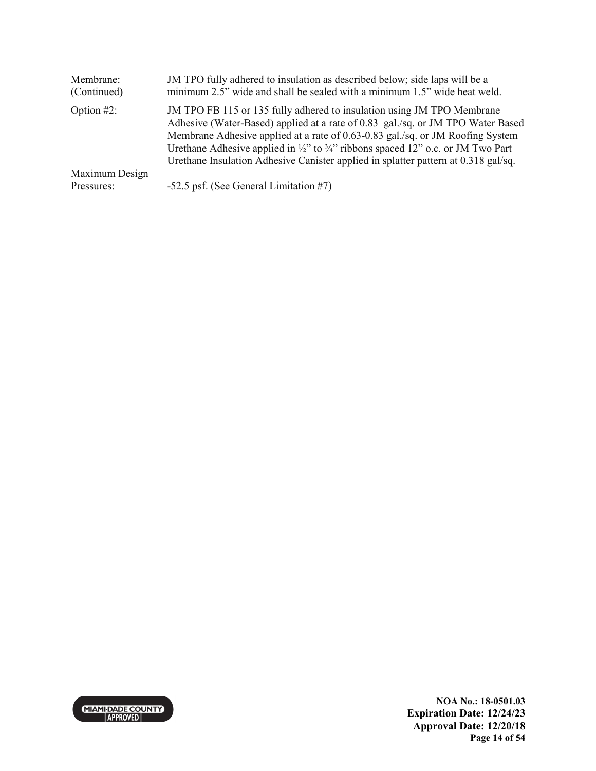| | |
|---|---|
| Membrane: (Continued) | JM TPO fully adhered to insulation as described below; side laps will be a minimum 2.5" wide and shall be sealed with a minimum 1.5" wide heat weld. |
| Option #2: | JM TPO FB 115 or 135 fully adhered to insulation using JM TPO Membrane Adhesive (Water-Based) applied at a rate of 0.83 gal./sq. or JM TPO Water Based Membrane Adhesive applied at a rate of 0.63-0.83 gal./sq. or JM Roofing System Urethane Adhesive applied in ½" to ¾" ribbons spaced 12" o.c. or JM Two Part Urethane Insulation Adhesive Canister applied in splatter pattern at 0.318 gal/sq. |
| Maximum Design Pressures: | -52.5 psf. (See General Limitation #7) |

**NOA No.: 18-0501.03**
**Expiration Date: 12/24/23**
**Approval Date: 12/20/18**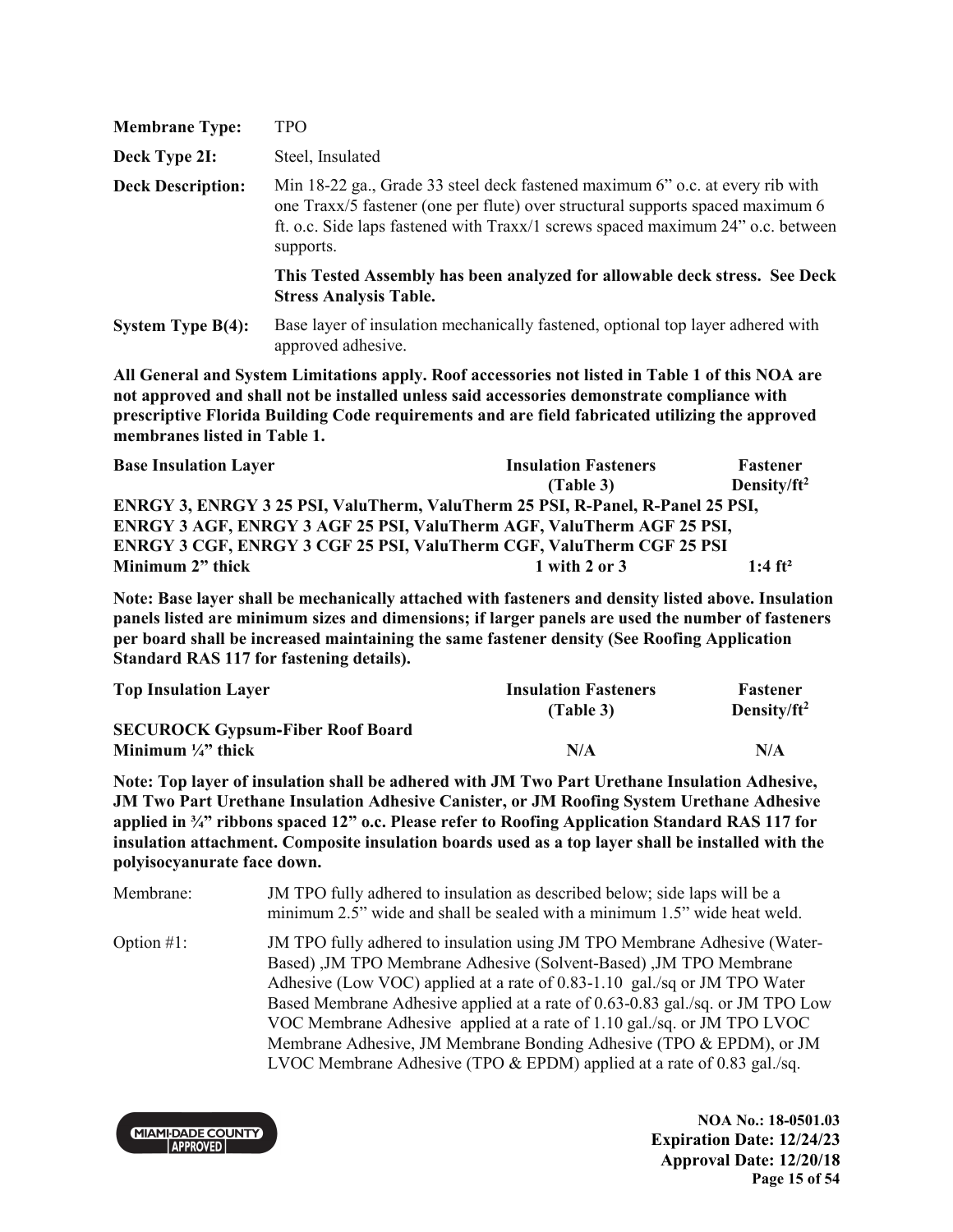| | |
|---|---|
| **Membrane Type:** | TPO |
| **Deck Type 2I:** | Steel, Insulated |
| **Deck Description:** | Min 18-22 ga., Grade 33 steel deck fastened maximum 6" o.c. at every rib with one Traxx/5 fastener (one per flute) over structural supports spaced maximum 6 ft. o.c. Side laps fastened with Traxx/1 screws spaced maximum 24" o.c. between supports. |
| | **This Tested Assembly has been analyzed for allowable deck stress. See Deck Stress Analysis Table.** |
| **System Type B(4):** | Base layer of insulation mechanically fastened, optional top layer adhered with approved adhesive. |

**All General and System Limitations apply. Roof accessories not listed in Table 1 of this NOA are not approved and shall not be installed unless said accessories demonstrate compliance with prescriptive Florida Building Code requirements and are field fabricated utilizing the approved membranes listed in Table 1.**

| **Base Insulation Layer** | **Insulation Fasteners (Table 3)** | **Fastener Density/ft²** |
|---|---|---|
| **ENRGY 3, ENRGY 3 25 PSI, ValuTherm, ValuTherm 25 PSI, R-Panel, R-Panel 25 PSI, ENRGY 3 AGF, ENRGY 3 AGF 25 PSI, ValuTherm AGF, ValuTherm AGF 25 PSI, ENRGY 3 CGF, ENRGY 3 CGF 25 PSI, ValuTherm CGF, ValuTherm CGF 25 PSI** | | |
| **Minimum 2" thick** | **1 with 2 or 3** | **1:4 ft²** |

**Note: Base layer shall be mechanically attached with fasteners and density listed above. Insulation panels listed are minimum sizes and dimensions; if larger panels are used the number of fasteners per board shall be increased maintaining the same fastener density (See Roofing Application Standard RAS 117 for fastening details).**

| **Top Insulation Layer** | **Insulation Fasteners (Table 3)** | **Fastener Density/ft²** |
|---|---|---|
| **SECUROCK Gypsum-Fiber Roof Board** | | |
| **Minimum ¼" thick** | **N/A** | **N/A** |

**Note: Top layer of insulation shall be adhered with JM Two Part Urethane Insulation Adhesive, JM Two Part Urethane Insulation Adhesive Canister, or JM Roofing System Urethane Adhesive applied in ¾" ribbons spaced 12" o.c. Please refer to Roofing Application Standard RAS 117 for insulation attachment. Composite insulation boards used as a top layer shall be installed with the polyisocyanurate face down.**

| | |
|---|---|
| Membrane: | JM TPO fully adhered to insulation as described below; side laps will be a minimum 2.5" wide and shall be sealed with a minimum 1.5" wide heat weld. |
| Option #1: | JM TPO fully adhered to insulation using JM TPO Membrane Adhesive (Water-Based) ,JM TPO Membrane Adhesive (Solvent-Based) ,JM TPO Membrane Adhesive (Low VOC) applied at a rate of 0.83-1.10 gal./sq or JM TPO Water Based Membrane Adhesive applied at a rate of 0.63-0.83 gal./sq. or JM TPO Low VOC Membrane Adhesive applied at a rate of 1.10 gal./sq. or JM TPO LVOC Membrane Adhesive, JM Membrane Bonding Adhesive (TPO & EPDM), or JM LVOC Membrane Adhesive (TPO & EPDM) applied at a rate of 0.83 gal./sq. |

**NOA No.: 18-0501.03**
**Expiration Date: 12/24/23**
**Approval Date: 12/20/18**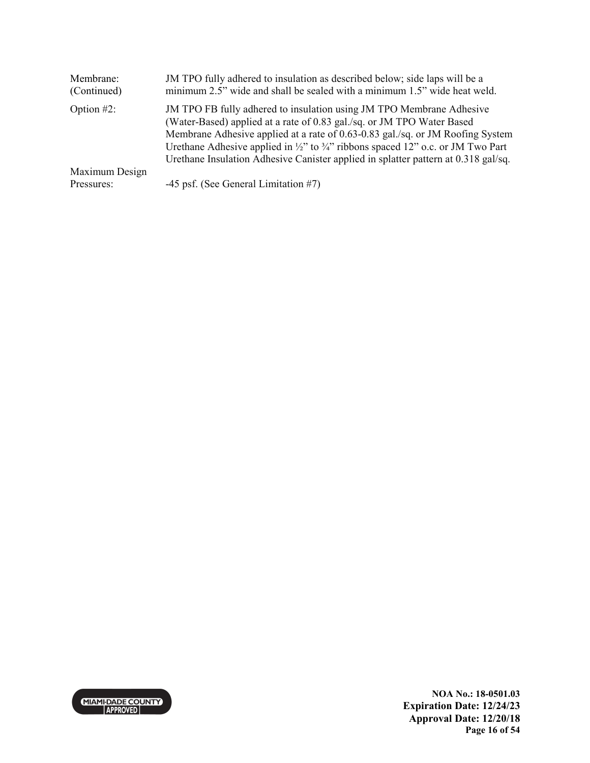| | |
|---|---|
| Membrane: (Continued) | JM TPO fully adhered to insulation as described below; side laps will be a minimum 2.5” wide and shall be sealed with a minimum 1.5” wide heat weld. |
| Option #2: | JM TPO FB fully adhered to insulation using JM TPO Membrane Adhesive (Water-Based) applied at a rate of 0.83 gal./sq. or JM TPO Water Based Membrane Adhesive applied at a rate of 0.63-0.83 gal./sq. or JM Roofing System Urethane Adhesive applied in ½” to ¾” ribbons spaced 12” o.c. or JM Two Part Urethane Insulation Adhesive Canister applied in splatter pattern at 0.318 gal/sq. |
| Maximum Design Pressures: | -45 psf. (See General Limitation #7) |

**NOA No.: 18-0501.03**
**Expiration Date: 12/24/23**
**Approval Date: 12/20/18**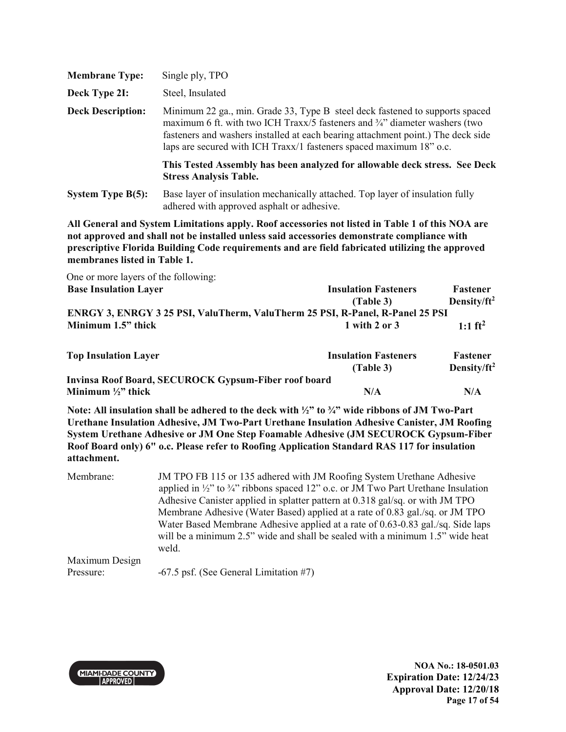| | |
|---|---|
| **Membrane Type:** | Single ply, TPO |
| **Deck Type 2I:** | Steel, Insulated |
| **Deck Description:** | Minimum 22 ga., min. Grade 33, Type B steel deck fastened to supports spaced maximum 6 ft. with two ICH Traxx/5 fasteners and ¾" diameter washers (two fasteners and washers installed at each bearing attachment point.) The deck side laps are secured with ICH Traxx/1 fasteners spaced maximum 18" o.c. |
| | **This Tested Assembly has been analyzed for allowable deck stress. See Deck Stress Analysis Table.** |
| **System Type B(5):** | Base layer of insulation mechanically attached. Top layer of insulation fully adhered with approved asphalt or adhesive. |

**All General and System Limitations apply. Roof accessories not listed in Table 1 of this NOA are not approved and shall not be installed unless said accessories demonstrate compliance with prescriptive Florida Building Code requirements and are field fabricated utilizing the approved membranes listed in Table 1.**

One or more layers of the following:

| Base Insulation Layer | Insulation Fasteners (Table 3) | Fastener Density/ft² |
|---|---|---|
| **ENRGY 3, ENRGY 3 25 PSI, ValuTherm, ValuTherm 25 PSI, R-Panel, R-Panel 25 PSI** | | |
| **Minimum 1.5" thick** | **1 with 2 or 3** | **1:1 ft²** |

| Top Insulation Layer | Insulation Fasteners (Table 3) | Fastener Density/ft² |
|---|---|---|
| **Invinsa Roof Board, SECUROCK Gypsum-Fiber roof board** | | |
| **Minimum ½" thick** | **N/A** | **N/A** |

**Note: All insulation shall be adhered to the deck with ½" to ¾" wide ribbons of JM Two-Part Urethane Insulation Adhesive, JM Two-Part Urethane Insulation Adhesive Canister, JM Roofing System Urethane Adhesive or JM One Step Foamable Adhesive (JM SECUROCK Gypsum-Fiber Roof Board only) 6" o.c. Please refer to Roofing Application Standard RAS 117 for insulation attachment.**

| | |
|---|---|
| Membrane: | JM TPO FB 115 or 135 adhered with JM Roofing System Urethane Adhesive applied in ½" to ¾" ribbons spaced 12" o.c. or JM Two Part Urethane Insulation Adhesive Canister applied in splatter pattern at 0.318 gal/sq. or with JM TPO Membrane Adhesive (Water Based) applied at a rate of 0.83 gal./sq. or JM TPO Water Based Membrane Adhesive applied at a rate of 0.63-0.83 gal./sq. Side laps will be a minimum 2.5" wide and shall be sealed with a minimum 1.5" wide heat weld. |
| Maximum Design Pressure: | -67.5 psf. (See General Limitation #7) |

**NOA No.: 18-0501.03**
**Expiration Date: 12/24/23**
**Approval Date: 12/20/18**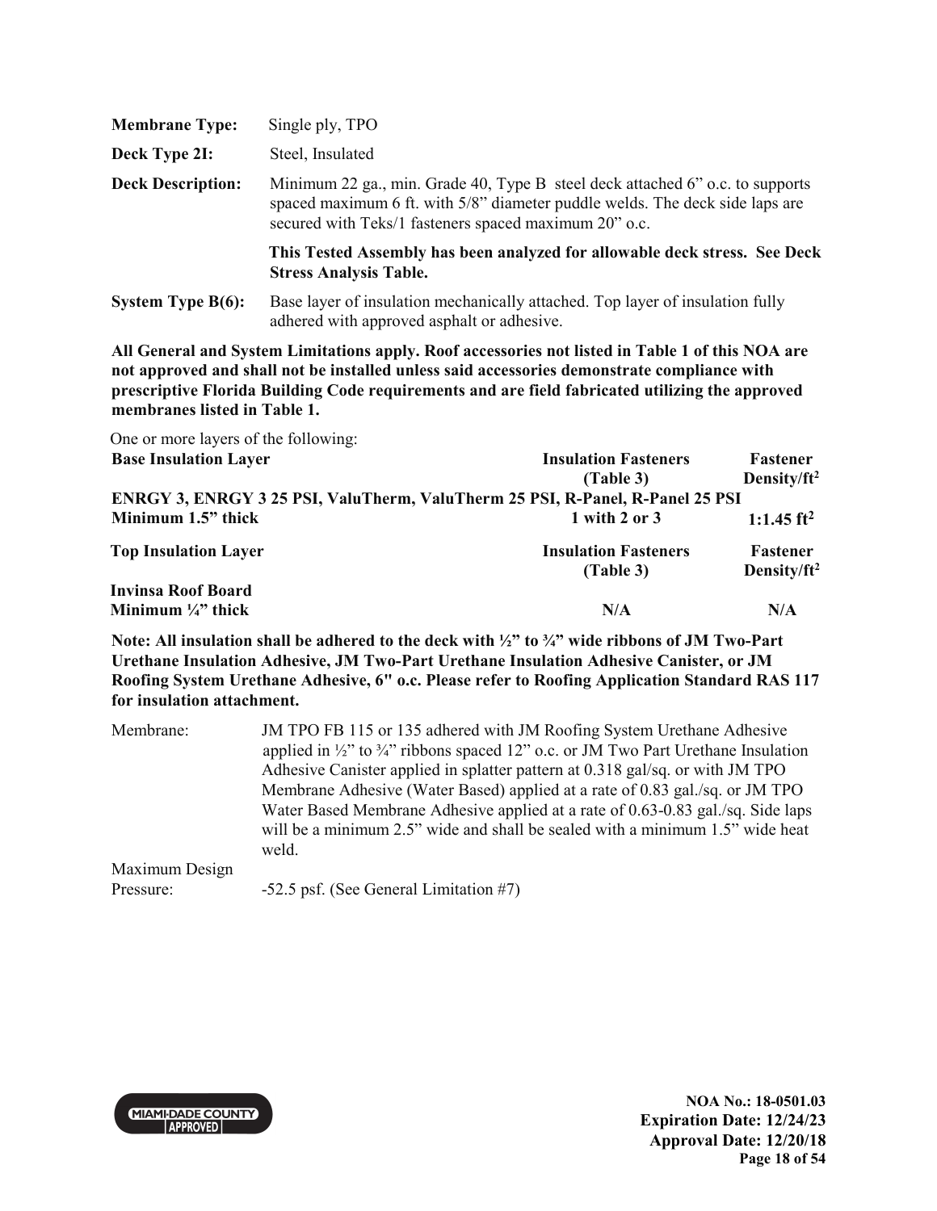**Membrane Type:** Single ply, TPO

**Deck Type 2I:** Steel, Insulated

**Deck Description:** Minimum 22 ga., min. Grade 40, Type B steel deck attached 6" o.c. to supports spaced maximum 6 ft. with 5/8" diameter puddle welds. The deck side laps are secured with Teks/1 fasteners spaced maximum 20" o.c.

**This Tested Assembly has been analyzed for allowable deck stress. See Deck Stress Analysis Table.**

**System Type B(6):** Base layer of insulation mechanically attached. Top layer of insulation fully adhered with approved asphalt or adhesive.

**All General and System Limitations apply. Roof accessories not listed in Table 1 of this NOA are not approved and shall not be installed unless said accessories demonstrate compliance with prescriptive Florida Building Code requirements and are field fabricated utilizing the approved membranes listed in Table 1.**

One or more layers of the following:

| **Base Insulation Layer** | **Insulation Fasteners (Table 3)** | **Fastener Density/ft²** |
|---|---|---|
| **ENRGY 3, ENRGY 3 25 PSI, ValuTherm, ValuTherm 25 PSI, R-Panel, R-Panel 25 PSI Minimum 1.5" thick** | **1 with 2 or 3** | **1:1.45 ft²** |

| **Top Insulation Layer** | **Insulation Fasteners (Table 3)** | **Fastener Density/ft²** |
|---|---|---|
| **Invinsa Roof Board Minimum ¼" thick** | **N/A** | **N/A** |

**Note: All insulation shall be adhered to the deck with ½" to ¾" wide ribbons of JM Two-Part Urethane Insulation Adhesive, JM Two-Part Urethane Insulation Adhesive Canister, or JM Roofing System Urethane Adhesive, 6" o.c. Please refer to Roofing Application Standard RAS 117 for insulation attachment.**

Membrane: JM TPO FB 115 or 135 adhered with JM Roofing System Urethane Adhesive applied in ½" to ¾" ribbons spaced 12" o.c. or JM Two Part Urethane Insulation Adhesive Canister applied in splatter pattern at 0.318 gal/sq. or with JM TPO Membrane Adhesive (Water Based) applied at a rate of 0.83 gal./sq. or JM TPO Water Based Membrane Adhesive applied at a rate of 0.63-0.83 gal./sq. Side laps will be a minimum 2.5" wide and shall be sealed with a minimum 1.5" wide heat weld.

Maximum Design Pressure: -52.5 psf. (See General Limitation #7)

**NOA No.: 18-0501.03**
**Expiration Date: 12/24/23**
**Approval Date: 12/20/18**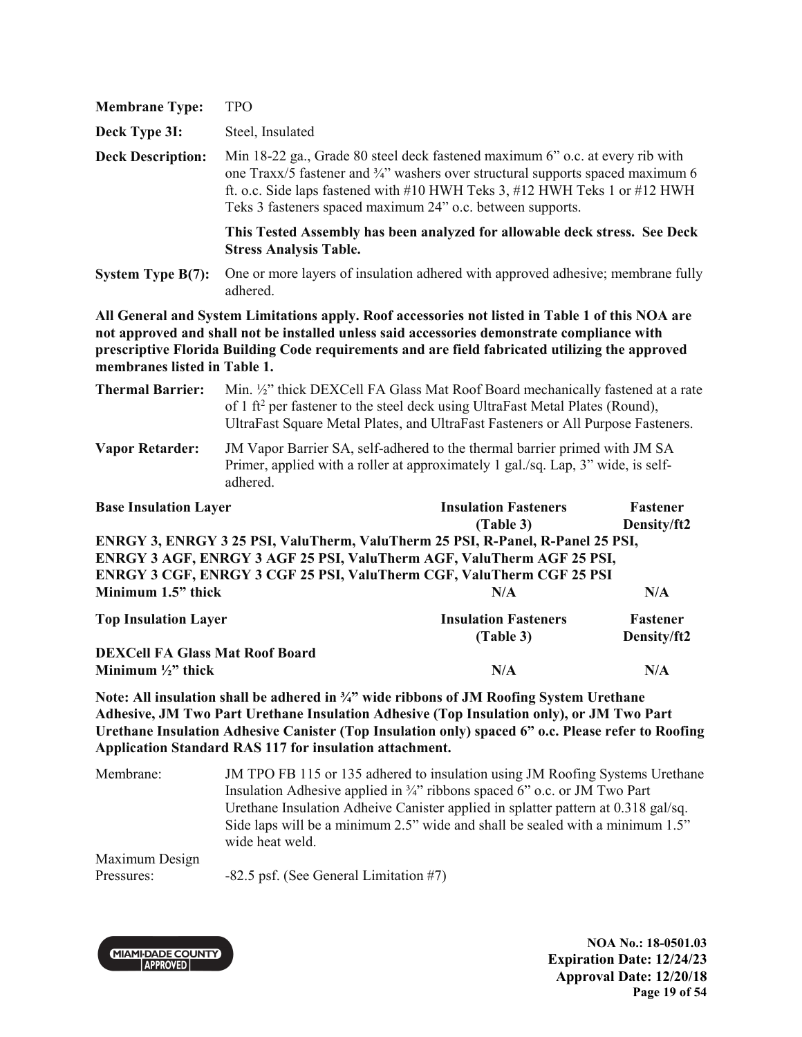**Membrane Type:** TPO

**Deck Type 3I:** Steel, Insulated

**Deck Description:** Min 18-22 ga., Grade 80 steel deck fastened maximum 6" o.c. at every rib with one Traxx/5 fastener and ¾" washers over structural supports spaced maximum 6 ft. o.c. Side laps fastened with #10 HWH Teks 3, #12 HWH Teks 1 or #12 HWH Teks 3 fasteners spaced maximum 24" o.c. between supports.

**This Tested Assembly has been analyzed for allowable deck stress. See Deck Stress Analysis Table.**

**System Type B(7):** One or more layers of insulation adhered with approved adhesive; membrane fully adhered.

**All General and System Limitations apply. Roof accessories not listed in Table 1 of this NOA are not approved and shall not be installed unless said accessories demonstrate compliance with prescriptive Florida Building Code requirements and are field fabricated utilizing the approved membranes listed in Table 1.**

**Thermal Barrier:** Min. ½" thick DEXCell FA Glass Mat Roof Board mechanically fastened at a rate of 1 ft[2] per fastener to the steel deck using UltraFast Metal Plates (Round), UltraFast Square Metal Plates, and UltraFast Fasteners or All Purpose Fasteners.

**Vapor Retarder:** JM Vapor Barrier SA, self-adhered to the thermal barrier primed with JM SA Primer, applied with a roller at approximately 1 gal./sq. Lap, 3" wide, is self-adhered.

| Base Insulation Layer | Insulation Fasteners (Table 3) | Fastener Density/ft2 |
|---|---|---|
| ENRGY 3, ENRGY 3 25 PSI, ValuTherm, ValuTherm 25 PSI, R-Panel, R-Panel 25 PSI, ENRGY 3 AGF, ENRGY 3 AGF 25 PSI, ValuTherm AGF, ValuTherm AGF 25 PSI, ENRGY 3 CGF, ENRGY 3 CGF 25 PSI, ValuTherm CGF, ValuTherm CGF 25 PSI<br>Minimum 1.5" thick | N/A | N/A |

| Top Insulation Layer | Insulation Fasteners (Table 3) | Fastener Density/ft2 |
|---|---|---|
| DEXCell FA Glass Mat Roof Board<br>Minimum ½" thick | N/A | N/A |

**Note: All insulation shall be adhered in ¾" wide ribbons of JM Roofing System Urethane Adhesive, JM Two Part Urethane Insulation Adhesive (Top Insulation only), or JM Two Part Urethane Insulation Adhesive Canister (Top Insulation only) spaced 6" o.c. Please refer to Roofing Application Standard RAS 117 for insulation attachment.**

Membrane: JM TPO FB 115 or 135 adhered to insulation using JM Roofing Systems Urethane Insulation Adhesive applied in ¾" ribbons spaced 6" o.c. or JM Two Part Urethane Insulation Adheive Canister applied in splatter pattern at 0.318 gal/sq. Side laps will be a minimum 2.5" wide and shall be sealed with a minimum 1.5" wide heat weld.

Maximum Design Pressures: -82.5 psf. (See General Limitation #7)

**NOA No.: 18-0501.03**
**Expiration Date: 12/24/23**
**Approval Date: 12/20/18**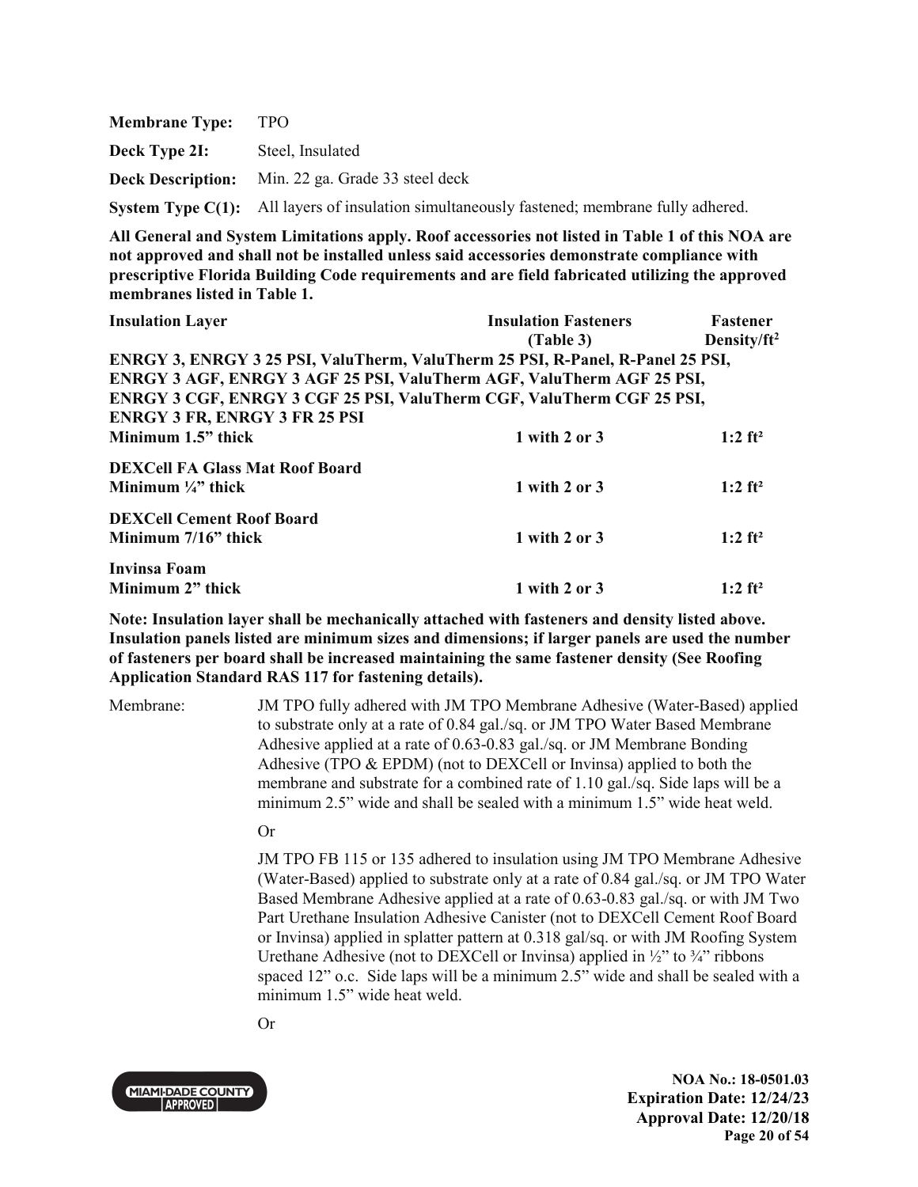**Membrane Type:** TPO

**Deck Type 2I:** Steel, Insulated

**Deck Description:** Min. 22 ga. Grade 33 steel deck

**System Type C(1):** All layers of insulation simultaneously fastened; membrane fully adhered.

**All General and System Limitations apply. Roof accessories not listed in Table 1 of this NOA are not approved and shall not be installed unless said accessories demonstrate compliance with prescriptive Florida Building Code requirements and are field fabricated utilizing the approved membranes listed in Table 1.**

| Insulation Layer | Insulation Fasteners (Table 3) | Fastener Density/ft² |
|---|---|---|
| **ENRGY 3, ENRGY 3 25 PSI, ValuTherm, ValuTherm 25 PSI, R-Panel, R-Panel 25 PSI, ENRGY 3 AGF, ENRGY 3 AGF 25 PSI, ValuTherm AGF, ValuTherm AGF 25 PSI, ENRGY 3 CGF, ENRGY 3 CGF 25 PSI, ValuTherm CGF, ValuTherm CGF 25 PSI, ENRGY 3 FR, ENRGY 3 FR 25 PSI** | | |
| **Minimum 1.5" thick** | **1 with 2 or 3** | **1:2 ft²** |
| **DEXCell FA Glass Mat Roof Board** | | |
| **Minimum ¼" thick** | **1 with 2 or 3** | **1:2 ft²** |
| **DEXCell Cement Roof Board** | | |
| **Minimum 7/16" thick** | **1 with 2 or 3** | **1:2 ft²** |
| **Invinsa Foam** | | |
| **Minimum 2" thick** | **1 with 2 or 3** | **1:2 ft²** |

**Note: Insulation layer shall be mechanically attached with fasteners and density listed above. Insulation panels listed are minimum sizes and dimensions; if larger panels are used the number of fasteners per board shall be increased maintaining the same fastener density (See Roofing Application Standard RAS 117 for fastening details).**

Membrane: JM TPO fully adhered with JM TPO Membrane Adhesive (Water-Based) applied to substrate only at a rate of 0.84 gal./sq. or JM TPO Water Based Membrane Adhesive applied at a rate of 0.63-0.83 gal./sq. or JM Membrane Bonding Adhesive (TPO & EPDM) (not to DEXCell or Invinsa) applied to both the membrane and substrate for a combined rate of 1.10 gal./sq. Side laps will be a minimum 2.5" wide and shall be sealed with a minimum 1.5" wide heat weld.

Or

JM TPO FB 115 or 135 adhered to insulation using JM TPO Membrane Adhesive (Water-Based) applied to substrate only at a rate of 0.84 gal./sq. or JM TPO Water Based Membrane Adhesive applied at a rate of 0.63-0.83 gal./sq. or with JM Two Part Urethane Insulation Adhesive Canister (not to DEXCell Cement Roof Board or Invinsa) applied in splatter pattern at 0.318 gal/sq. or with JM Roofing System Urethane Adhesive (not to DEXCell or Invinsa) applied in ½" to ¾" ribbons spaced 12" o.c. Side laps will be a minimum 2.5" wide and shall be sealed with a minimum 1.5" wide heat weld.

Or

**NOA No.: 18-0501.03**
**Expiration Date: 12/24/23**
**Approval Date: 12/20/18**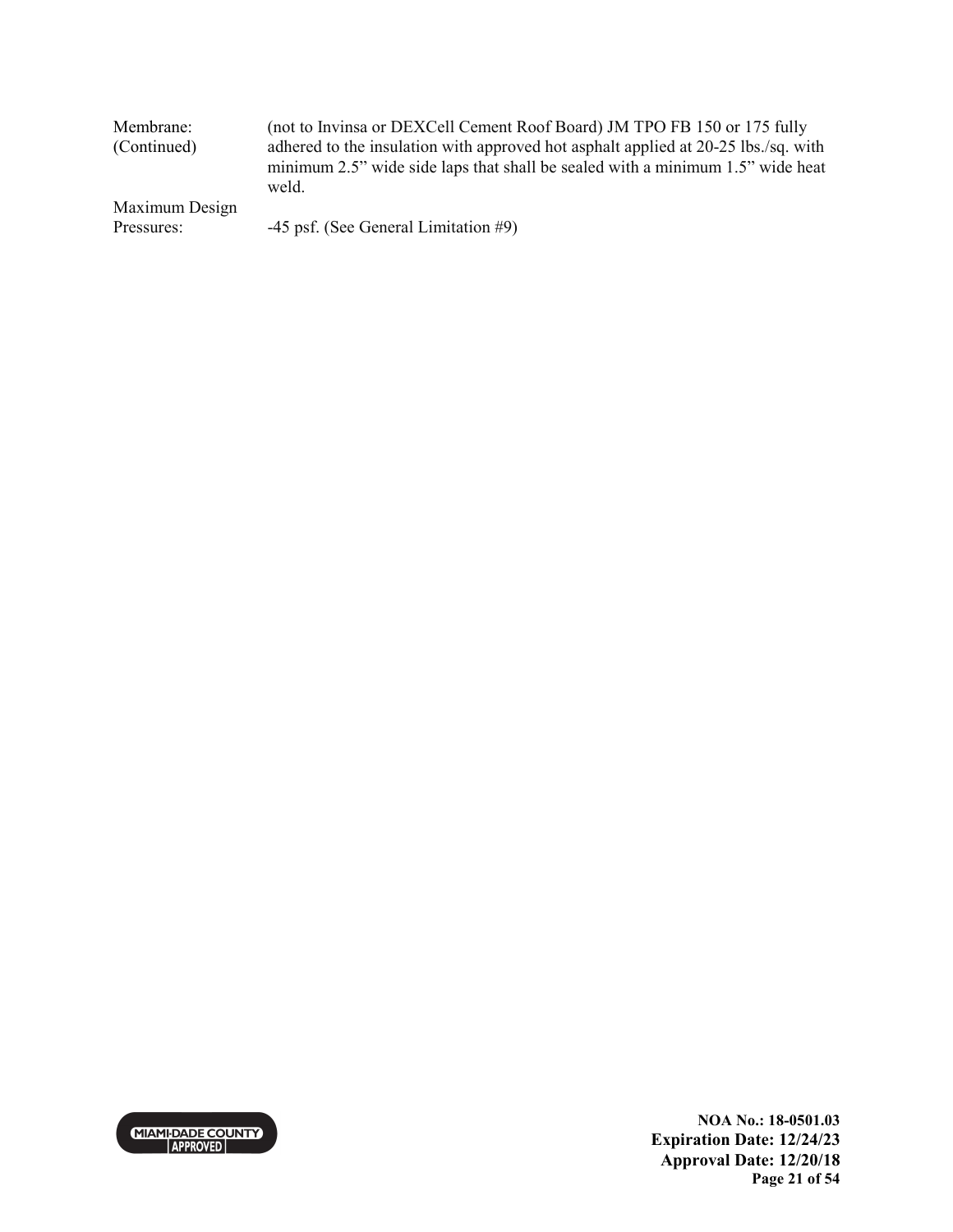| | |
|---|---|
| Membrane: (Continued) | (not to Invinsa or DEXCell Cement Roof Board) JM TPO FB 150 or 175 fully adhered to the insulation with approved hot asphalt applied at 20-25 lbs./sq. with minimum 2.5" wide side laps that shall be sealed with a minimum 1.5" wide heat weld. |
| Maximum Design Pressures: | -45 psf. (See General Limitation #9) |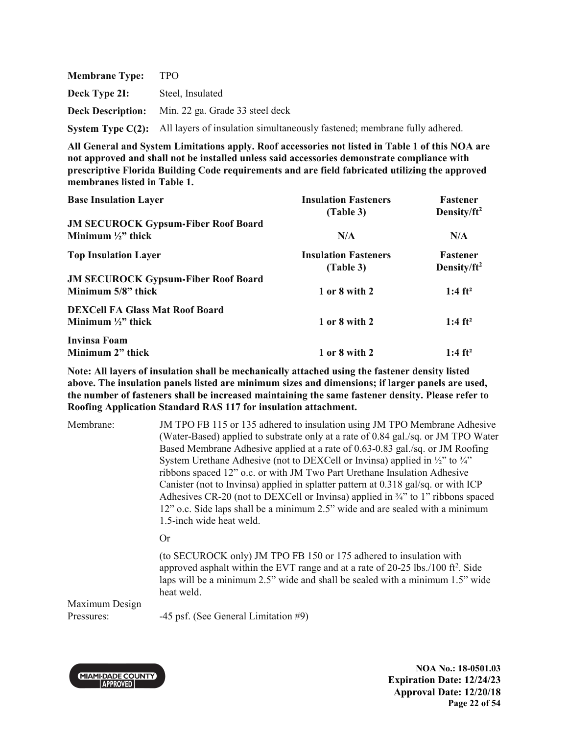| | |
|---|---|
| **Membrane Type:** | TPO |
| **Deck Type 2I:** | Steel, Insulated |
| **Deck Description:** | Min. 22 ga. Grade 33 steel deck |
| **System Type C(2):** | All layers of insulation simultaneously fastened; membrane fully adhered. |

**All General and System Limitations apply. Roof accessories not listed in Table 1 of this NOA are not approved and shall not be installed unless said accessories demonstrate compliance with prescriptive Florida Building Code requirements and are field fabricated utilizing the approved membranes listed in Table 1.**

| **Base Insulation Layer** | **Insulation Fasteners (Table 3)** | **Fastener Density/ft²** |
|---|---|---|
| **JM SECUROCK Gypsum-Fiber Roof Board Minimum ½" thick** | **N/A** | **N/A** |
| **Top Insulation Layer** | **Insulation Fasteners (Table 3)** | **Fastener Density/ft²** |
| **JM SECUROCK Gypsum-Fiber Roof Board Minimum 5/8" thick** | **1 or 8 with 2** | **1:4 ft²** |
| **DEXCell FA Glass Mat Roof Board Minimum ½" thick** | **1 or 8 with 2** | **1:4 ft²** |
| **Invinsa Foam Minimum 2" thick** | **1 or 8 with 2** | **1:4 ft²** |

**Note: All layers of insulation shall be mechanically attached using the fastener density listed above. The insulation panels listed are minimum sizes and dimensions; if larger panels are used, the number of fasteners shall be increased maintaining the same fastener density. Please refer to Roofing Application Standard RAS 117 for insulation attachment.**

Membrane: JM TPO FB 115 or 135 adhered to insulation using JM TPO Membrane Adhesive (Water-Based) applied to substrate only at a rate of 0.84 gal./sq. or JM TPO Water Based Membrane Adhesive applied at a rate of 0.63-0.83 gal./sq. or JM Roofing System Urethane Adhesive (not to DEXCell or Invinsa) applied in ½" to ¾" ribbons spaced 12" o.c. or with JM Two Part Urethane Insulation Adhesive Canister (not to Invinsa) applied in splatter pattern at 0.318 gal/sq. or with ICP Adhesives CR-20 (not to DEXCell or Invinsa) applied in ¾" to 1" ribbons spaced 12" o.c. Side laps shall be a minimum 2.5" wide and are sealed with a minimum 1.5-inch wide heat weld.

Or

(to SECUROCK only) JM TPO FB 150 or 175 adhered to insulation with approved asphalt within the EVT range and at a rate of 20-25 lbs./100 ft². Side laps will be a minimum 2.5" wide and shall be sealed with a minimum 1.5" wide heat weld.

Maximum Design Pressures: -45 psf. (See General Limitation #9)

**NOA No.: 18-0501.03**
**Expiration Date: 12/24/23**
**Approval Date: 12/20/18**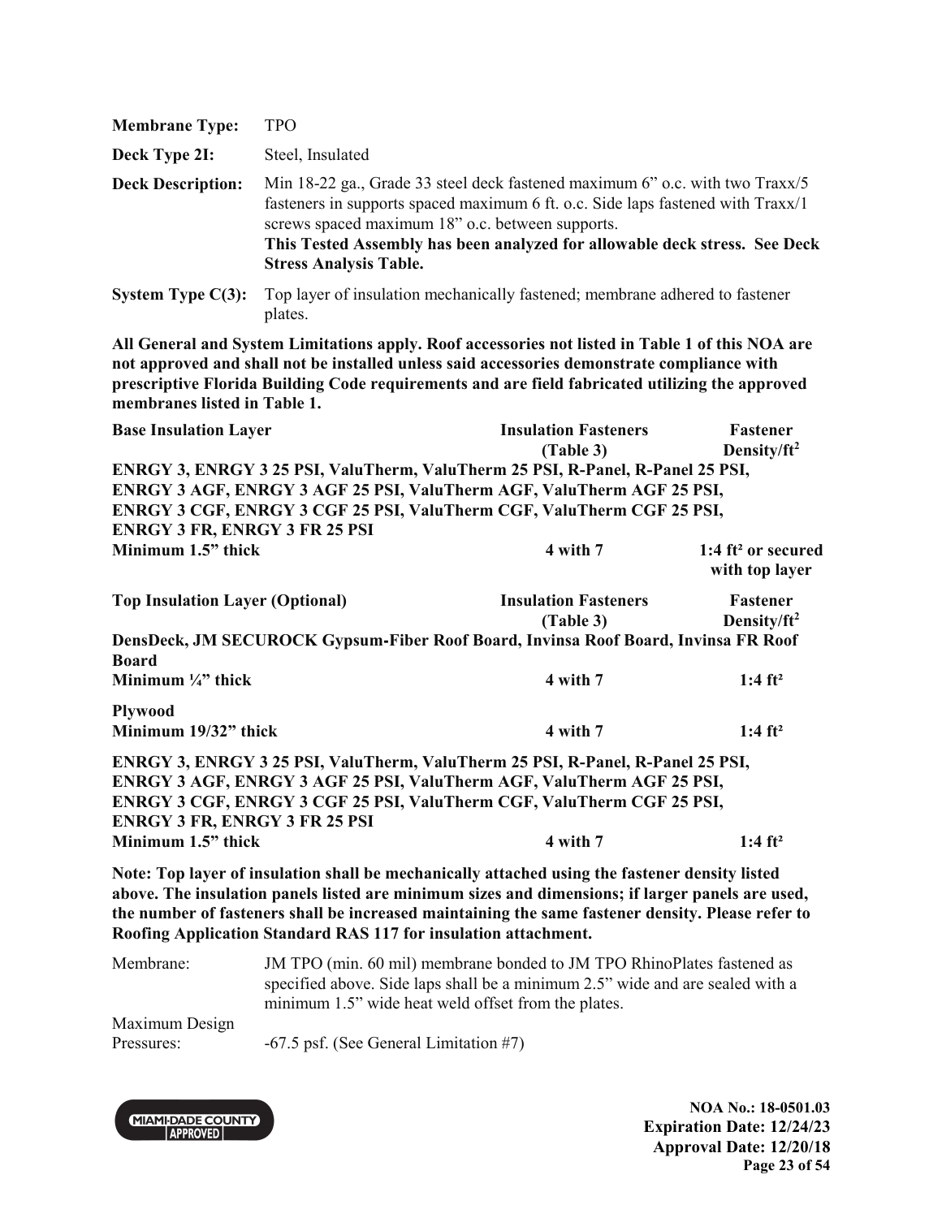**Membrane Type:** TPO

**Deck Type 2I:** Steel, Insulated

**Deck Description:** Min 18-22 ga., Grade 33 steel deck fastened maximum 6" o.c. with two Traxx/5 fasteners in supports spaced maximum 6 ft. o.c. Side laps fastened with Traxx/1 screws spaced maximum 18" o.c. between supports.
**This Tested Assembly has been analyzed for allowable deck stress. See Deck Stress Analysis Table.**

**System Type C(3):** Top layer of insulation mechanically fastened; membrane adhered to fastener plates.

**All General and System Limitations apply. Roof accessories not listed in Table 1 of this NOA are not approved and shall not be installed unless said accessories demonstrate compliance with prescriptive Florida Building Code requirements and are field fabricated utilizing the approved membranes listed in Table 1.**

| Base Insulation Layer | Insulation Fasteners (Table 3) | Fastener Density/ft² |
|---|---|---|
| **ENRGY 3, ENRGY 3 25 PSI, ValuTherm, ValuTherm 25 PSI, R-Panel, R-Panel 25 PSI, ENRGY 3 AGF, ENRGY 3 AGF 25 PSI, ValuTherm AGF, ValuTherm AGF 25 PSI, ENRGY 3 CGF, ENRGY 3 CGF 25 PSI, ValuTherm CGF, ValuTherm CGF 25 PSI, ENRGY 3 FR, ENRGY 3 FR 25 PSI** | | |
| Minimum 1.5" thick | 4 with 7 | 1:4 ft² or secured with top layer |

| Top Insulation Layer (Optional) | Insulation Fasteners (Table 3) | Fastener Density/ft² |
|---|---|---|
| **DensDeck, JM SECUROCK Gypsum-Fiber Roof Board, Invinsa Roof Board, Invinsa FR Roof Board** | | |
| Minimum ¼" thick | 4 with 7 | 1:4 ft² |
| **Plywood** | | |
| Minimum 19/32" thick | 4 with 7 | 1:4 ft² |
| **ENRGY 3, ENRGY 3 25 PSI, ValuTherm, ValuTherm 25 PSI, R-Panel, R-Panel 25 PSI, ENRGY 3 AGF, ENRGY 3 AGF 25 PSI, ValuTherm AGF, ValuTherm AGF 25 PSI, ENRGY 3 CGF, ENRGY 3 CGF 25 PSI, ValuTherm CGF, ValuTherm CGF 25 PSI, ENRGY 3 FR, ENRGY 3 FR 25 PSI** | | |
| Minimum 1.5" thick | 4 with 7 | 1:4 ft² |

**Note: Top layer of insulation shall be mechanically attached using the fastener density listed above. The insulation panels listed are minimum sizes and dimensions; if larger panels are used, the number of fasteners shall be increased maintaining the same fastener density. Please refer to Roofing Application Standard RAS 117 for insulation attachment.**

Membrane: JM TPO (min. 60 mil) membrane bonded to JM TPO RhinoPlates fastened as specified above. Side laps shall be a minimum 2.5" wide and are sealed with a minimum 1.5" wide heat weld offset from the plates.

Maximum Design Pressures: -67.5 psf. (See General Limitation #7)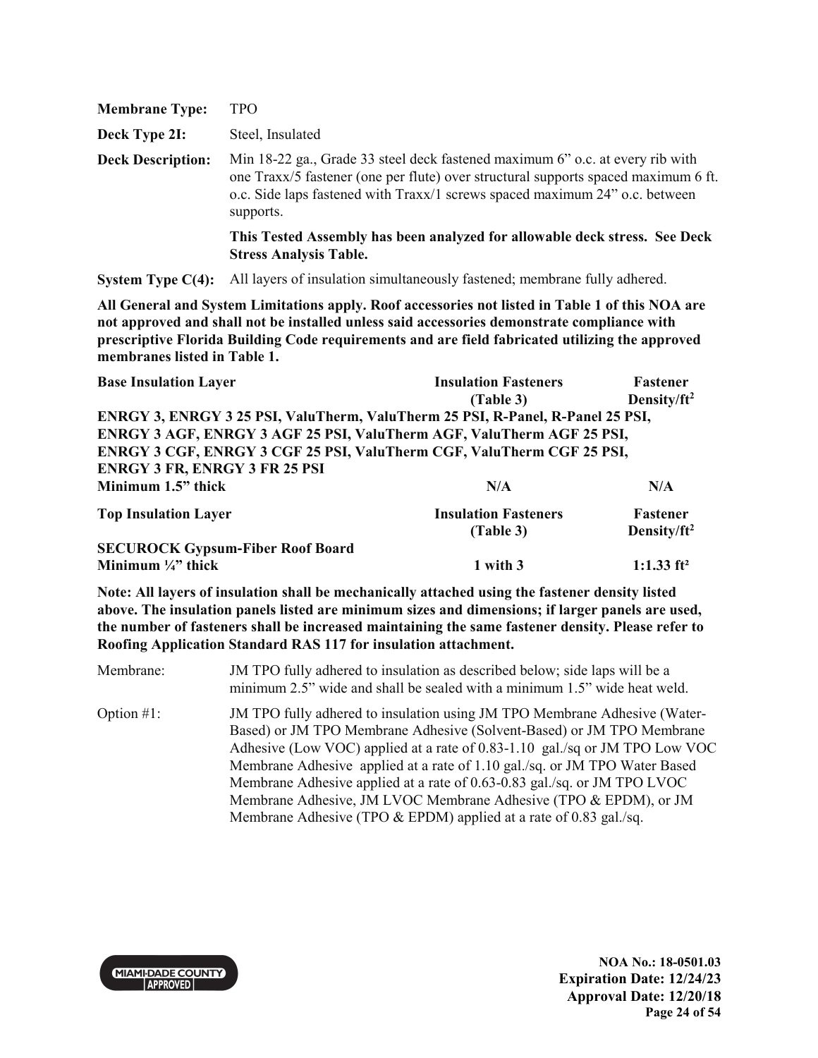**Membrane Type:** TPO

**Deck Type 2I:** Steel, Insulated

**Deck Description:** Min 18-22 ga., Grade 33 steel deck fastened maximum 6" o.c. at every rib with one Traxx/5 fastener (one per flute) over structural supports spaced maximum 6 ft. o.c. Side laps fastened with Traxx/1 screws spaced maximum 24" o.c. between supports.

**This Tested Assembly has been analyzed for allowable deck stress. See Deck Stress Analysis Table.**

**System Type C(4):** All layers of insulation simultaneously fastened; membrane fully adhered.

**All General and System Limitations apply. Roof accessories not listed in Table 1 of this NOA are not approved and shall not be installed unless said accessories demonstrate compliance with prescriptive Florida Building Code requirements and are field fabricated utilizing the approved membranes listed in Table 1.**

| Base Insulation Layer | Insulation Fasteners (Table 3) | Fastener Density/ft² |
|---|---|---|
| **ENRGY 3, ENRGY 3 25 PSI, ValuTherm, ValuTherm 25 PSI, R-Panel, R-Panel 25 PSI, ENRGY 3 AGF, ENRGY 3 AGF 25 PSI, ValuTherm AGF, ValuTherm AGF 25 PSI, ENRGY 3 CGF, ENRGY 3 CGF 25 PSI, ValuTherm CGF, ValuTherm CGF 25 PSI, ENRGY 3 FR, ENRGY 3 FR 25 PSI** | | |
| **Minimum 1.5" thick** | **N/A** | **N/A** |

| Top Insulation Layer | Insulation Fasteners (Table 3) | Fastener Density/ft² |
|---|---|---|
| **SECUROCK Gypsum-Fiber Roof Board** | | |
| **Minimum ¼" thick** | **1 with 3** | **1:1.33 ft²** |

**Note: All layers of insulation shall be mechanically attached using the fastener density listed above. The insulation panels listed are minimum sizes and dimensions; if larger panels are used, the number of fasteners shall be increased maintaining the same fastener density. Please refer to Roofing Application Standard RAS 117 for insulation attachment.**

Membrane: JM TPO fully adhered to insulation as described below; side laps will be a minimum 2.5" wide and shall be sealed with a minimum 1.5" wide heat weld.

Option #1: JM TPO fully adhered to insulation using JM TPO Membrane Adhesive (Water-Based) or JM TPO Membrane Adhesive (Solvent-Based) or JM TPO Membrane Adhesive (Low VOC) applied at a rate of 0.83-1.10 gal./sq or JM TPO Low VOC Membrane Adhesive applied at a rate of 1.10 gal./sq. or JM TPO Water Based Membrane Adhesive applied at a rate of 0.63-0.83 gal./sq. or JM TPO LVOC Membrane Adhesive, JM LVOC Membrane Adhesive (TPO & EPDM), or JM Membrane Adhesive (TPO & EPDM) applied at a rate of 0.83 gal./sq.

**NOA No.: 18-0501.03**
**Expiration Date: 12/24/23**
**Approval Date: 12/20/18**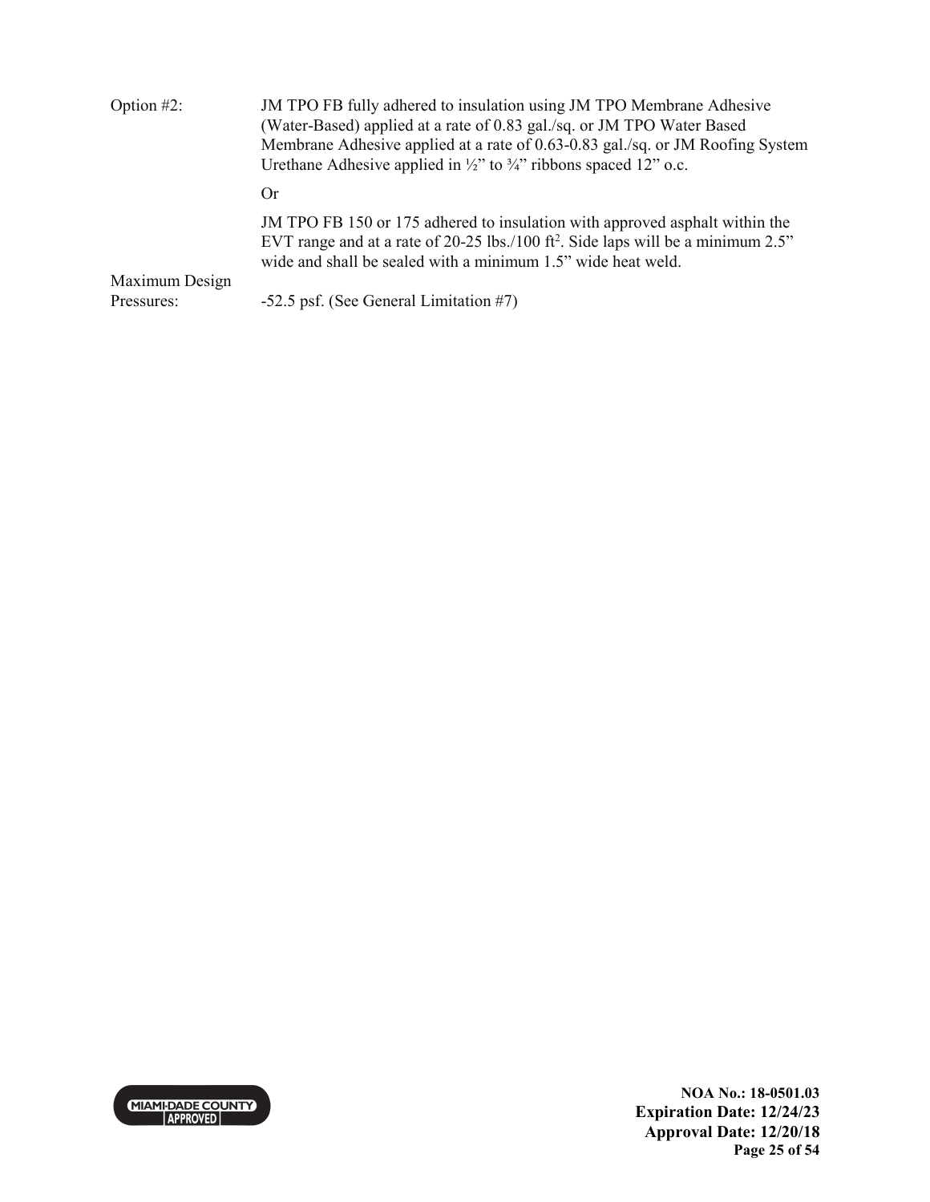Option #2: JM TPO FB fully adhered to insulation using JM TPO Membrane Adhesive (Water-Based) applied at a rate of 0.83 gal./sq. or JM TPO Water Based Membrane Adhesive applied at a rate of 0.63-0.83 gal./sq. or JM Roofing System Urethane Adhesive applied in ½" to ¾" ribbons spaced 12" o.c.

Or

JM TPO FB 150 or 175 adhered to insulation with approved asphalt within the EVT range and at a rate of 20-25 lbs./100 $ft^2$. Side laps will be a minimum 2.5" wide and shall be sealed with a minimum 1.5" wide heat weld.

Maximum Design Pressures: -52.5 psf. (See General Limitation #7)

NOA No.: 18-0501.03
Expiration Date: 12/24/23
Approval Date: 12/20/18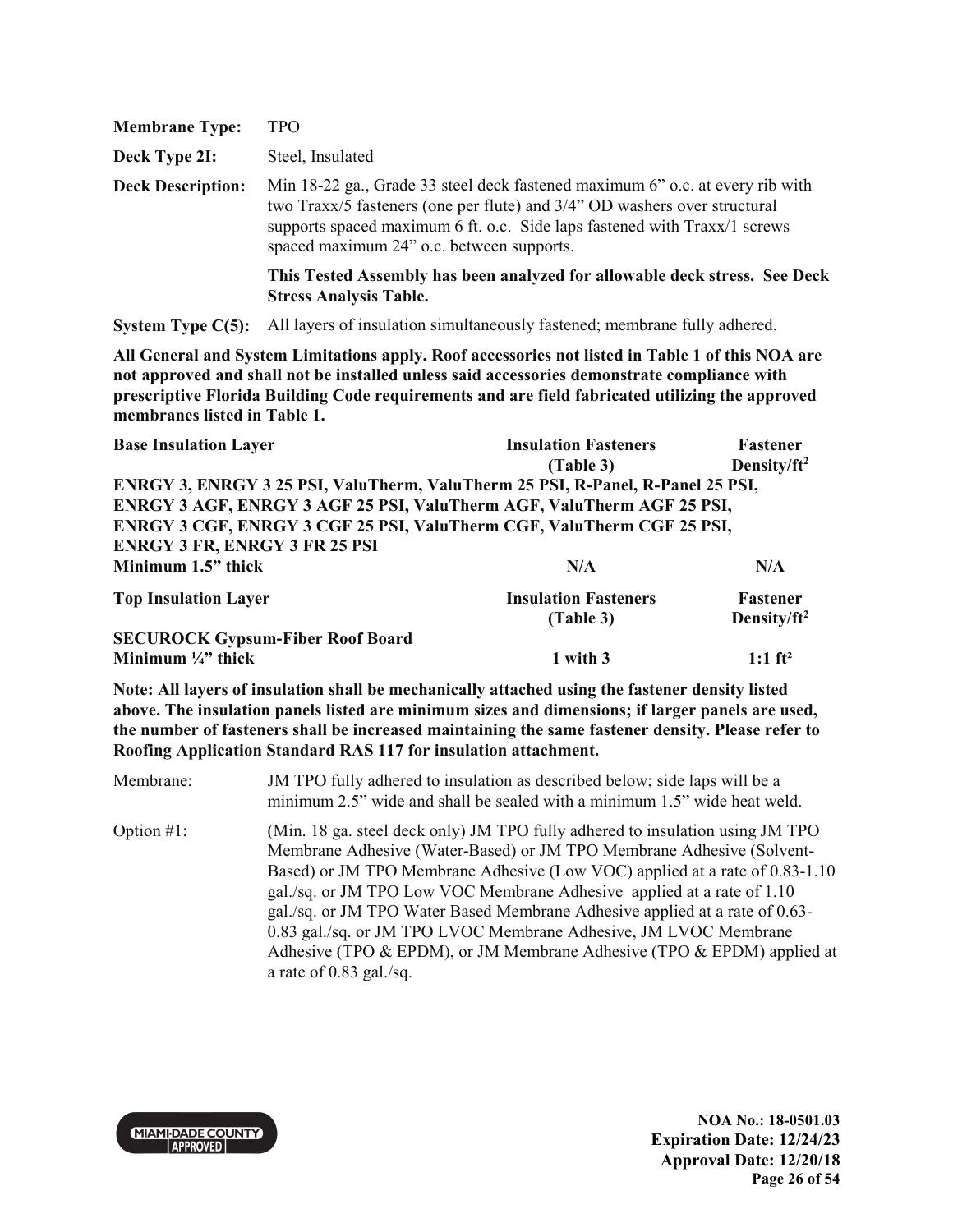| | |
|---|---|
| **Membrane Type:** | TPO |
| **Deck Type 2I:** | Steel, Insulated |
| **Deck Description:** | Min 18-22 ga., Grade 33 steel deck fastened maximum 6" o.c. at every rib with two Traxx/5 fasteners (one per flute) and 3/4" OD washers over structural supports spaced maximum 6 ft. o.c. Side laps fastened with Traxx/1 screws spaced maximum 24" o.c. between supports. |
| | **This Tested Assembly has been analyzed for allowable deck stress. See Deck Stress Analysis Table.** |
| **System Type C(5):** | All layers of insulation simultaneously fastened; membrane fully adhered. |

**All General and System Limitations apply. Roof accessories not listed in Table 1 of this NOA are not approved and shall not be installed unless said accessories demonstrate compliance with prescriptive Florida Building Code requirements and are field fabricated utilizing the approved membranes listed in Table 1.**

| **Base Insulation Layer** | **Insulation Fasteners (Table 3)** | **Fastener Density/ft²** |
|---|---|---|
| **ENRGY 3, ENRGY 3 25 PSI, ValuTherm, ValuTherm 25 PSI, R-Panel, R-Panel 25 PSI, ENRGY 3 AGF, ENRGY 3 AGF 25 PSI, ValuTherm AGF, ValuTherm AGF 25 PSI, ENRGY 3 CGF, ENRGY 3 CGF 25 PSI, ValuTherm CGF, ValuTherm CGF 25 PSI, ENRGY 3 FR, ENRGY 3 FR 25 PSI** | | |
| **Minimum 1.5" thick** | **N/A** | **N/A** |
| **Top Insulation Layer** | **Insulation Fasteners (Table 3)** | **Fastener Density/ft²** |
| **SECUROCK Gypsum-Fiber Roof Board** | | |
| **Minimum ¼" thick** | **1 with 3** | **1:1 ft²** |

**Note: All layers of insulation shall be mechanically attached using the fastener density listed above. The insulation panels listed are minimum sizes and dimensions; if larger panels are used, the number of fasteners shall be increased maintaining the same fastener density. Please refer to Roofing Application Standard RAS 117 for insulation attachment.**

| | |
|---|---|
| Membrane: | JM TPO fully adhered to insulation as described below; side laps will be a minimum 2.5" wide and shall be sealed with a minimum 1.5" wide heat weld. |
| Option #1: | (Min. 18 ga. steel deck only) JM TPO fully adhered to insulation using JM TPO Membrane Adhesive (Water-Based) or JM TPO Membrane Adhesive (Solvent-Based) or JM TPO Membrane Adhesive (Low VOC) applied at a rate of 0.83-1.10 gal./sq. or JM TPO Low VOC Membrane Adhesive applied at a rate of 1.10 gal./sq. or JM TPO Water Based Membrane Adhesive applied at a rate of 0.63-0.83 gal./sq. or JM TPO LVOC Membrane Adhesive, JM LVOC Membrane Adhesive (TPO & EPDM), or JM Membrane Adhesive (TPO & EPDM) applied at a rate of 0.83 gal./sq. |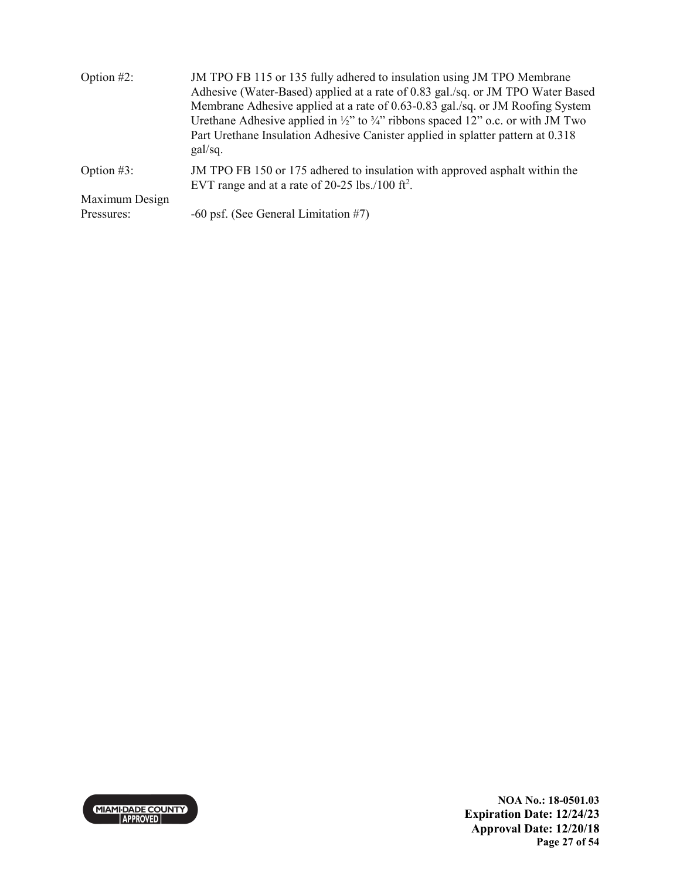| | |
|---|---|
| Option #2: | JM TPO FB 115 or 135 fully adhered to insulation using JM TPO Membrane Adhesive (Water-Based) applied at a rate of 0.83 gal./sq. or JM TPO Water Based Membrane Adhesive applied at a rate of 0.63-0.83 gal./sq. or JM Roofing System Urethane Adhesive applied in ½" to ¾" ribbons spaced 12" o.c. or with JM Two Part Urethane Insulation Adhesive Canister applied in splatter pattern at 0.318 gal/sq. |
| Option #3: | JM TPO FB 150 or 175 adhered to insulation with approved asphalt within the EVT range and at a rate of 20-25 lbs./100 $ft^2$. |
| Maximum Design Pressures: | -60 psf. (See General Limitation #7) |

NOA No.: 18-0501.03
Expiration Date: 12/24/23
Approval Date: 12/20/18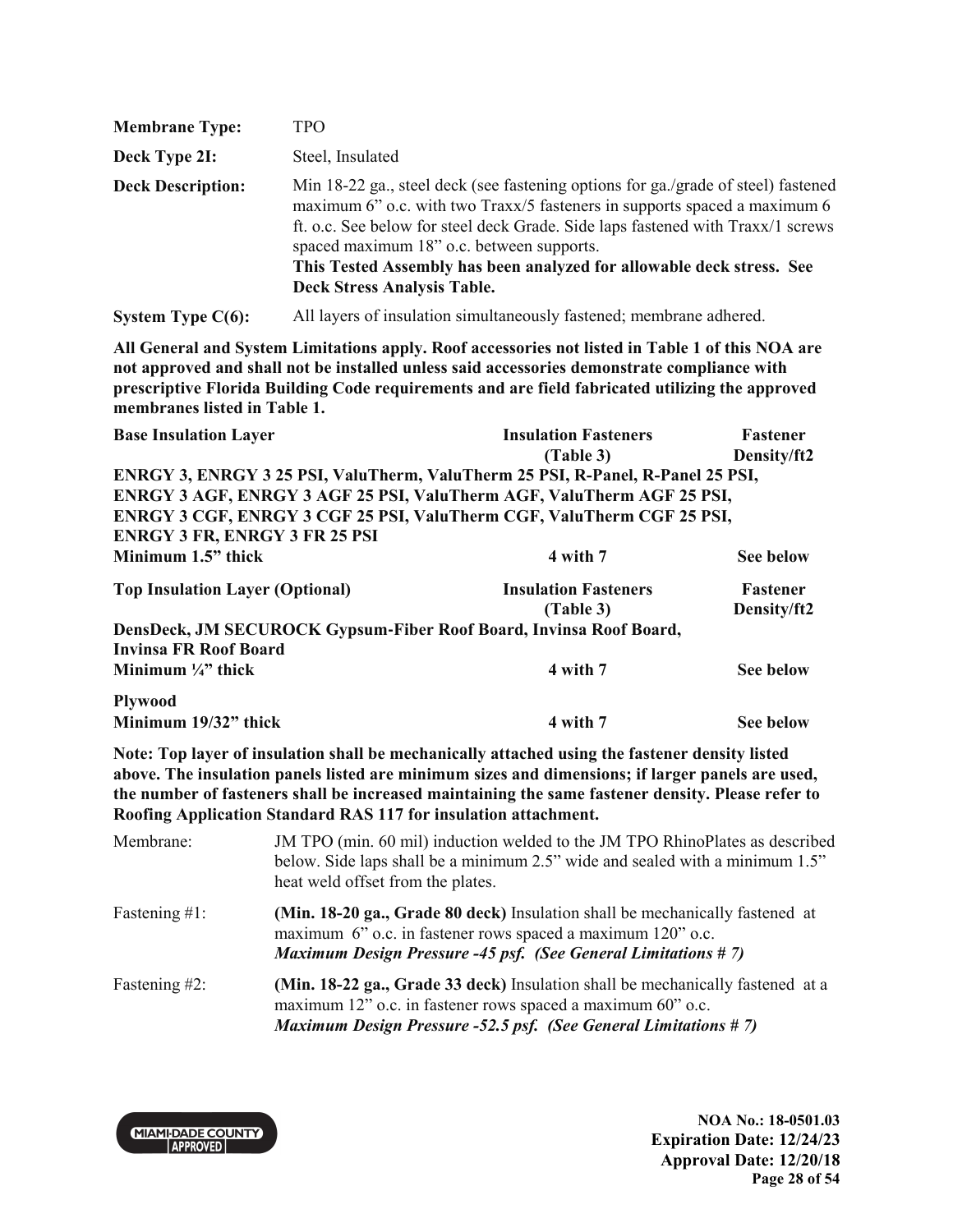| | |
|---|---|
| **Membrane Type:** | TPO |
| **Deck Type 2I:** | Steel, Insulated |
| **Deck Description:** | Min 18-22 ga., steel deck (see fastening options for ga./grade of steel) fastened maximum 6" o.c. with two Traxx/5 fasteners in supports spaced a maximum 6 ft. o.c. See below for steel deck Grade. Side laps fastened with Traxx/1 screws spaced maximum 18" o.c. between supports. **This Tested Assembly has been analyzed for allowable deck stress. See Deck Stress Analysis Table.** |
| **System Type C(6):** | All layers of insulation simultaneously fastened; membrane adhered. |

**All General and System Limitations apply. Roof accessories not listed in Table 1 of this NOA are not approved and shall not be installed unless said accessories demonstrate compliance with prescriptive Florida Building Code requirements and are field fabricated utilizing the approved membranes listed in Table 1.**

| **Base Insulation Layer** | **Insulation Fasteners (Table 3)** | **Fastener Density/ft2** |
|---|---|---|
| **ENRGY 3, ENRGY 3 25 PSI, ValuTherm, ValuTherm 25 PSI, R-Panel, R-Panel 25 PSI, ENRGY 3 AGF, ENRGY 3 AGF 25 PSI, ValuTherm AGF, ValuTherm AGF 25 PSI, ENRGY 3 CGF, ENRGY 3 CGF 25 PSI, ValuTherm CGF, ValuTherm CGF 25 PSI, ENRGY 3 FR, ENRGY 3 FR 25 PSI** | | |
| **Minimum 1.5" thick** | **4 with 7** | **See below** |

| **Top Insulation Layer (Optional)** | **Insulation Fasteners (Table 3)** | **Fastener Density/ft2** |
|---|---|---|
| **DensDeck, JM SECUROCK Gypsum-Fiber Roof Board, Invinsa Roof Board, Invinsa FR Roof Board** | | |
| **Minimum ¼" thick** | **4 with 7** | **See below** |
| **Plywood** | | |
| **Minimum 19/32" thick** | **4 with 7** | **See below** |

**Note: Top layer of insulation shall be mechanically attached using the fastener density listed above. The insulation panels listed are minimum sizes and dimensions; if larger panels are used, the number of fasteners shall be increased maintaining the same fastener density. Please refer to Roofing Application Standard RAS 117 for insulation attachment.**

| | |
|---|---|
| Membrane: | JM TPO (min. 60 mil) induction welded to the JM TPO RhinoPlates as described below. Side laps shall be a minimum 2.5" wide and sealed with a minimum 1.5" heat weld offset from the plates. |
| Fastening #1: | **(Min. 18-20 ga., Grade 80 deck)** Insulation shall be mechanically fastened at maximum 6" o.c. in fastener rows spaced a maximum 120" o.c. ***Maximum Design Pressure -45 psf. (See General Limitations # 7)*** |
| Fastening #2: | **(Min. 18-22 ga., Grade 33 deck)** Insulation shall be mechanically fastened at a maximum 12" o.c. in fastener rows spaced a maximum 60" o.c. ***Maximum Design Pressure -52.5 psf. (See General Limitations # 7)*** |

**NOA No.: 18-0501.03**
**Expiration Date: 12/24/23**
**Approval Date: 12/20/18**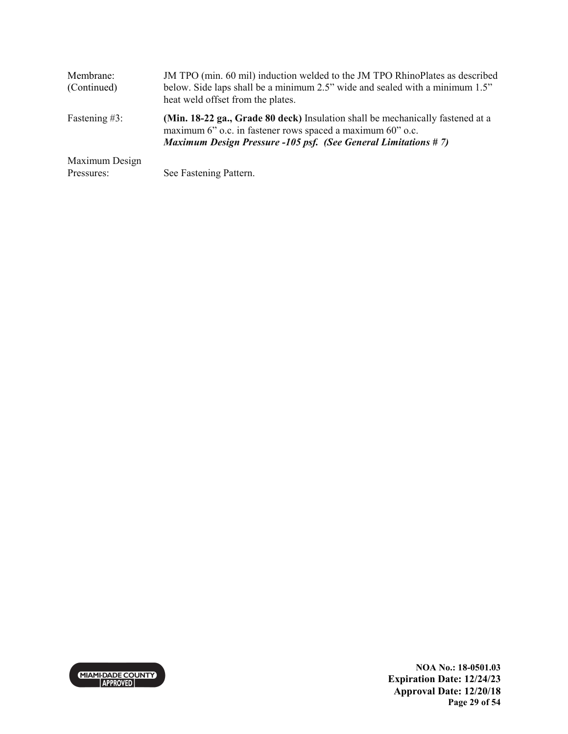| | |
|---|---|
| Membrane: (Continued) | JM TPO (min. 60 mil) induction welded to the JM TPO RhinoPlates as described below. Side laps shall be a minimum 2.5" wide and sealed with a minimum 1.5" heat weld offset from the plates. |
| Fastening #3: | **(Min. 18-22 ga., Grade 80 deck)** Insulation shall be mechanically fastened at a maximum 6" o.c. in fastener rows spaced a maximum 60" o.c. ***Maximum Design Pressure -105 psf. (See General Limitations # 7)*** |
| Maximum Design Pressures: | See Fastening Pattern. |

**NOA No.: 18-0501.03**
**Expiration Date: 12/24/23**
**Approval Date: 12/20/18**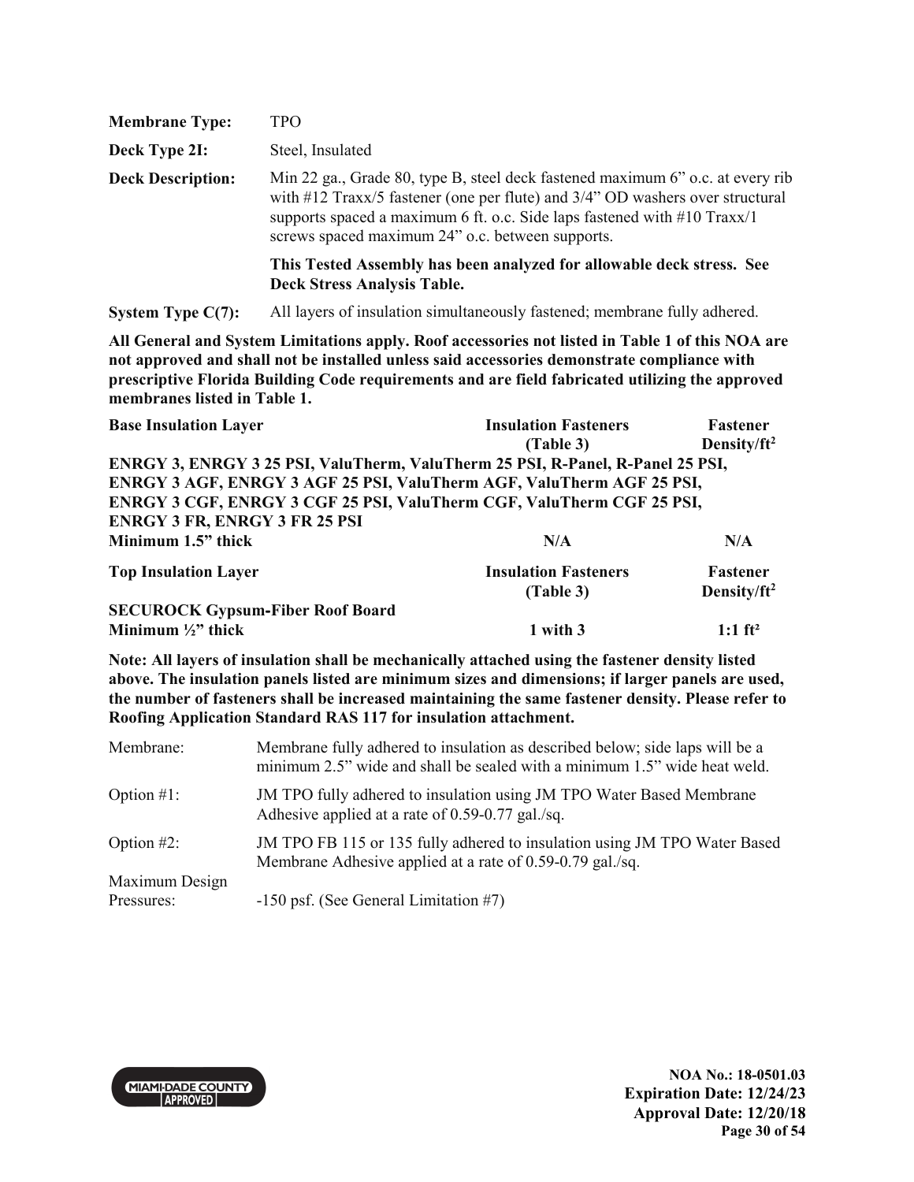| | |
|---|---|
| **Membrane Type:** | TPO |
| **Deck Type 2I:** | Steel, Insulated |
| **Deck Description:** | Min 22 ga., Grade 80, type B, steel deck fastened maximum 6" o.c. at every rib with #12 Traxx/5 fastener (one per flute) and 3/4" OD washers over structural supports spaced a maximum 6 ft. o.c. Side laps fastened with #10 Traxx/1 screws spaced maximum 24" o.c. between supports.<br><br>**This Tested Assembly has been analyzed for allowable deck stress. See Deck Stress Analysis Table.** |
| **System Type C(7):** | All layers of insulation simultaneously fastened; membrane fully adhered. |

**All General and System Limitations apply. Roof accessories not listed in Table 1 of this NOA are not approved and shall not be installed unless said accessories demonstrate compliance with prescriptive Florida Building Code requirements and are field fabricated utilizing the approved membranes listed in Table 1.**

| **Base Insulation Layer** | **Insulation Fasteners (Table 3)** | **Fastener Density/ft²** |
|---|---|---|
| **ENRGY 3, ENRGY 3 25 PSI, ValuTherm, ValuTherm 25 PSI, R-Panel, R-Panel 25 PSI, ENRGY 3 AGF, ENRGY 3 AGF 25 PSI, ValuTherm AGF, ValuTherm AGF 25 PSI, ENRGY 3 CGF, ENRGY 3 CGF 25 PSI, ValuTherm CGF, ValuTherm CGF 25 PSI, ENRGY 3 FR, ENRGY 3 FR 25 PSI** | | |
| **Minimum 1.5" thick** | **N/A** | **N/A** |
| **Top Insulation Layer** | **Insulation Fasteners (Table 3)** | **Fastener Density/ft²** |
| **SECUROCK Gypsum-Fiber Roof Board** | | |
| **Minimum ½" thick** | **1 with 3** | **1:1 ft²** |

**Note: All layers of insulation shall be mechanically attached using the fastener density listed above. The insulation panels listed are minimum sizes and dimensions; if larger panels are used, the number of fasteners shall be increased maintaining the same fastener density. Please refer to Roofing Application Standard RAS 117 for insulation attachment.**

| | |
|---|---|
| Membrane: | Membrane fully adhered to insulation as described below; side laps will be a minimum 2.5" wide and shall be sealed with a minimum 1.5" wide heat weld. |
| Option #1: | JM TPO fully adhered to insulation using JM TPO Water Based Membrane Adhesive applied at a rate of 0.59-0.77 gal./sq. |
| Option #2: | JM TPO FB 115 or 135 fully adhered to insulation using JM TPO Water Based Membrane Adhesive applied at a rate of 0.59-0.79 gal./sq. |
| Maximum Design Pressures: | -150 psf. (See General Limitation #7) |

NOA No.: 18-0501.03
Expiration Date: 12/24/23
Approval Date: 12/20/18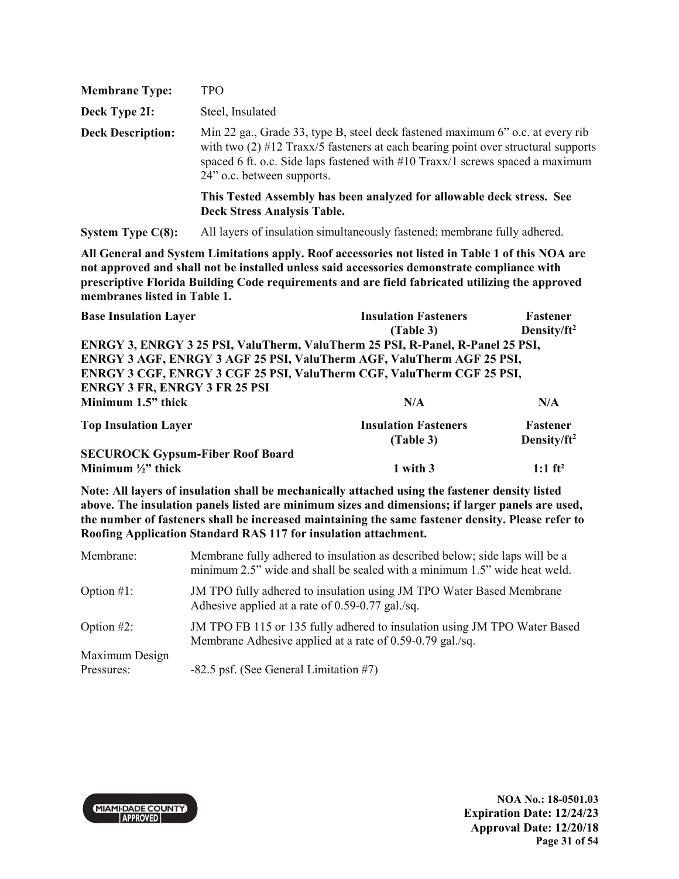**Membrane Type:** TPO

**Deck Type 2I:** Steel, Insulated

**Deck Description:** Min 22 ga., Grade 33, type B, steel deck fastened maximum 6" o.c. at every rib with two (2) #12 Traxx/5 fasteners at each bearing point over structural supports spaced 6 ft. o.c. Side laps fastened with #10 Traxx/1 screws spaced a maximum 24" o.c. between supports.

**This Tested Assembly has been analyzed for allowable deck stress. See Deck Stress Analysis Table.**

**System Type C(8):** All layers of insulation simultaneously fastened; membrane fully adhered.

**All General and System Limitations apply. Roof accessories not listed in Table 1 of this NOA are not approved and shall not be installed unless said accessories demonstrate compliance with prescriptive Florida Building Code requirements and are field fabricated utilizing the approved membranes listed in Table 1.**

| Base Insulation Layer | Insulation Fasteners (Table 3) | Fastener Density/ft² |
|---|---|---|
| **ENRGY 3, ENRGY 3 25 PSI, ValuTherm, ValuTherm 25 PSI, R-Panel, R-Panel 25 PSI, ENRGY 3 AGF, ENRGY 3 AGF 25 PSI, ValuTherm AGF, ValuTherm AGF 25 PSI, ENRGY 3 CGF, ENRGY 3 CGF 25 PSI, ValuTherm CGF, ValuTherm CGF 25 PSI, ENRGY 3 FR, ENRGY 3 FR 25 PSI** | | |
| **Minimum 1.5" thick** | **N/A** | **N/A** |

| Top Insulation Layer | Insulation Fasteners (Table 3) | Fastener Density/ft² |
|---|---|---|
| **SECUROCK Gypsum-Fiber Roof Board** | | |
| **Minimum ½" thick** | **1 with 3** | **1:1 ft²** |

**Note: All layers of insulation shall be mechanically attached using the fastener density listed above. The insulation panels listed are minimum sizes and dimensions; if larger panels are used, the number of fasteners shall be increased maintaining the same fastener density. Please refer to Roofing Application Standard RAS 117 for insulation attachment.**

Membrane: Membrane fully adhered to insulation as described below; side laps will be a minimum 2.5" wide and shall be sealed with a minimum 1.5" wide heat weld.

Option #1: JM TPO fully adhered to insulation using JM TPO Water Based Membrane Adhesive applied at a rate of 0.59-0.77 gal./sq.

Option #2: JM TPO FB 115 or 135 fully adhered to insulation using JM TPO Water Based Membrane Adhesive applied at a rate of 0.59-0.79 gal./sq.

Maximum Design Pressures: -82.5 psf. (See General Limitation #7)

**NOA No.: 18-0501.03**
**Expiration Date: 12/24/23**
**Approval Date: 12/20/18**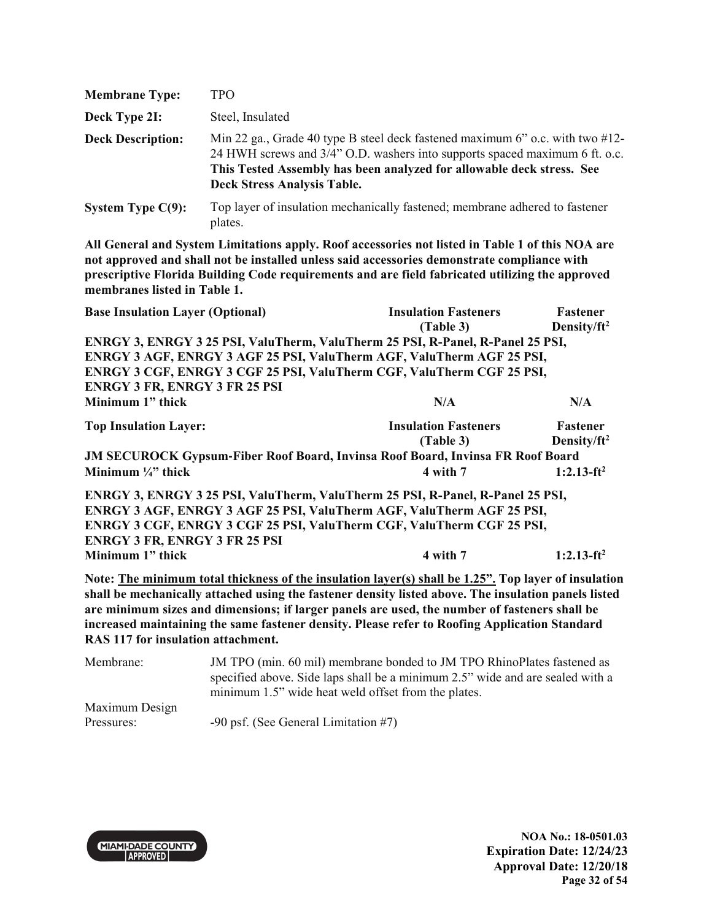| | |
|---|---|
| **Membrane Type:** | TPO |
| **Deck Type 2I:** | Steel, Insulated |
| **Deck Description:** | Min 22 ga., Grade 40 type B steel deck fastened maximum 6" o.c. with two #12-24 HWH screws and 3/4" O.D. washers into supports spaced maximum 6 ft. o.c. **This Tested Assembly has been analyzed for allowable deck stress. See Deck Stress Analysis Table.** |
| **System Type C(9):** | Top layer of insulation mechanically fastened; membrane adhered to fastener plates. |

**All General and System Limitations apply. Roof accessories not listed in Table 1 of this NOA are not approved and shall not be installed unless said accessories demonstrate compliance with prescriptive Florida Building Code requirements and are field fabricated utilizing the approved membranes listed in Table 1.**

| **Base Insulation Layer (Optional)** | **Insulation Fasteners (Table 3)** | **Fastener Density/ft²** |
|---|---|---|
| **ENRGY 3, ENRGY 3 25 PSI, ValuTherm, ValuTherm 25 PSI, R-Panel, R-Panel 25 PSI, ENRGY 3 AGF, ENRGY 3 AGF 25 PSI, ValuTherm AGF, ValuTherm AGF 25 PSI, ENRGY 3 CGF, ENRGY 3 CGF 25 PSI, ValuTherm CGF, ValuTherm CGF 25 PSI, ENRGY 3 FR, ENRGY 3 FR 25 PSI** | | |
| **Minimum 1" thick** | **N/A** | **N/A** |

| **Top Insulation Layer:** | **Insulation Fasteners (Table 3)** | **Fastener Density/ft²** |
|---|---|---|
| **JM SECUROCK Gypsum-Fiber Roof Board, Invinsa Roof Board, Invinsa FR Roof Board** | | |
| **Minimum ¼" thick** | **4 with 7** | **1:2.13-ft²** |
| **ENRGY 3, ENRGY 3 25 PSI, ValuTherm, ValuTherm 25 PSI, R-Panel, R-Panel 25 PSI, ENRGY 3 AGF, ENRGY 3 AGF 25 PSI, ValuTherm AGF, ValuTherm AGF 25 PSI, ENRGY 3 CGF, ENRGY 3 CGF 25 PSI, ValuTherm CGF, ValuTherm CGF 25 PSI, ENRGY 3 FR, ENRGY 3 FR 25 PSI** | | |
| **Minimum 1" thick** | **4 with 7** | **1:2.13-ft²** |

**Note: <u>The minimum total thickness of the insulation layer(s) shall be 1.25".</u> Top layer of insulation shall be mechanically attached using the fastener density listed above. The insulation panels listed are minimum sizes and dimensions; if larger panels are used, the number of fasteners shall be increased maintaining the same fastener density. Please refer to Roofing Application Standard RAS 117 for insulation attachment.**

| | |
|---|---|
| Membrane: | JM TPO (min. 60 mil) membrane bonded to JM TPO RhinoPlates fastened as specified above. Side laps shall be a minimum 2.5" wide and are sealed with a minimum 1.5" wide heat weld offset from the plates. |
| Maximum Design Pressures: | -90 psf. (See General Limitation #7) |

**NOA No.: 18-0501.03**
**Expiration Date: 12/24/23**
**Approval Date: 12/20/18**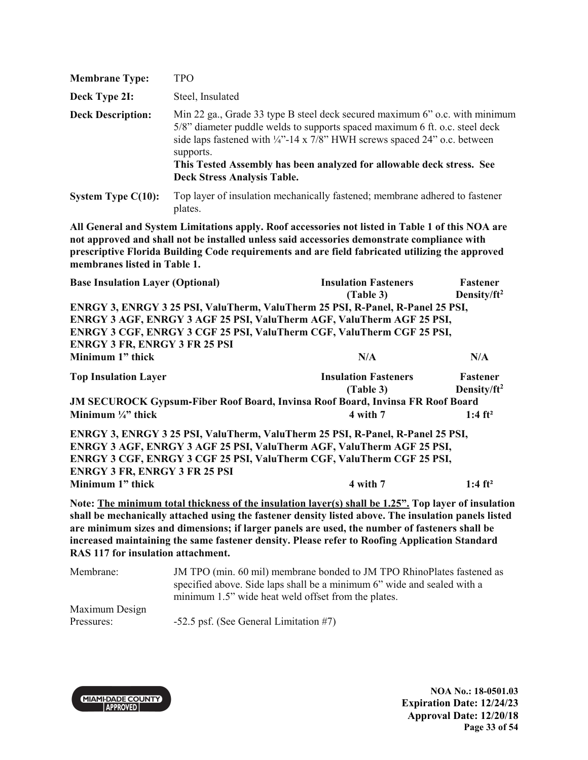| | |
|---|---|
| **Membrane Type:** | TPO |
| **Deck Type 2I:** | Steel, Insulated |
| **Deck Description:** | Min 22 ga., Grade 33 type B steel deck secured maximum 6" o.c. with minimum 5/8" diameter puddle welds to supports spaced maximum 6 ft. o.c. steel deck side laps fastened with ¼"-14 x 7/8" HWH screws spaced 24" o.c. between supports. **This Tested Assembly has been analyzed for allowable deck stress. See Deck Stress Analysis Table.** |
| **System Type C(10):** | Top layer of insulation mechanically fastened; membrane adhered to fastener plates. |

**All General and System Limitations apply. Roof accessories not listed in Table 1 of this NOA are not approved and shall not be installed unless said accessories demonstrate compliance with prescriptive Florida Building Code requirements and are field fabricated utilizing the approved membranes listed in Table 1.**

| **Base Insulation Layer (Optional)** | **Insulation Fasteners (Table 3)** | **Fastener Density/ft²** |
|---|---|---|
| **ENRGY 3, ENRGY 3 25 PSI, ValuTherm, ValuTherm 25 PSI, R-Panel, R-Panel 25 PSI, ENRGY 3 AGF, ENRGY 3 AGF 25 PSI, ValuTherm AGF, ValuTherm AGF 25 PSI, ENRGY 3 CGF, ENRGY 3 CGF 25 PSI, ValuTherm CGF, ValuTherm CGF 25 PSI, ENRGY 3 FR, ENRGY 3 FR 25 PSI** | | |
| **Minimum 1" thick** | **N/A** | **N/A** |

| **Top Insulation Layer** | **Insulation Fasteners (Table 3)** | **Fastener Density/ft²** |
|---|---|---|
| **JM SECUROCK Gypsum-Fiber Roof Board, Invinsa Roof Board, Invinsa FR Roof Board** | | |
| **Minimum ¼" thick** | **4 with 7** | **1:4 ft²** |
| **ENRGY 3, ENRGY 3 25 PSI, ValuTherm, ValuTherm 25 PSI, R-Panel, R-Panel 25 PSI, ENRGY 3 AGF, ENRGY 3 AGF 25 PSI, ValuTherm AGF, ValuTherm AGF 25 PSI, ENRGY 3 CGF, ENRGY 3 CGF 25 PSI, ValuTherm CGF, ValuTherm CGF 25 PSI, ENRGY 3 FR, ENRGY 3 FR 25 PSI** | | |
| **Minimum 1" thick** | **4 with 7** | **1:4 ft²** |

**Note: The minimum total thickness of the insulation layer(s) shall be 1.25". Top layer of insulation shall be mechanically attached using the fastener density listed above. The insulation panels listed are minimum sizes and dimensions; if larger panels are used, the number of fasteners shall be increased maintaining the same fastener density. Please refer to Roofing Application Standard RAS 117 for insulation attachment.**

| | |
|---|---|
| Membrane: | JM TPO (min. 60 mil) membrane bonded to JM TPO RhinoPlates fastened as specified above. Side laps shall be a minimum 6" wide and sealed with a minimum 1.5" wide heat weld offset from the plates. |
| Maximum Design Pressures: | -52.5 psf. (See General Limitation #7) |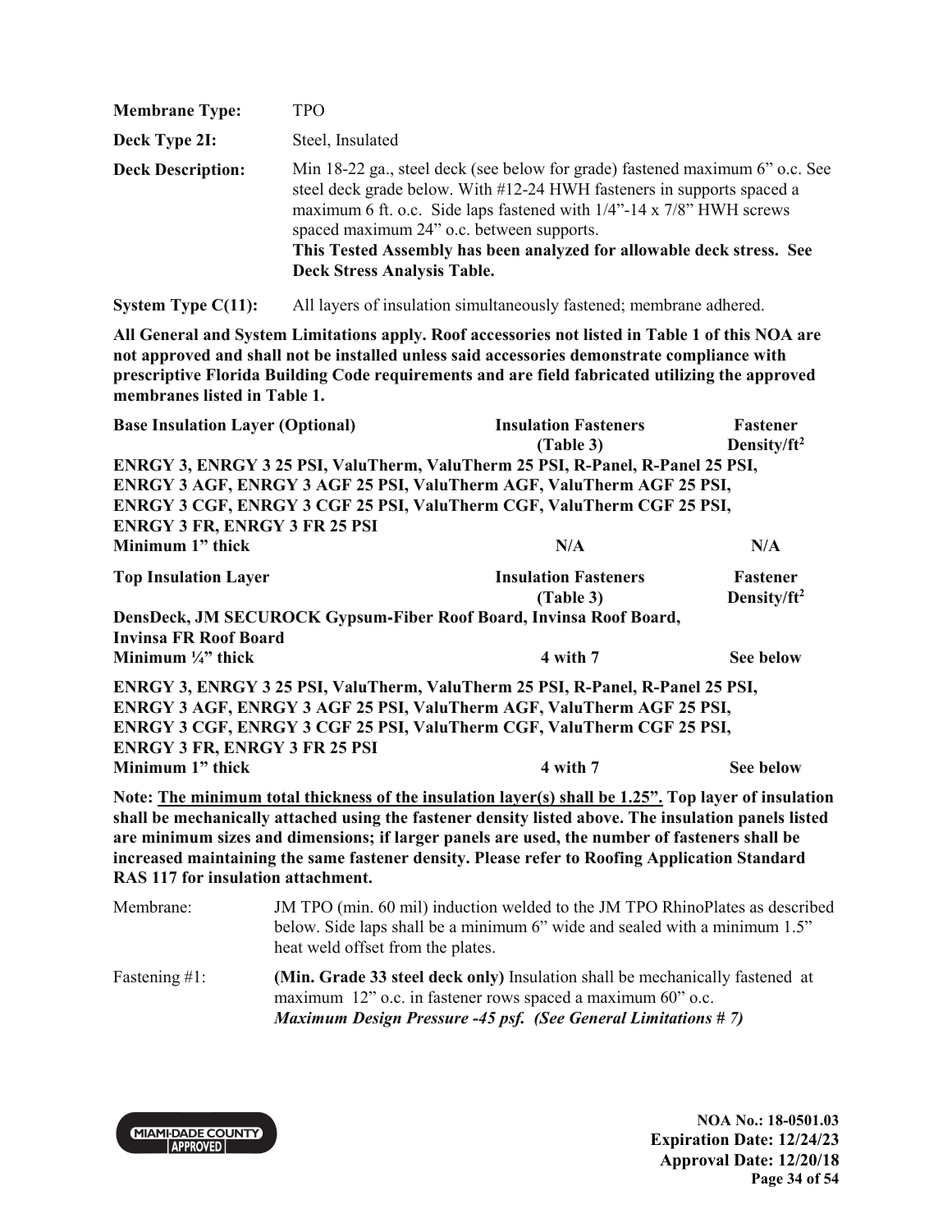**Membrane Type:** TPO

**Deck Type 2I:** Steel, Insulated

**Deck Description:** Min 18-22 ga., steel deck (see below for grade) fastened maximum 6" o.c. See steel deck grade below. With #12-24 HWH fasteners in supports spaced a maximum 6 ft. o.c. Side laps fastened with 1/4"-14 x 7/8" HWH screws spaced maximum 24" o.c. between supports.
**This Tested Assembly has been analyzed for allowable deck stress. See Deck Stress Analysis Table.**

**System Type C(11):** All layers of insulation simultaneously fastened; membrane adhered.

**All General and System Limitations apply. Roof accessories not listed in Table 1 of this NOA are not approved and shall not be installed unless said accessories demonstrate compliance with prescriptive Florida Building Code requirements and are field fabricated utilizing the approved membranes listed in Table 1.**

| **Base Insulation Layer (Optional)** | **Insulation Fasteners (Table 3)** | **Fastener Density/ft$^2$** |
|---|---|---|
| **ENRGY 3, ENRGY 3 25 PSI, ValuTherm, ValuTherm 25 PSI, R-Panel, R-Panel 25 PSI, ENRGY 3 AGF, ENRGY 3 AGF 25 PSI, ValuTherm AGF, ValuTherm AGF 25 PSI, ENRGY 3 CGF, ENRGY 3 CGF 25 PSI, ValuTherm CGF, ValuTherm CGF 25 PSI, ENRGY 3 FR, ENRGY 3 FR 25 PSI** | | |
| **Minimum 1" thick** | **N/A** | **N/A** |
| **Top Insulation Layer** | **Insulation Fasteners (Table 3)** | **Fastener Density/ft$^2$** |
| **DensDeck, JM SECUROCK Gypsum-Fiber Roof Board, Invinsa Roof Board, Invinsa FR Roof Board** | | |
| **Minimum ¼" thick** | **4 with 7** | **See below** |
| **ENRGY 3, ENRGY 3 25 PSI, ValuTherm, ValuTherm 25 PSI, R-Panel, R-Panel 25 PSI, ENRGY 3 AGF, ENRGY 3 AGF 25 PSI, ValuTherm AGF, ValuTherm AGF 25 PSI, ENRGY 3 CGF, ENRGY 3 CGF 25 PSI, ValuTherm CGF, ValuTherm CGF 25 PSI, ENRGY 3 FR, ENRGY 3 FR 25 PSI** | | |
| **Minimum 1" thick** | **4 with 7** | **See below** |

**Note: <u>The minimum total thickness of the insulation layer(s) shall be 1.25".</u> Top layer of insulation shall be mechanically attached using the fastener density listed above. The insulation panels listed are minimum sizes and dimensions; if larger panels are used, the number of fasteners shall be increased maintaining the same fastener density. Please refer to Roofing Application Standard RAS 117 for insulation attachment.**

Membrane: JM TPO (min. 60 mil) induction welded to the JM TPO RhinoPlates as described below. Side laps shall be a minimum 6" wide and sealed with a minimum 1.5" heat weld offset from the plates.

Fastening #1: **(Min. Grade 33 steel deck only)** Insulation shall be mechanically fastened at maximum 12" o.c. in fastener rows spaced a maximum 60" o.c.
***Maximum Design Pressure -45 psf. (See General Limitations # 7)***

**NOA No.: 18-0501.03**
**Expiration Date: 12/24/23**
**Approval Date: 12/20/18**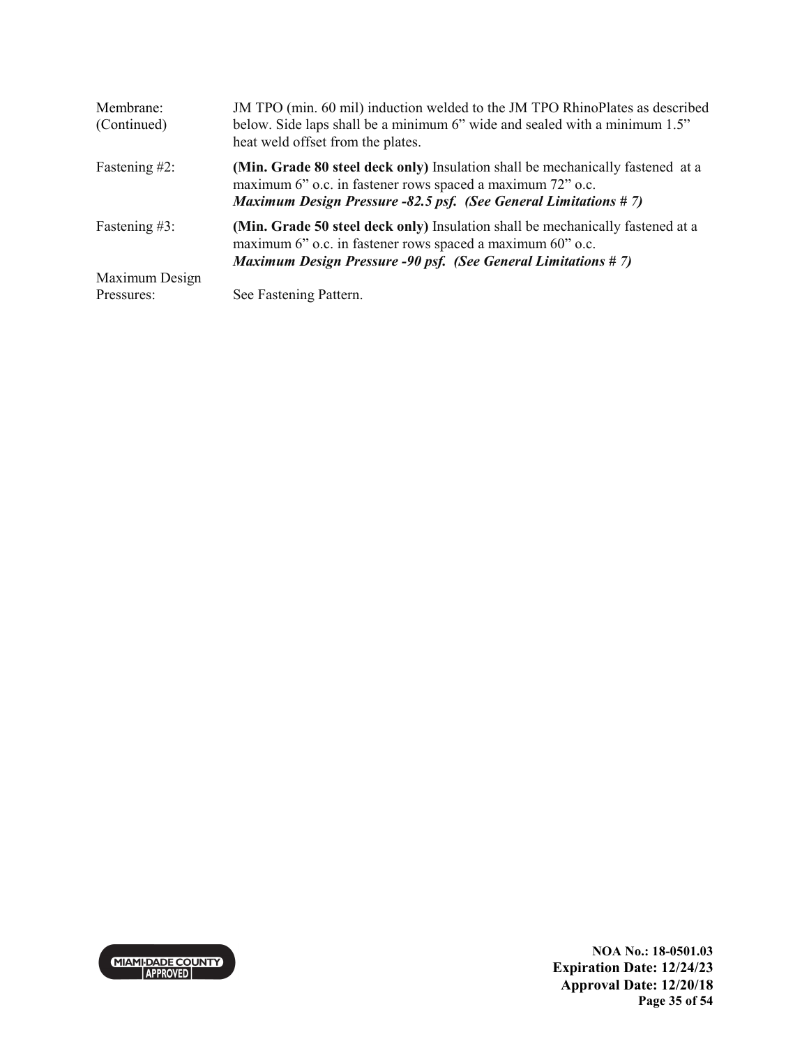| | |
|---|---|
| Membrane: (Continued) | JM TPO (min. 60 mil) induction welded to the JM TPO RhinoPlates as described below. Side laps shall be a minimum 6" wide and sealed with a minimum 1.5" heat weld offset from the plates. |
| Fastening #2: | **(Min. Grade 80 steel deck only)** Insulation shall be mechanically fastened at a maximum 6" o.c. in fastener rows spaced a maximum 72" o.c. ***Maximum Design Pressure -82.5 psf. (See General Limitations # 7)*** |
| Fastening #3: | **(Min. Grade 50 steel deck only)** Insulation shall be mechanically fastened at a maximum 6" o.c. in fastener rows spaced a maximum 60" o.c. ***Maximum Design Pressure -90 psf. (See General Limitations # 7)*** |
| Maximum Design Pressures: | See Fastening Pattern. |

**NOA No.: 18-0501.03**
**Expiration Date: 12/24/23**
**Approval Date: 12/20/18**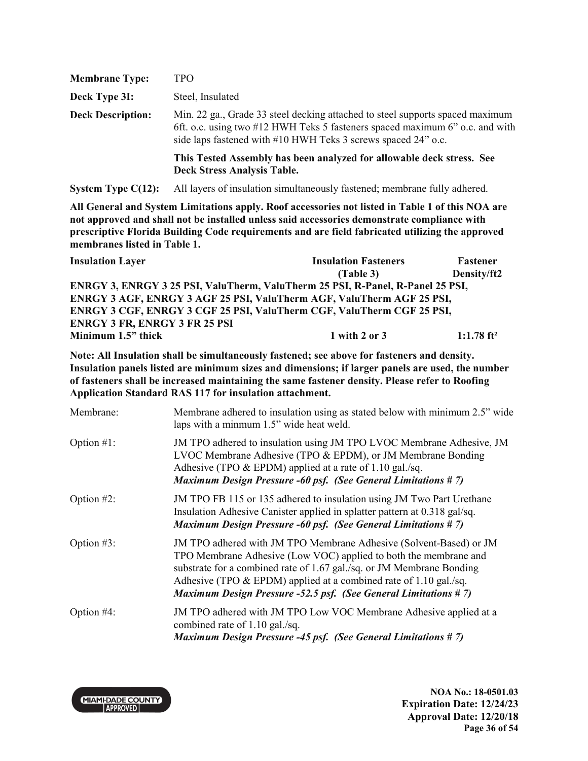**Membrane Type:** TPO

**Deck Type 3I:** Steel, Insulated

**Deck Description:** Min. 22 ga., Grade 33 steel decking attached to steel supports spaced maximum 6ft. o.c. using two #12 HWH Teks 5 fasteners spaced maximum 6" o.c. and with side laps fastened with #10 HWH Teks 3 screws spaced 24" o.c.

**This Tested Assembly has been analyzed for allowable deck stress. See Deck Stress Analysis Table.**

**System Type C(12):** All layers of insulation simultaneously fastened; membrane fully adhered.

**All General and System Limitations apply. Roof accessories not listed in Table 1 of this NOA are not approved and shall not be installed unless said accessories demonstrate compliance with prescriptive Florida Building Code requirements and are field fabricated utilizing the approved membranes listed in Table 1.**

| Insulation Layer | Insulation Fasteners (Table 3) | Fastener Density/ft2 |
|---|---|---|
| **ENRGY 3, ENRGY 3 25 PSI, ValuTherm, ValuTherm 25 PSI, R-Panel, R-Panel 25 PSI, ENRGY 3 AGF, ENRGY 3 AGF 25 PSI, ValuTherm AGF, ValuTherm AGF 25 PSI, ENRGY 3 CGF, ENRGY 3 CGF 25 PSI, ValuTherm CGF, ValuTherm CGF 25 PSI, ENRGY 3 FR, ENRGY 3 FR 25 PSI** | | |
| **Minimum 1.5" thick** | **1 with 2 or 3** | **1:1.78 ft²** |

**Note: All Insulation shall be simultaneously fastened; see above for fasteners and density. Insulation panels listed are minimum sizes and dimensions; if larger panels are used, the number of fasteners shall be increased maintaining the same fastener density. Please refer to Roofing Application Standard RAS 117 for insulation attachment.**

Membrane: Membrane adhered to insulation using as stated below with minimum 2.5" wide laps with a minmum 1.5" wide heat weld.

Option #1: JM TPO adhered to insulation using JM TPO LVOC Membrane Adhesive, JM LVOC Membrane Adhesive (TPO & EPDM), or JM Membrane Bonding Adhesive (TPO & EPDM) applied at a rate of 1.10 gal./sq.
***Maximum Design Pressure -60 psf. (See General Limitations # 7)***

Option #2: JM TPO FB 115 or 135 adhered to insulation using JM Two Part Urethane Insulation Adhesive Canister applied in splatter pattern at 0.318 gal/sq.
***Maximum Design Pressure -60 psf. (See General Limitations # 7)***

Option #3: JM TPO adhered with JM TPO Membrane Adhesive (Solvent-Based) or JM TPO Membrane Adhesive (Low VOC) applied to both the membrane and substrate for a combined rate of 1.67 gal./sq. or JM Membrane Bonding Adhesive (TPO & EPDM) applied at a combined rate of 1.10 gal./sq.
***Maximum Design Pressure -52.5 psf. (See General Limitations # 7)***

Option #4: JM TPO adhered with JM TPO Low VOC Membrane Adhesive applied at a combined rate of 1.10 gal./sq.
***Maximum Design Pressure -45 psf. (See General Limitations # 7)***

**NOA No.: 18-0501.03**
**Expiration Date: 12/24/23**
**Approval Date: 12/20/18**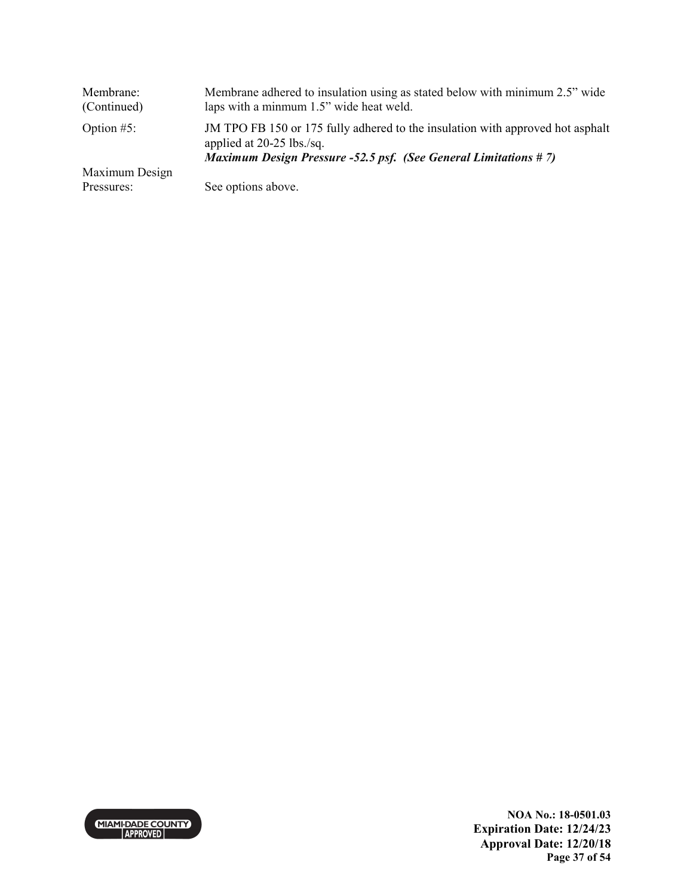| | |
|---|---|
| Membrane: (Continued) | Membrane adhered to insulation using as stated below with minimum 2.5” wide laps with a minmum 1.5” wide heat weld. |
| Option #5: | JM TPO FB 150 or 175 fully adhered to the insulation with approved hot asphalt applied at 20-25 lbs./sq. ***Maximum Design Pressure -52.5 psf. (See General Limitations # 7)*** |
| Maximum Design Pressures: | See options above. |

**NOA No.: 18-0501.03**
**Expiration Date: 12/24/23**
**Approval Date: 12/20/18**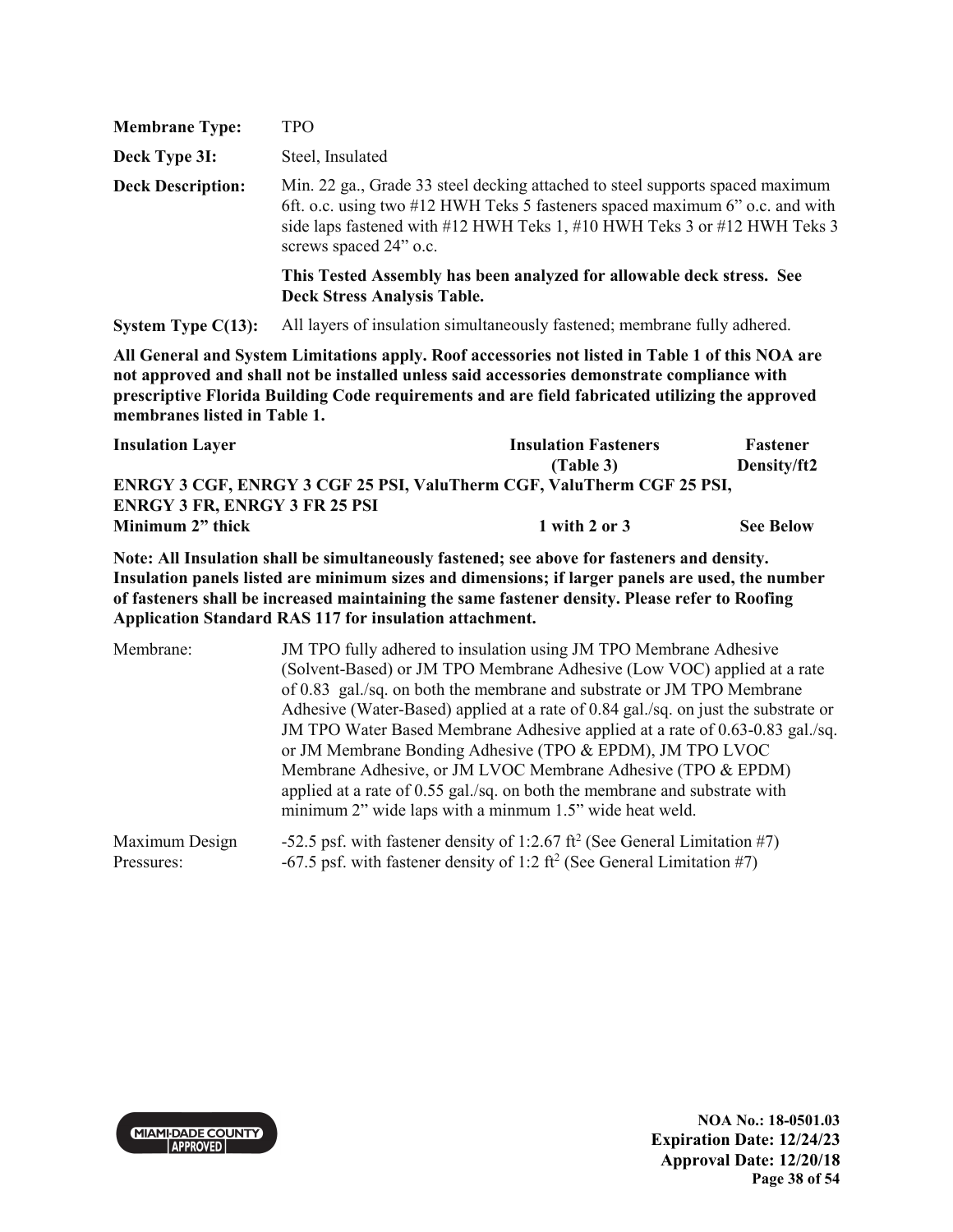| | |
|---|---|
| **Membrane Type:** | TPO |
| **Deck Type 3I:** | Steel, Insulated |
| **Deck Description:** | Min. 22 ga., Grade 33 steel decking attached to steel supports spaced maximum 6ft. o.c. using two #12 HWH Teks 5 fasteners spaced maximum 6" o.c. and with side laps fastened with #12 HWH Teks 1, #10 HWH Teks 3 or #12 HWH Teks 3 screws spaced 24" o.c. |
| | **This Tested Assembly has been analyzed for allowable deck stress. See Deck Stress Analysis Table.** |
| **System Type C(13):** | All layers of insulation simultaneously fastened; membrane fully adhered. |

**All General and System Limitations apply. Roof accessories not listed in Table 1 of this NOA are not approved and shall not be installed unless said accessories demonstrate compliance with prescriptive Florida Building Code requirements and are field fabricated utilizing the approved membranes listed in Table 1.**

| **Insulation Layer** | **Insulation Fasteners (Table 3)** | **Fastener Density/ft2** |
|---|---|---|
| **ENRGY 3 CGF, ENRGY 3 CGF 25 PSI, ValuTherm CGF, ValuTherm CGF 25 PSI, ENRGY 3 FR, ENRGY 3 FR 25 PSI** | | |
| **Minimum 2" thick** | **1 with 2 or 3** | **See Below** |

**Note: All Insulation shall be simultaneously fastened; see above for fasteners and density. Insulation panels listed are minimum sizes and dimensions; if larger panels are used, the number of fasteners shall be increased maintaining the same fastener density. Please refer to Roofing Application Standard RAS 117 for insulation attachment.**

| | |
|---|---|
| Membrane: | JM TPO fully adhered to insulation using JM TPO Membrane Adhesive (Solvent-Based) or JM TPO Membrane Adhesive (Low VOC) applied at a rate of 0.83 gal./sq. on both the membrane and substrate or JM TPO Membrane Adhesive (Water-Based) applied at a rate of 0.84 gal./sq. on just the substrate or JM TPO Water Based Membrane Adhesive applied at a rate of 0.63-0.83 gal./sq. or JM Membrane Bonding Adhesive (TPO & EPDM), JM TPO LVOC Membrane Adhesive, or JM LVOC Membrane Adhesive (TPO & EPDM) applied at a rate of 0.55 gal./sq. on both the membrane and substrate with minimum 2" wide laps with a minmum 1.5" wide heat weld. |
| Maximum Design Pressures: | -52.5 psf. with fastener density of 1:2.67 $ft^2$ (See General Limitation #7)<br>-67.5 psf. with fastener density of 1:2 $ft^2$ (See General Limitation #7) |

**NOA No.: 18-0501.03**
**Expiration Date: 12/24/23**
**Approval Date: 12/20/18**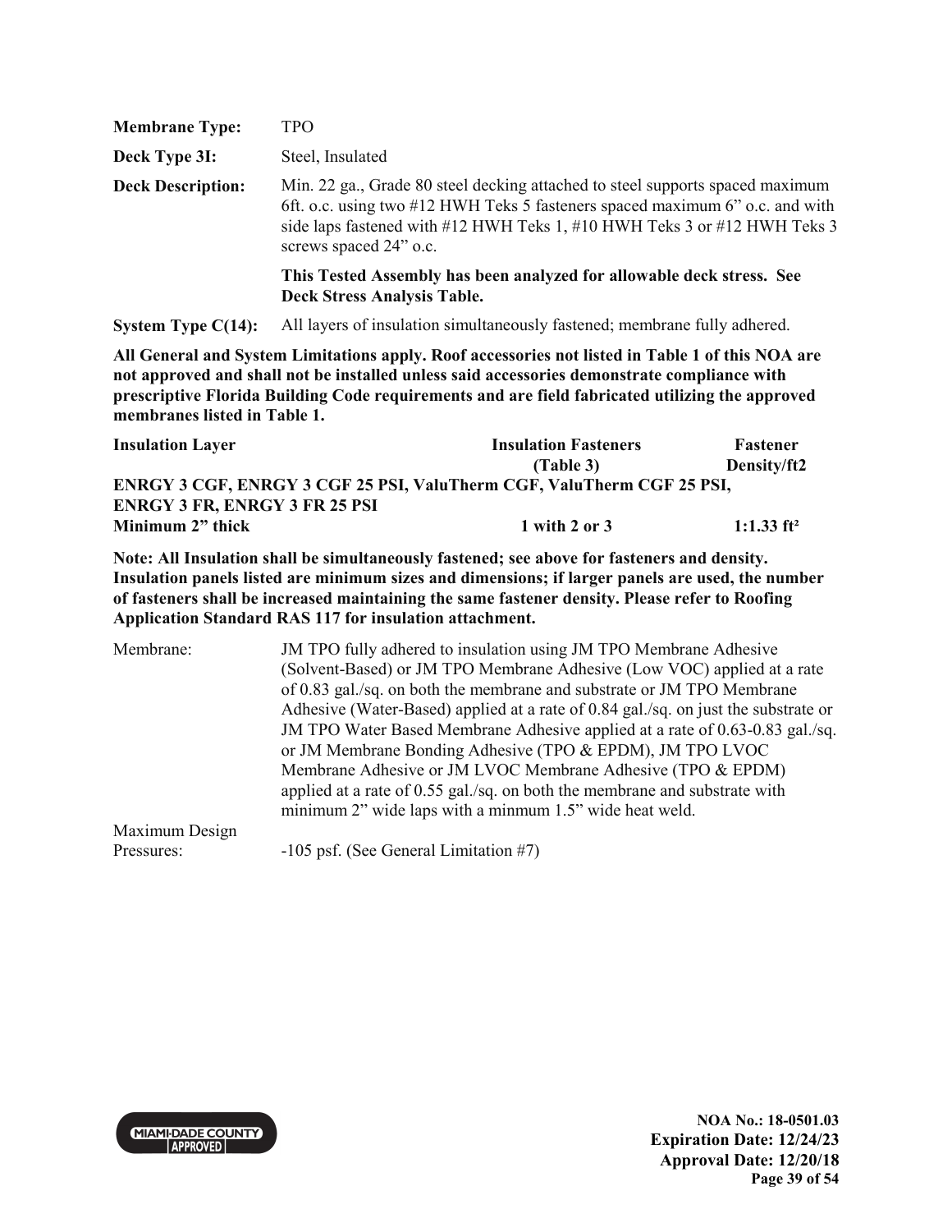| | |
|---|---|
| **Membrane Type:** | TPO |
| **Deck Type 3I:** | Steel, Insulated |
| **Deck Description:** | Min. 22 ga., Grade 80 steel decking attached to steel supports spaced maximum 6ft. o.c. using two #12 HWH Teks 5 fasteners spaced maximum 6" o.c. and with side laps fastened with #12 HWH Teks 1, #10 HWH Teks 3 or #12 HWH Teks 3 screws spaced 24" o.c. |
| | **This Tested Assembly has been analyzed for allowable deck stress. See Deck Stress Analysis Table.** |
| **System Type C(14):** | All layers of insulation simultaneously fastened; membrane fully adhered. |

**All General and System Limitations apply. Roof accessories not listed in Table 1 of this NOA are not approved and shall not be installed unless said accessories demonstrate compliance with prescriptive Florida Building Code requirements and are field fabricated utilizing the approved membranes listed in Table 1.**

| Insulation Layer | Insulation Fasteners (Table 3) | Fastener Density/ft2 |
|---|---|---|
| **ENRGY 3 CGF, ENRGY 3 CGF 25 PSI, ValuTherm CGF, ValuTherm CGF 25 PSI, ENRGY 3 FR, ENRGY 3 FR 25 PSI** | | |
| **Minimum 2" thick** | **1 with 2 or 3** | **1:1.33 ft²** |

**Note: All Insulation shall be simultaneously fastened; see above for fasteners and density. Insulation panels listed are minimum sizes and dimensions; if larger panels are used, the number of fasteners shall be increased maintaining the same fastener density. Please refer to Roofing Application Standard RAS 117 for insulation attachment.**

| | |
|---|---|
| Membrane: | JM TPO fully adhered to insulation using JM TPO Membrane Adhesive (Solvent-Based) or JM TPO Membrane Adhesive (Low VOC) applied at a rate of 0.83 gal./sq. on both the membrane and substrate or JM TPO Membrane Adhesive (Water-Based) applied at a rate of 0.84 gal./sq. on just the substrate or JM TPO Water Based Membrane Adhesive applied at a rate of 0.63-0.83 gal./sq. or JM Membrane Bonding Adhesive (TPO & EPDM), JM TPO LVOC Membrane Adhesive or JM LVOC Membrane Adhesive (TPO & EPDM) applied at a rate of 0.55 gal./sq. on both the membrane and substrate with minimum 2" wide laps with a minmum 1.5" wide heat weld. |
| Maximum Design Pressures: | -105 psf. (See General Limitation #7) |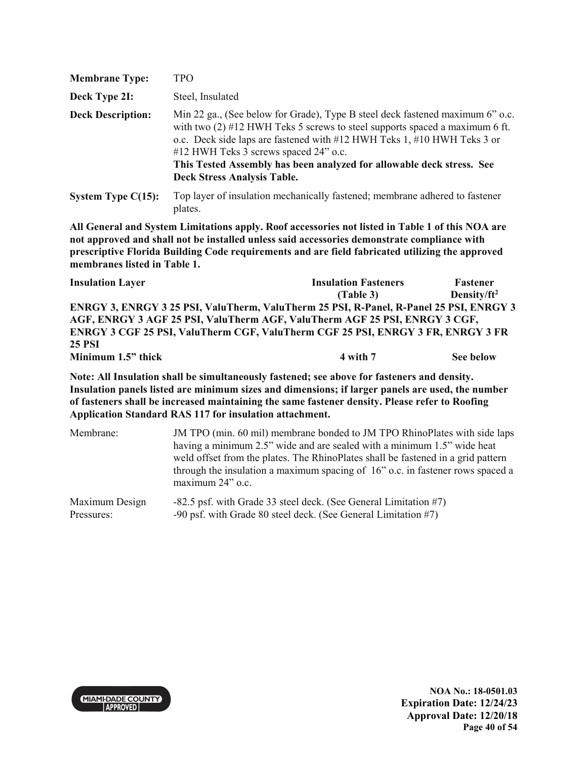**Membrane Type:** TPO

**Deck Type 2I:** Steel, Insulated

**Deck Description:** Min 22 ga., (See below for Grade), Type B steel deck fastened maximum 6" o.c. with two (2) #12 HWH Teks 5 screws to steel supports spaced a maximum 6 ft. o.c. Deck side laps are fastened with #12 HWH Teks 1, #10 HWH Teks 3 or #12 HWH Teks 3 screws spaced 24" o.c.
**This Tested Assembly has been analyzed for allowable deck stress. See Deck Stress Analysis Table.**

**System Type C(15):** Top layer of insulation mechanically fastened; membrane adhered to fastener plates.

**All General and System Limitations apply. Roof accessories not listed in Table 1 of this NOA are not approved and shall not be installed unless said accessories demonstrate compliance with prescriptive Florida Building Code requirements and are field fabricated utilizing the approved membranes listed in Table 1.**

| Insulation Layer | Insulation Fasteners (Table 3) | Fastener Density/ft² |
|---|---|---|
| **ENRGY 3, ENRGY 3 25 PSI, ValuTherm, ValuTherm 25 PSI, R-Panel, R-Panel 25 PSI, ENRGY 3 AGF, ENRGY 3 AGF 25 PSI, ValuTherm AGF, ValuTherm AGF 25 PSI, ENRGY 3 CGF, ENRGY 3 CGF 25 PSI, ValuTherm CGF, ValuTherm CGF 25 PSI, ENRGY 3 FR, ENRGY 3 FR 25 PSI** | | |
| **Minimum 1.5" thick** | **4 with 7** | **See below** |

**Note: All Insulation shall be simultaneously fastened; see above for fasteners and density. Insulation panels listed are minimum sizes and dimensions; if larger panels are used, the number of fasteners shall be increased maintaining the same fastener density. Please refer to Roofing Application Standard RAS 117 for insulation attachment.**

Membrane: JM TPO (min. 60 mil) membrane bonded to JM TPO RhinoPlates with side laps having a minimum 2.5" wide and are sealed with a minimum 1.5" wide heat weld offset from the plates. The RhinoPlates shall be fastened in a grid pattern through the insulation a maximum spacing of 16" o.c. in fastener rows spaced a maximum 24" o.c.

Maximum Design Pressures:
-82.5 psf. with Grade 33 steel deck. (See General Limitation #7)
-90 psf. with Grade 80 steel deck. (See General Limitation #7)

NOA No.: 18-0501.03
Expiration Date: 12/24/23
Approval Date: 12/20/18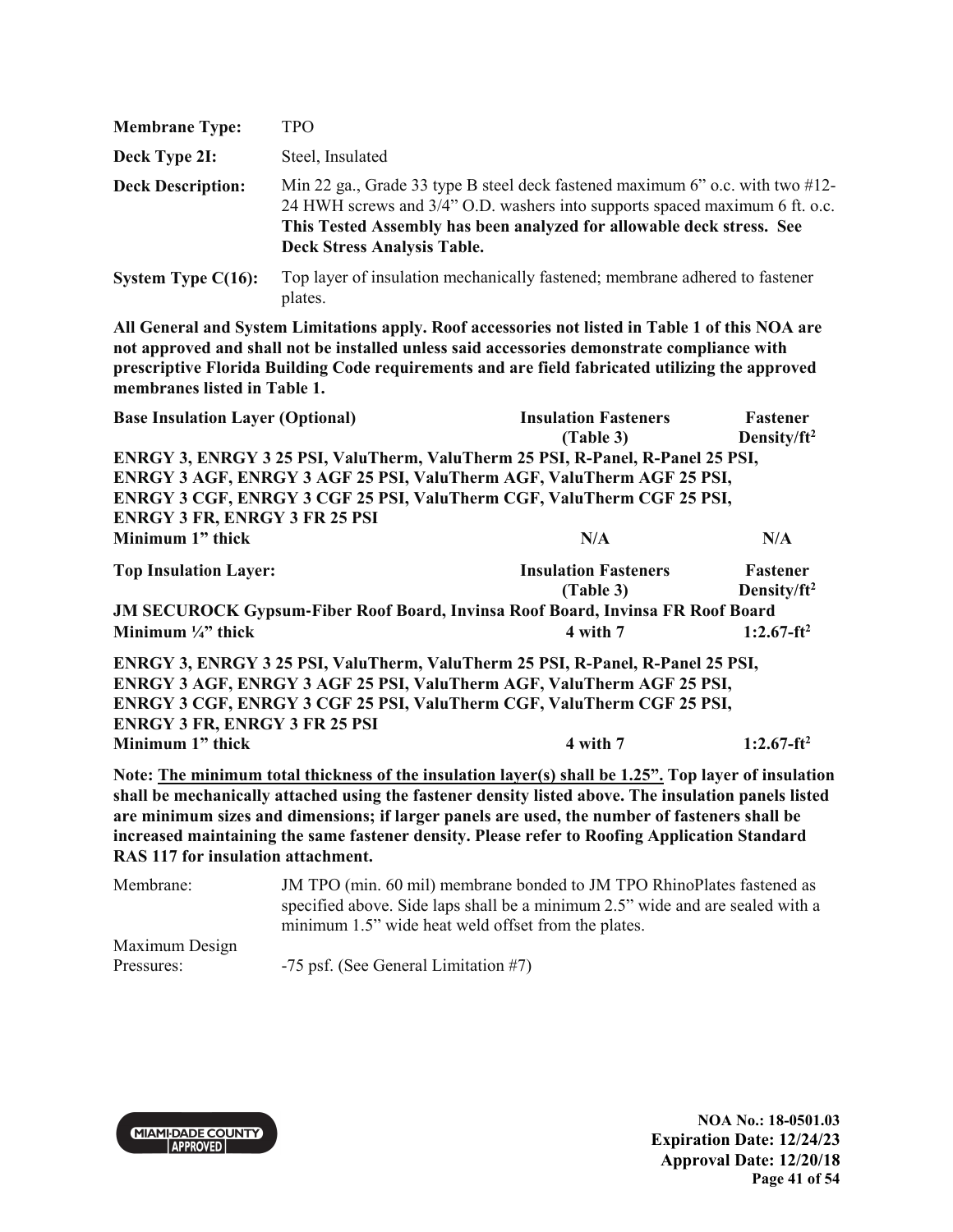| | |
|---|---|
| **Membrane Type:** | TPO |
| **Deck Type 2I:** | Steel, Insulated |
| **Deck Description:** | Min 22 ga., Grade 33 type B steel deck fastened maximum 6" o.c. with two #12-24 HWH screws and 3/4" O.D. washers into supports spaced maximum 6 ft. o.c. **This Tested Assembly has been analyzed for allowable deck stress. See Deck Stress Analysis Table.** |
| **System Type C(16):** | Top layer of insulation mechanically fastened; membrane adhered to fastener plates. |

**All General and System Limitations apply. Roof accessories not listed in Table 1 of this NOA are not approved and shall not be installed unless said accessories demonstrate compliance with prescriptive Florida Building Code requirements and are field fabricated utilizing the approved membranes listed in Table 1.**

| **Base Insulation Layer (Optional)** | **Insulation Fasteners (Table 3)** | **Fastener Density/ft²** |
|---|---|---|
| **ENRGY 3, ENRGY 3 25 PSI, ValuTherm, ValuTherm 25 PSI, R-Panel, R-Panel 25 PSI, ENRGY 3 AGF, ENRGY 3 AGF 25 PSI, ValuTherm AGF, ValuTherm AGF 25 PSI, ENRGY 3 CGF, ENRGY 3 CGF 25 PSI, ValuTherm CGF, ValuTherm CGF 25 PSI, ENRGY 3 FR, ENRGY 3 FR 25 PSI** | | |
| **Minimum 1" thick** | **N/A** | **N/A** |

| **Top Insulation Layer:** | **Insulation Fasteners (Table 3)** | **Fastener Density/ft²** |
|---|---|---|
| **JM SECUROCK Gypsum-Fiber Roof Board, Invinsa Roof Board, Invinsa FR Roof Board** | | |
| **Minimum ¼" thick** | **4 with 7** | **1:2.67-ft²** |
| **ENRGY 3, ENRGY 3 25 PSI, ValuTherm, ValuTherm 25 PSI, R-Panel, R-Panel 25 PSI, ENRGY 3 AGF, ENRGY 3 AGF 25 PSI, ValuTherm AGF, ValuTherm AGF 25 PSI, ENRGY 3 CGF, ENRGY 3 CGF 25 PSI, ValuTherm CGF, ValuTherm CGF 25 PSI, ENRGY 3 FR, ENRGY 3 FR 25 PSI** | | |
| **Minimum 1" thick** | **4 with 7** | **1:2.67-ft²** |

**Note: The minimum total thickness of the insulation layer(s) shall be 1.25". Top layer of insulation shall be mechanically attached using the fastener density listed above. The insulation panels listed are minimum sizes and dimensions; if larger panels are used, the number of fasteners shall be increased maintaining the same fastener density. Please refer to Roofing Application Standard RAS 117 for insulation attachment.**

| | |
|---|---|
| Membrane: | JM TPO (min. 60 mil) membrane bonded to JM TPO RhinoPlates fastened as specified above. Side laps shall be a minimum 2.5" wide and are sealed with a minimum 1.5" wide heat weld offset from the plates. |
| Maximum Design Pressures: | -75 psf. (See General Limitation #7) |

**NOA No.: 18-0501.03**
**Expiration Date: 12/24/23**
**Approval Date: 12/20/18**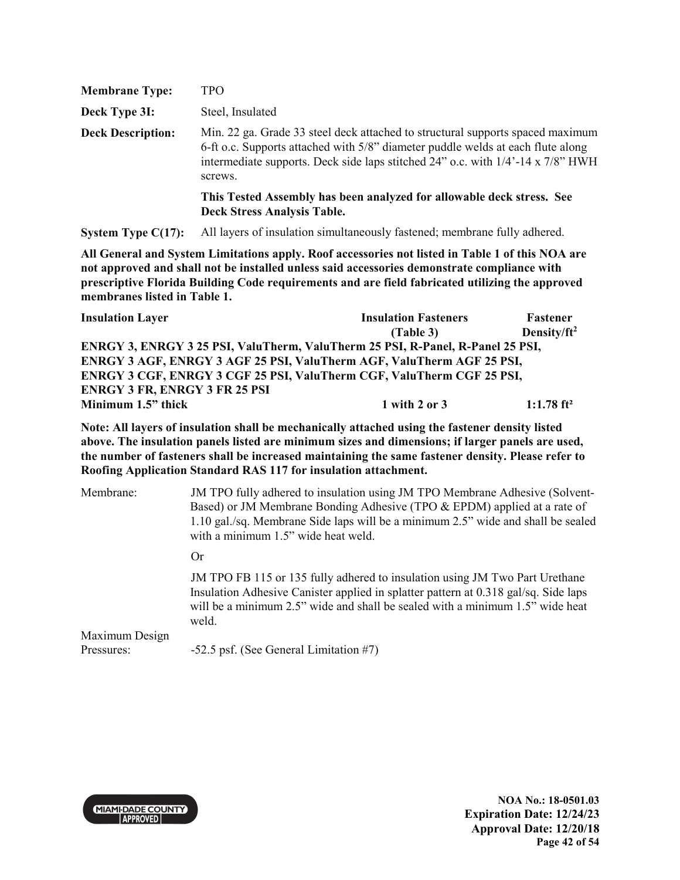**Membrane Type:** TPO

**Deck Type 3I:** Steel, Insulated

**Deck Description:** Min. 22 ga. Grade 33 steel deck attached to structural supports spaced maximum 6-ft o.c. Supports attached with 5/8" diameter puddle welds at each flute along intermediate supports. Deck side laps stitched 24" o.c. with 1/4'-14 x 7/8" HWH screws.

**This Tested Assembly has been analyzed for allowable deck stress. See Deck Stress Analysis Table.**

**System Type C(17):** All layers of insulation simultaneously fastened; membrane fully adhered.

**All General and System Limitations apply. Roof accessories not listed in Table 1 of this NOA are not approved and shall not be installed unless said accessories demonstrate compliance with prescriptive Florida Building Code requirements and are field fabricated utilizing the approved membranes listed in Table 1.**

| Insulation Layer | Insulation Fasteners (Table 3) | Fastener Density/ft² |
|---|---|---|
| **ENRGY 3, ENRGY 3 25 PSI, ValuTherm, ValuTherm 25 PSI, R-Panel, R-Panel 25 PSI, ENRGY 3 AGF, ENRGY 3 AGF 25 PSI, ValuTherm AGF, ValuTherm AGF 25 PSI, ENRGY 3 CGF, ENRGY 3 CGF 25 PSI, ValuTherm CGF, ValuTherm CGF 25 PSI, ENRGY 3 FR, ENRGY 3 FR 25 PSI** | | |
| **Minimum 1.5" thick** | **1 with 2 or 3** | **1:1.78 ft²** |

**Note: All layers of insulation shall be mechanically attached using the fastener density listed above. The insulation panels listed are minimum sizes and dimensions; if larger panels are used, the number of fasteners shall be increased maintaining the same fastener density. Please refer to Roofing Application Standard RAS 117 for insulation attachment.**

Membrane: JM TPO fully adhered to insulation using JM TPO Membrane Adhesive (Solvent-Based) or JM Membrane Bonding Adhesive (TPO & EPDM) applied at a rate of 1.10 gal./sq. Membrane Side laps will be a minimum 2.5" wide and shall be sealed with a minimum 1.5" wide heat weld.

Or

JM TPO FB 115 or 135 fully adhered to insulation using JM Two Part Urethane Insulation Adhesive Canister applied in splatter pattern at 0.318 gal/sq. Side laps will be a minimum 2.5" wide and shall be sealed with a minimum 1.5" wide heat weld.

Maximum Design Pressures: -52.5 psf. (See General Limitation #7)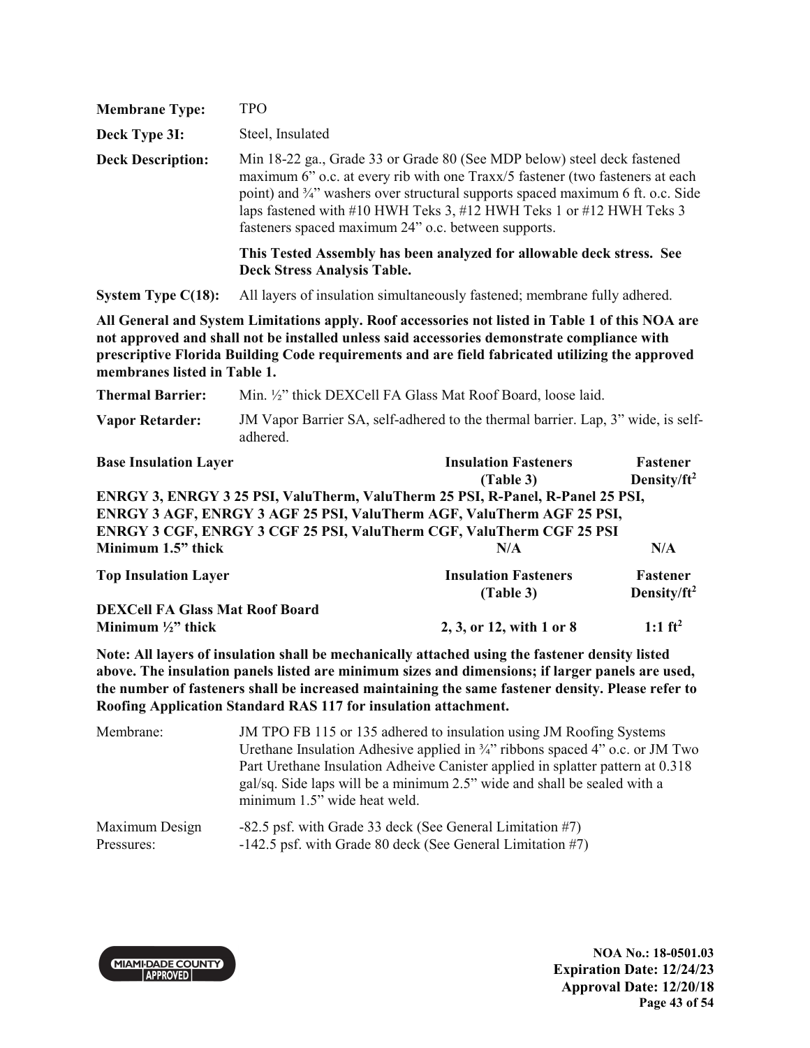| | |
|---|---|
| **Membrane Type:** | TPO |
| **Deck Type 3I:** | Steel, Insulated |
| **Deck Description:** | Min 18-22 ga., Grade 33 or Grade 80 (See MDP below) steel deck fastened maximum 6" o.c. at every rib with one Traxx/5 fastener (two fasteners at each point) and ¾" washers over structural supports spaced maximum 6 ft. o.c. Side laps fastened with #10 HWH Teks 3, #12 HWH Teks 1 or #12 HWH Teks 3 fasteners spaced maximum 24" o.c. between supports. |
| | **This Tested Assembly has been analyzed for allowable deck stress. See Deck Stress Analysis Table.** |
| **System Type C(18):** | All layers of insulation simultaneously fastened; membrane fully adhered. |

**All General and System Limitations apply. Roof accessories not listed in Table 1 of this NOA are not approved and shall not be installed unless said accessories demonstrate compliance with prescriptive Florida Building Code requirements and are field fabricated utilizing the approved membranes listed in Table 1.**

| | |
|---|---|
| **Thermal Barrier:** | Min. ½" thick DEXCell FA Glass Mat Roof Board, loose laid. |
| **Vapor Retarder:** | JM Vapor Barrier SA, self-adhered to the thermal barrier. Lap, 3" wide, is self-adhered. |

| **Base Insulation Layer** | **Insulation Fasteners (Table 3)** | **Fastener Density/ft²** |
|---|---|---|
| **ENRGY 3, ENRGY 3 25 PSI, ValuTherm, ValuTherm 25 PSI, R-Panel, R-Panel 25 PSI, ENRGY 3 AGF, ENRGY 3 AGF 25 PSI, ValuTherm AGF, ValuTherm AGF 25 PSI, ENRGY 3 CGF, ENRGY 3 CGF 25 PSI, ValuTherm CGF, ValuTherm CGF 25 PSI** | | |
| **Minimum 1.5" thick** | **N/A** | **N/A** |

| **Top Insulation Layer** | **Insulation Fasteners (Table 3)** | **Fastener Density/ft²** |
|---|---|---|
| **DEXCell FA Glass Mat Roof Board** | | |
| **Minimum ½" thick** | **2, 3, or 12, with 1 or 8** | **1:1 ft²** |

**Note: All layers of insulation shall be mechanically attached using the fastener density listed above. The insulation panels listed are minimum sizes and dimensions; if larger panels are used, the number of fasteners shall be increased maintaining the same fastener density. Please refer to Roofing Application Standard RAS 117 for insulation attachment.**

| | |
|---|---|
| Membrane: | JM TPO FB 115 or 135 adhered to insulation using JM Roofing Systems Urethane Insulation Adhesive applied in ¾" ribbons spaced 4" o.c. or JM Two Part Urethane Insulation Adheive Canister applied in splatter pattern at 0.318 gal/sq. Side laps will be a minimum 2.5" wide and shall be sealed with a minimum 1.5" wide heat weld. |
| Maximum Design Pressures: | -82.5 psf. with Grade 33 deck (See General Limitation #7)<br>-142.5 psf. with Grade 80 deck (See General Limitation #7) |

**NOA No.: 18-0501.03**
**Expiration Date: 12/24/23**
**Approval Date: 12/20/18**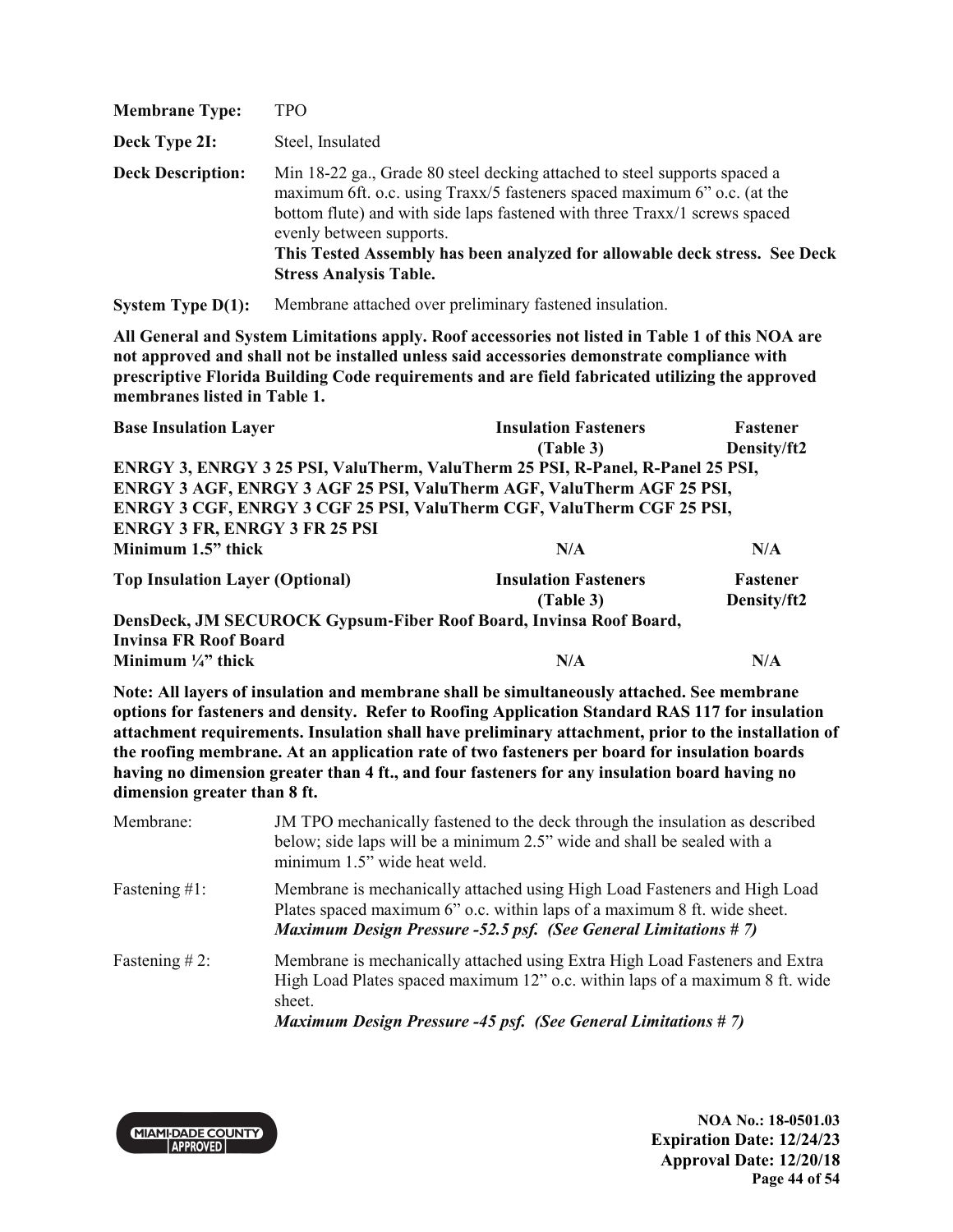| | |
|---|---|
| **Membrane Type:** | TPO |
| **Deck Type 2I:** | Steel, Insulated |
| **Deck Description:** | Min 18-22 ga., Grade 80 steel decking attached to steel supports spaced a maximum 6ft. o.c. using Traxx/5 fasteners spaced maximum 6" o.c. (at the bottom flute) and with side laps fastened with three Traxx/1 screws spaced evenly between supports. **This Tested Assembly has been analyzed for allowable deck stress. See Deck Stress Analysis Table.** |
| **System Type D(1):** | Membrane attached over preliminary fastened insulation. |

**All General and System Limitations apply. Roof accessories not listed in Table 1 of this NOA are not approved and shall not be installed unless said accessories demonstrate compliance with prescriptive Florida Building Code requirements and are field fabricated utilizing the approved membranes listed in Table 1.**

| **Base Insulation Layer** | **Insulation Fasteners (Table 3)** | **Fastener Density/ft2** |
|---|---|---|
| **ENRGY 3, ENRGY 3 25 PSI, ValuTherm, ValuTherm 25 PSI, R-Panel, R-Panel 25 PSI, ENRGY 3 AGF, ENRGY 3 AGF 25 PSI, ValuTherm AGF, ValuTherm AGF 25 PSI, ENRGY 3 CGF, ENRGY 3 CGF 25 PSI, ValuTherm CGF, ValuTherm CGF 25 PSI, ENRGY 3 FR, ENRGY 3 FR 25 PSI** | | |
| **Minimum 1.5" thick** | **N/A** | **N/A** |

| **Top Insulation Layer (Optional)** | **Insulation Fasteners (Table 3)** | **Fastener Density/ft2** |
|---|---|---|
| **DensDeck, JM SECUROCK Gypsum-Fiber Roof Board, Invinsa Roof Board, Invinsa FR Roof Board** | | |
| **Minimum ¼" thick** | **N/A** | **N/A** |

**Note: All layers of insulation and membrane shall be simultaneously attached. See membrane options for fasteners and density. Refer to Roofing Application Standard RAS 117 for insulation attachment requirements. Insulation shall have preliminary attachment, prior to the installation of the roofing membrane. At an application rate of two fasteners per board for insulation boards having no dimension greater than 4 ft., and four fasteners for any insulation board having no dimension greater than 8 ft.**

| | |
|---|---|
| Membrane: | JM TPO mechanically fastened to the deck through the insulation as described below; side laps will be a minimum 2.5" wide and shall be sealed with a minimum 1.5" wide heat weld. |
| Fastening #1: | Membrane is mechanically attached using High Load Fasteners and High Load Plates spaced maximum 6" o.c. within laps of a maximum 8 ft. wide sheet. ***Maximum Design Pressure -52.5 psf. (See General Limitations # 7)*** |
| Fastening # 2: | Membrane is mechanically attached using Extra High Load Fasteners and Extra High Load Plates spaced maximum 12" o.c. within laps of a maximum 8 ft. wide sheet. ***Maximum Design Pressure -45 psf. (See General Limitations # 7)*** |

**NOA No.: 18-0501.03**
**Expiration Date: 12/24/23**
**Approval Date: 12/20/18**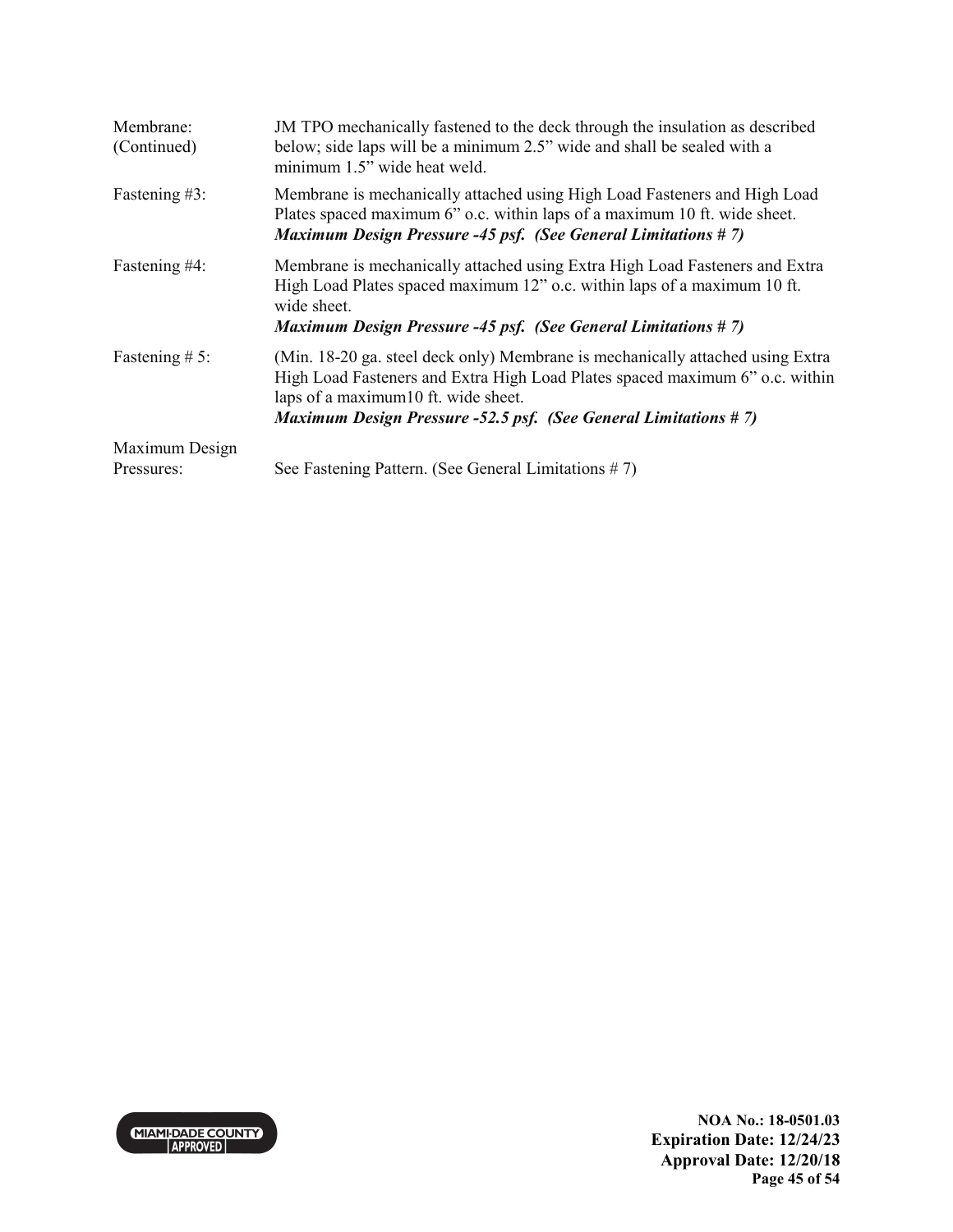| | |
|---|---|
| Membrane: (Continued) | JM TPO mechanically fastened to the deck through the insulation as described below; side laps will be a minimum 2.5" wide and shall be sealed with a minimum 1.5" wide heat weld. |
| Fastening #3: | Membrane is mechanically attached using High Load Fasteners and High Load Plates spaced maximum 6" o.c. within laps of a maximum 10 ft. wide sheet. ***Maximum Design Pressure -45 psf. (See General Limitations # 7)*** |
| Fastening #4: | Membrane is mechanically attached using Extra High Load Fasteners and Extra High Load Plates spaced maximum 12" o.c. within laps of a maximum 10 ft. wide sheet. ***Maximum Design Pressure -45 psf. (See General Limitations # 7)*** |
| Fastening # 5: | (Min. 18-20 ga. steel deck only) Membrane is mechanically attached using Extra High Load Fasteners and Extra High Load Plates spaced maximum 6" o.c. within laps of a maximum10 ft. wide sheet. ***Maximum Design Pressure -52.5 psf. (See General Limitations # 7)*** |
| Maximum Design Pressures: | See Fastening Pattern. (See General Limitations # 7) |

**NOA No.: 18-0501.03**
**Expiration Date: 12/24/23**
**Approval Date: 12/20/18**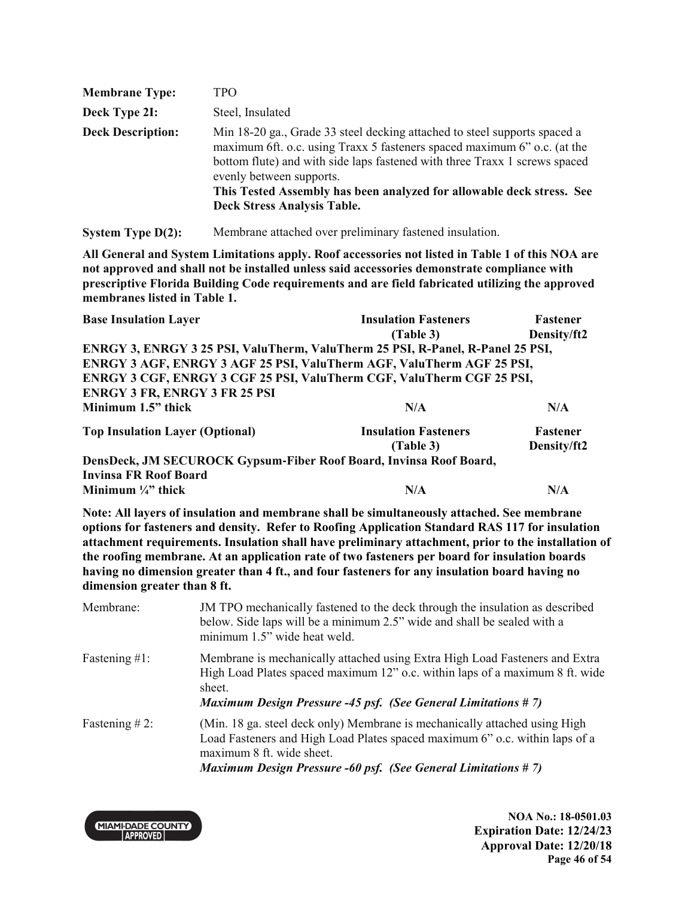**Membrane Type:** TPO

**Deck Type 2I:** Steel, Insulated

**Deck Description:** Min 18-20 ga., Grade 33 steel decking attached to steel supports spaced a maximum 6ft. o.c. using Traxx 5 fasteners spaced maximum 6" o.c. (at the bottom flute) and with side laps fastened with three Traxx 1 screws spaced evenly between supports.
**This Tested Assembly has been analyzed for allowable deck stress. See Deck Stress Analysis Table.**

**System Type D(2):** Membrane attached over preliminary fastened insulation.

**All General and System Limitations apply. Roof accessories not listed in Table 1 of this NOA are not approved and shall not be installed unless said accessories demonstrate compliance with prescriptive Florida Building Code requirements and are field fabricated utilizing the approved membranes listed in Table 1.**

| **Base Insulation Layer** | **Insulation Fasteners (Table 3)** | **Fastener Density/ft2** |
|---|---|---|
| **ENRGY 3, ENRGY 3 25 PSI, ValuTherm, ValuTherm 25 PSI, R-Panel, R-Panel 25 PSI, ENRGY 3 AGF, ENRGY 3 AGF 25 PSI, ValuTherm AGF, ValuTherm AGF 25 PSI, ENRGY 3 CGF, ENRGY 3 CGF 25 PSI, ValuTherm CGF, ValuTherm CGF 25 PSI, ENRGY 3 FR, ENRGY 3 FR 25 PSI** | | |
| **Minimum 1.5" thick** | **N/A** | **N/A** |

| **Top Insulation Layer (Optional)** | **Insulation Fasteners (Table 3)** | **Fastener Density/ft2** |
|---|---|---|
| **DensDeck, JM SECUROCK Gypsum-Fiber Roof Board, Invinsa Roof Board, Invinsa FR Roof Board** | | |
| **Minimum ¼" thick** | **N/A** | **N/A** |

**Note: All layers of insulation and membrane shall be simultaneously attached. See membrane options for fasteners and density. Refer to Roofing Application Standard RAS 117 for insulation attachment requirements. Insulation shall have preliminary attachment, prior to the installation of the roofing membrane. At an application rate of two fasteners per board for insulation boards having no dimension greater than 4 ft., and four fasteners for any insulation board having no dimension greater than 8 ft.**

Membrane: JM TPO mechanically fastened to the deck through the insulation as described below. Side laps will be a minimum 2.5" wide and shall be sealed with a minimum 1.5" wide heat weld.

Fastening #1: Membrane is mechanically attached using Extra High Load Fasteners and Extra High Load Plates spaced maximum 12" o.c. within laps of a maximum 8 ft. wide sheet.
***Maximum Design Pressure -45 psf. (See General Limitations # 7)***

Fastening # 2: (Min. 18 ga. steel deck only) Membrane is mechanically attached using High Load Fasteners and High Load Plates spaced maximum 6" o.c. within laps of a maximum 8 ft. wide sheet.
***Maximum Design Pressure -60 psf. (See General Limitations # 7)***

**NOA No.: 18-0501.03**
**Expiration Date: 12/24/23**
**Approval Date: 12/20/18**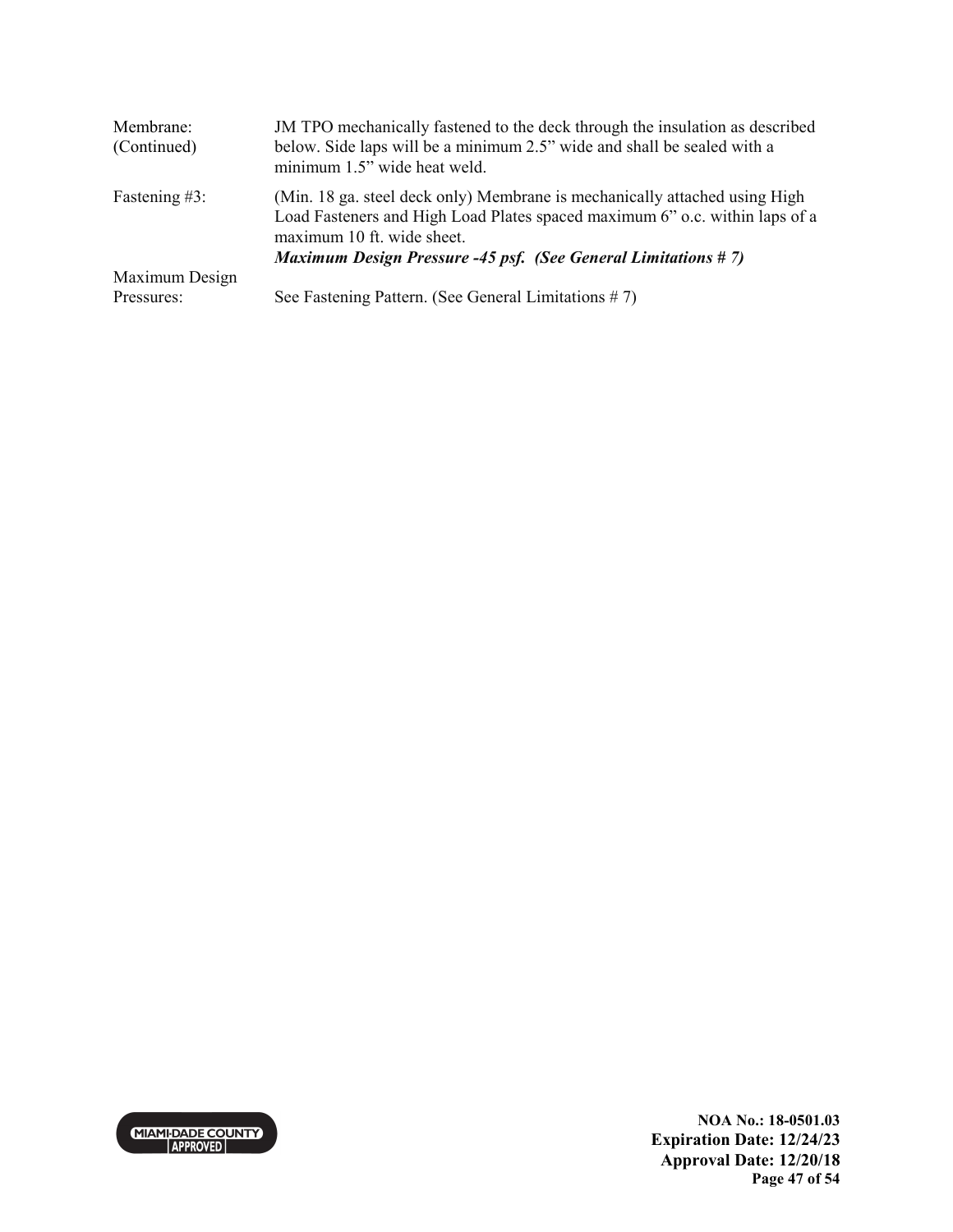| | |
|---|---|
| Membrane: (Continued) | JM TPO mechanically fastened to the deck through the insulation as described below. Side laps will be a minimum 2.5" wide and shall be sealed with a minimum 1.5" wide heat weld. |
| Fastening #3: | (Min. 18 ga. steel deck only) Membrane is mechanically attached using High Load Fasteners and High Load Plates spaced maximum 6" o.c. within laps of a maximum 10 ft. wide sheet. ***Maximum Design Pressure -45 psf. (See General Limitations # 7)*** |
| Maximum Design Pressures: | See Fastening Pattern. (See General Limitations # 7) |

NOA No.: 18-0501.03
Expiration Date: 12/24/23
Approval Date: 12/20/18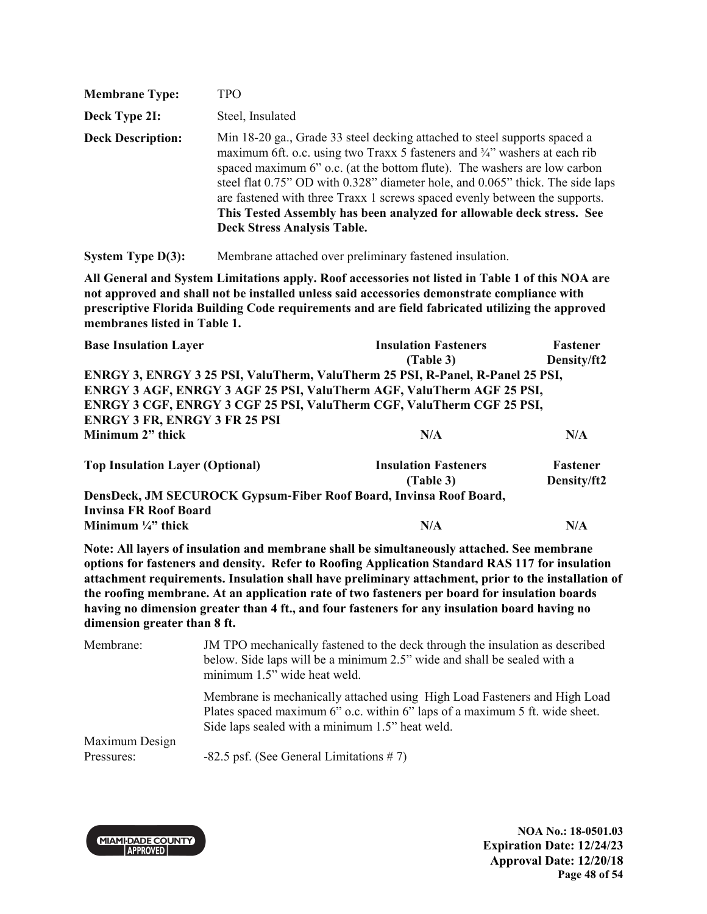| | |
|---|---|
| **Membrane Type:** | TPO |
| **Deck Type 2I:** | Steel, Insulated |
| **Deck Description:** | Min 18-20 ga., Grade 33 steel decking attached to steel supports spaced a maximum 6ft. o.c. using two Traxx 5 fasteners and ¾" washers at each rib spaced maximum 6" o.c. (at the bottom flute). The washers are low carbon steel flat 0.75" OD with 0.328" diameter hole, and 0.065" thick. The side laps are fastened with three Traxx 1 screws spaced evenly between the supports. **This Tested Assembly has been analyzed for allowable deck stress. See Deck Stress Analysis Table.** |
| **System Type D(3):** | Membrane attached over preliminary fastened insulation. |

**All General and System Limitations apply. Roof accessories not listed in Table 1 of this NOA are not approved and shall not be installed unless said accessories demonstrate compliance with prescriptive Florida Building Code requirements and are field fabricated utilizing the approved membranes listed in Table 1.**

| **Base Insulation Layer** | **Insulation Fasteners (Table 3)** | **Fastener Density/ft2** |
|---|---|---|
| **ENRGY 3, ENRGY 3 25 PSI, ValuTherm, ValuTherm 25 PSI, R-Panel, R-Panel 25 PSI, ENRGY 3 AGF, ENRGY 3 AGF 25 PSI, ValuTherm AGF, ValuTherm AGF 25 PSI, ENRGY 3 CGF, ENRGY 3 CGF 25 PSI, ValuTherm CGF, ValuTherm CGF 25 PSI, ENRGY 3 FR, ENRGY 3 FR 25 PSI** | | |
| **Minimum 2" thick** | **N/A** | **N/A** |

| **Top Insulation Layer (Optional)** | **Insulation Fasteners (Table 3)** | **Fastener Density/ft2** |
|---|---|---|
| **DensDeck, JM SECUROCK Gypsum-Fiber Roof Board, Invinsa Roof Board, Invinsa FR Roof Board** | | |
| **Minimum ¼" thick** | **N/A** | **N/A** |

**Note: All layers of insulation and membrane shall be simultaneously attached. See membrane options for fasteners and density. Refer to Roofing Application Standard RAS 117 for insulation attachment requirements. Insulation shall have preliminary attachment, prior to the installation of the roofing membrane. At an application rate of two fasteners per board for insulation boards having no dimension greater than 4 ft., and four fasteners for any insulation board having no dimension greater than 8 ft.**

| | |
|---|---|
| Membrane: | JM TPO mechanically fastened to the deck through the insulation as described below. Side laps will be a minimum 2.5" wide and shall be sealed with a minimum 1.5" wide heat weld. |
| | Membrane is mechanically attached using High Load Fasteners and High Load Plates spaced maximum 6" o.c. within 6" laps of a maximum 5 ft. wide sheet. Side laps sealed with a minimum 1.5" heat weld. |
| Maximum Design Pressures: | -82.5 psf. (See General Limitations # 7) |

**NOA No.: 18-0501.03**
**Expiration Date: 12/24/23**
**Approval Date: 12/20/18**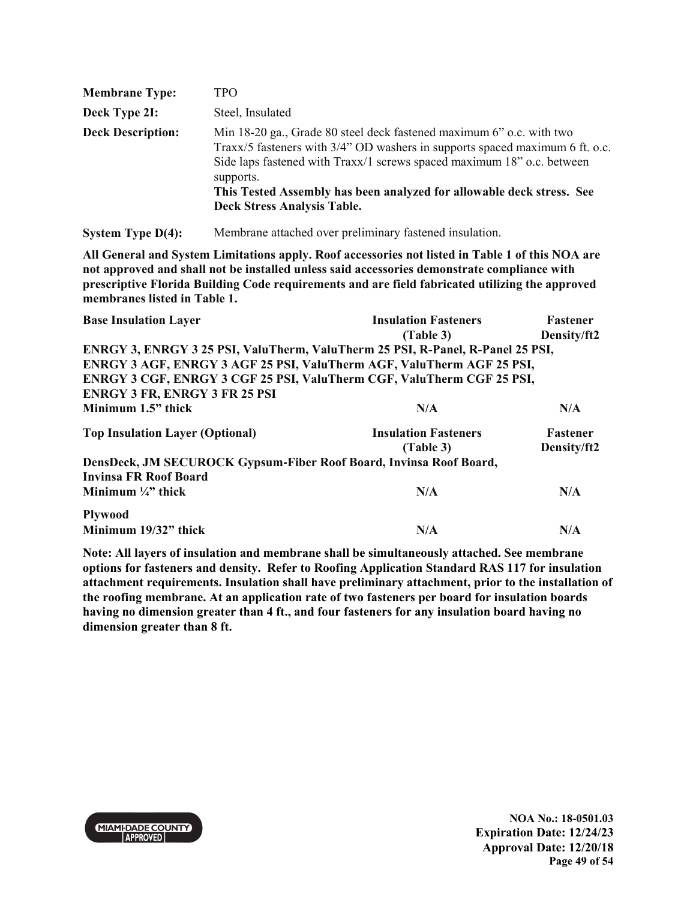**Membrane Type:** TPO

**Deck Type 2I:** Steel, Insulated

**Deck Description:** Min 18-20 ga., Grade 80 steel deck fastened maximum 6" o.c. with two Traxx/5 fasteners with 3/4" OD washers in supports spaced maximum 6 ft. o.c. Side laps fastened with Traxx/1 screws spaced maximum 18" o.c. between supports.
**This Tested Assembly has been analyzed for allowable deck stress. See Deck Stress Analysis Table.**

**System Type D(4):** Membrane attached over preliminary fastened insulation.

**All General and System Limitations apply. Roof accessories not listed in Table 1 of this NOA are not approved and shall not be installed unless said accessories demonstrate compliance with prescriptive Florida Building Code requirements and are field fabricated utilizing the approved membranes listed in Table 1.**

| Base Insulation Layer | Insulation Fasteners (Table 3) | Fastener Density/ft2 |
|---|---|---|
| **ENRGY 3, ENRGY 3 25 PSI, ValuTherm, ValuTherm 25 PSI, R-Panel, R-Panel 25 PSI, ENRGY 3 AGF, ENRGY 3 AGF 25 PSI, ValuTherm AGF, ValuTherm AGF 25 PSI, ENRGY 3 CGF, ENRGY 3 CGF 25 PSI, ValuTherm CGF, ValuTherm CGF 25 PSI, ENRGY 3 FR, ENRGY 3 FR 25 PSI** | | |
| **Minimum 1.5" thick** | **N/A** | **N/A** |

| Top Insulation Layer (Optional) | Insulation Fasteners (Table 3) | Fastener Density/ft2 |
|---|---|---|
| **DensDeck, JM SECUROCK Gypsum-Fiber Roof Board, Invinsa Roof Board, Invinsa FR Roof Board** | | |
| **Minimum ¼" thick** | **N/A** | **N/A** |
| **Plywood** | | |
| **Minimum 19/32" thick** | **N/A** | **N/A** |

**Note: All layers of insulation and membrane shall be simultaneously attached. See membrane options for fasteners and density. Refer to Roofing Application Standard RAS 117 for insulation attachment requirements. Insulation shall have preliminary attachment, prior to the installation of the roofing membrane. At an application rate of two fasteners per board for insulation boards having no dimension greater than 4 ft., and four fasteners for any insulation board having no dimension greater than 8 ft.**

**NOA No.: 18-0501.03**
**Expiration Date: 12/24/23**
**Approval Date: 12/20/18**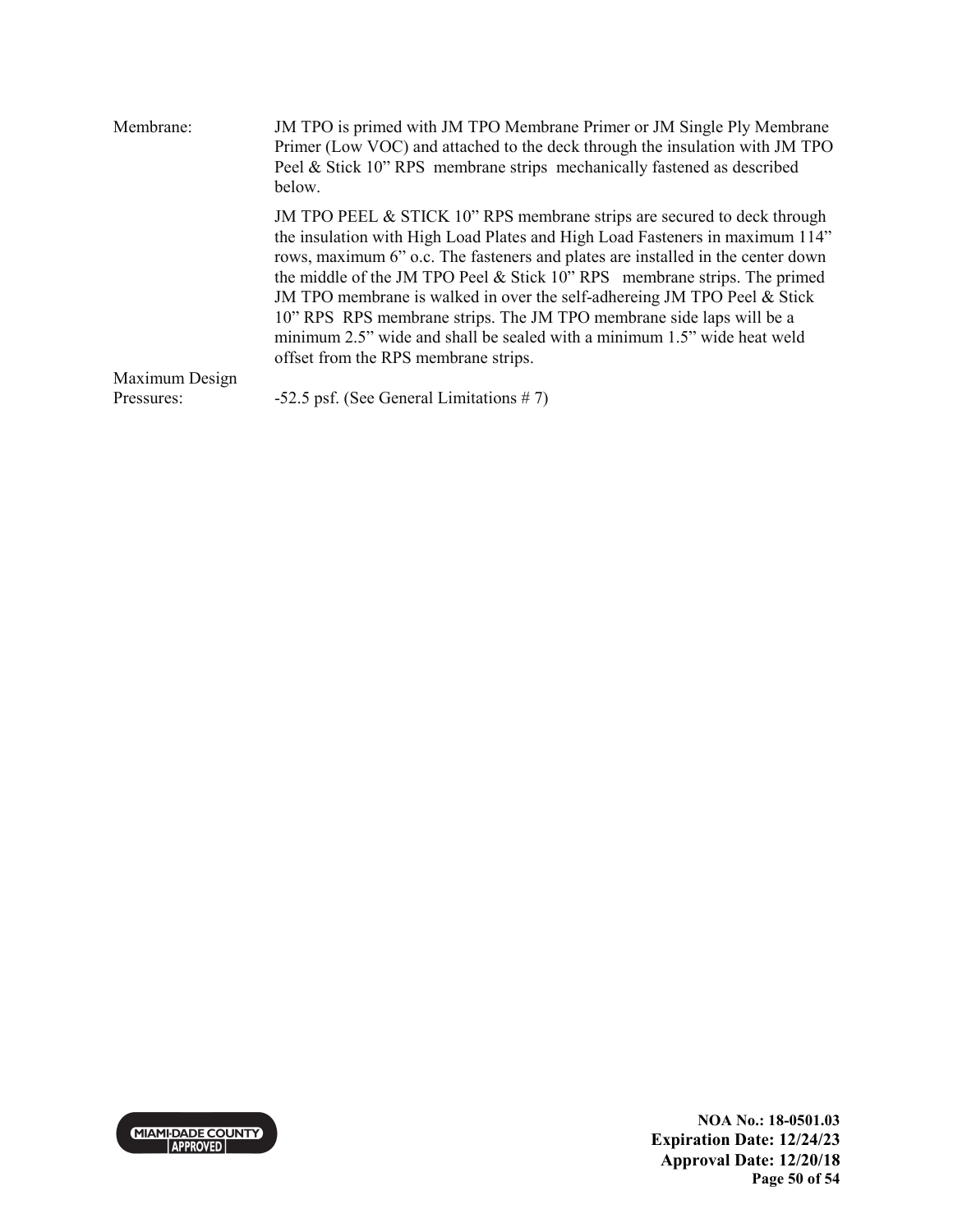Membrane: JM TPO is primed with JM TPO Membrane Primer or JM Single Ply Membrane Primer (Low VOC) and attached to the deck through the insulation with JM TPO Peel & Stick 10" RPS membrane strips mechanically fastened as described below.

JM TPO PEEL & STICK 10" RPS membrane strips are secured to deck through the insulation with High Load Plates and High Load Fasteners in maximum 114" rows, maximum 6" o.c. The fasteners and plates are installed in the center down the middle of the JM TPO Peel & Stick 10" RPS membrane strips. The primed JM TPO membrane is walked in over the self-adhereing JM TPO Peel & Stick 10" RPS RPS membrane strips. The JM TPO membrane side laps will be a minimum 2.5" wide and shall be sealed with a minimum 1.5" wide heat weld offset from the RPS membrane strips.

Maximum Design Pressures: -52.5 psf. (See General Limitations # 7)

**NOA No.: 18-0501.03**
**Expiration Date: 12/24/23**
**Approval Date: 12/20/18**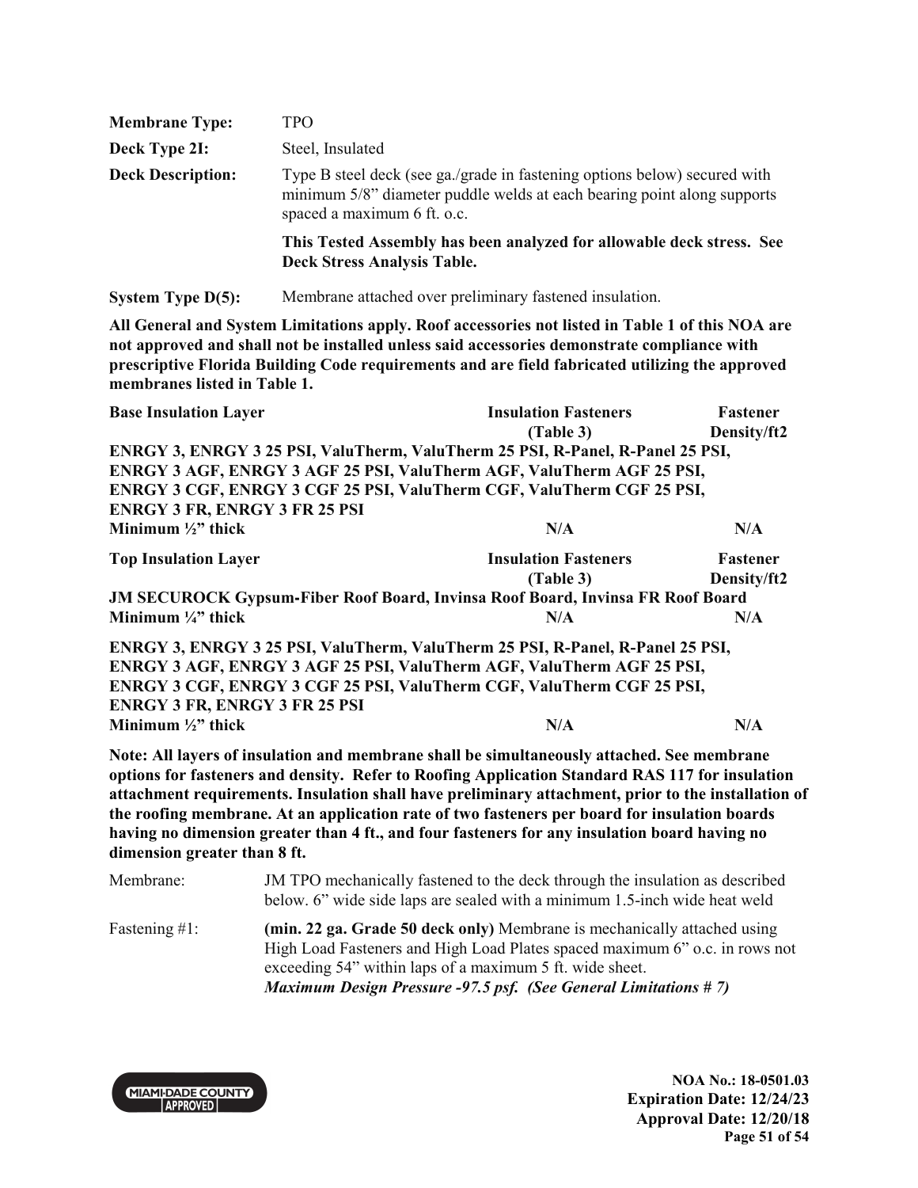| | |
|---|---|
| **Membrane Type:** | TPO |
| **Deck Type 2I:** | Steel, Insulated |
| **Deck Description:** | Type B steel deck (see ga./grade in fastening options below) secured with minimum 5/8" diameter puddle welds at each bearing point along supports spaced a maximum 6 ft. o.c. |
| | **This Tested Assembly has been analyzed for allowable deck stress. See Deck Stress Analysis Table.** |
| **System Type D(5):** | Membrane attached over preliminary fastened insulation. |

**All General and System Limitations apply. Roof accessories not listed in Table 1 of this NOA are not approved and shall not be installed unless said accessories demonstrate compliance with prescriptive Florida Building Code requirements and are field fabricated utilizing the approved membranes listed in Table 1.**

| **Base Insulation Layer** | **Insulation Fasteners (Table 3)** | **Fastener Density/ft2** |
|---|---|---|
| **ENRGY 3, ENRGY 3 25 PSI, ValuTherm, ValuTherm 25 PSI, R-Panel, R-Panel 25 PSI, ENRGY 3 AGF, ENRGY 3 AGF 25 PSI, ValuTherm AGF, ValuTherm AGF 25 PSI, ENRGY 3 CGF, ENRGY 3 CGF 25 PSI, ValuTherm CGF, ValuTherm CGF 25 PSI, ENRGY 3 FR, ENRGY 3 FR 25 PSI** | | |
| **Minimum ½" thick** | **N/A** | **N/A** |

| **Top Insulation Layer** | **Insulation Fasteners (Table 3)** | **Fastener Density/ft2** |
|---|---|---|
| **JM SECUROCK Gypsum-Fiber Roof Board, Invinsa Roof Board, Invinsa FR Roof Board** | | |
| **Minimum ¼" thick** | **N/A** | **N/A** |
| **ENRGY 3, ENRGY 3 25 PSI, ValuTherm, ValuTherm 25 PSI, R-Panel, R-Panel 25 PSI, ENRGY 3 AGF, ENRGY 3 AGF 25 PSI, ValuTherm AGF, ValuTherm AGF 25 PSI, ENRGY 3 CGF, ENRGY 3 CGF 25 PSI, ValuTherm CGF, ValuTherm CGF 25 PSI, ENRGY 3 FR, ENRGY 3 FR 25 PSI** | | |
| **Minimum ½" thick** | **N/A** | **N/A** |

**Note: All layers of insulation and membrane shall be simultaneously attached. See membrane options for fasteners and density. Refer to Roofing Application Standard RAS 117 for insulation attachment requirements. Insulation shall have preliminary attachment, prior to the installation of the roofing membrane. At an application rate of two fasteners per board for insulation boards having no dimension greater than 4 ft., and four fasteners for any insulation board having no dimension greater than 8 ft.**

| | |
|---|---|
| Membrane: | JM TPO mechanically fastened to the deck through the insulation as described below. 6" wide side laps are sealed with a minimum 1.5-inch wide heat weld |
| Fastening #1: | **(min. 22 ga. Grade 50 deck only)** Membrane is mechanically attached using High Load Fasteners and High Load Plates spaced maximum 6" o.c. in rows not exceeding 54" within laps of a maximum 5 ft. wide sheet. ***Maximum Design Pressure -97.5 psf. (See General Limitations # 7)*** |

**NOA No.: 18-0501.03**
**Expiration Date: 12/24/23**
**Approval Date: 12/20/18**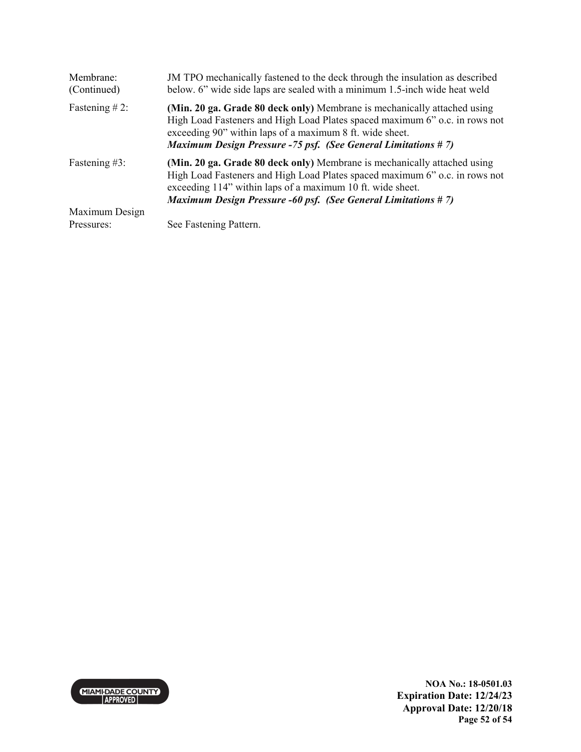| | |
|---|---|
| Membrane: (Continued) | JM TPO mechanically fastened to the deck through the insulation as described below. 6" wide side laps are sealed with a minimum 1.5-inch wide heat weld |
| Fastening # 2: | **(Min. 20 ga. Grade 80 deck only)** Membrane is mechanically attached using High Load Fasteners and High Load Plates spaced maximum 6" o.c. in rows not exceeding 90" within laps of a maximum 8 ft. wide sheet. ***Maximum Design Pressure -75 psf. (See General Limitations # 7)*** |
| Fastening #3: | **(Min. 20 ga. Grade 80 deck only)** Membrane is mechanically attached using High Load Fasteners and High Load Plates spaced maximum 6" o.c. in rows not exceeding 114" within laps of a maximum 10 ft. wide sheet. ***Maximum Design Pressure -60 psf. (See General Limitations # 7)*** |
| Maximum Design Pressures: | See Fastening Pattern. |

NOA No.: 18-0501.03
Expiration Date: 12/24/23
Approval Date: 12/20/18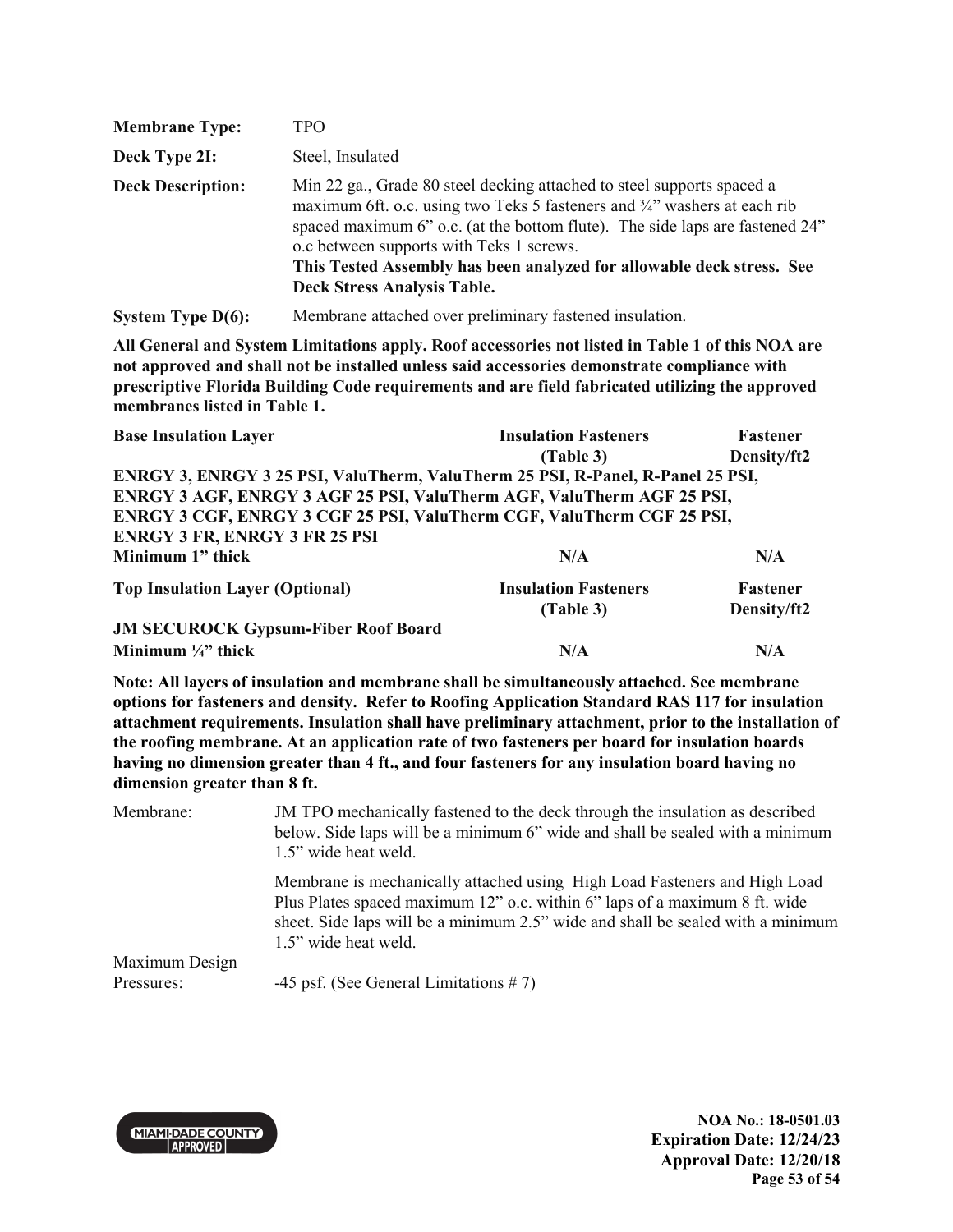| | |
|---|---|
| **Membrane Type:** | TPO |
| **Deck Type 2I:** | Steel, Insulated |
| **Deck Description:** | Min 22 ga., Grade 80 steel decking attached to steel supports spaced a maximum 6ft. o.c. using two Teks 5 fasteners and ¾" washers at each rib spaced maximum 6" o.c. (at the bottom flute). The side laps are fastened 24" o.c between supports with Teks 1 screws. **This Tested Assembly has been analyzed for allowable deck stress. See Deck Stress Analysis Table.** |
| **System Type D(6):** | Membrane attached over preliminary fastened insulation. |

**All General and System Limitations apply. Roof accessories not listed in Table 1 of this NOA are not approved and shall not be installed unless said accessories demonstrate compliance with prescriptive Florida Building Code requirements and are field fabricated utilizing the approved membranes listed in Table 1.**

| **Base Insulation Layer** | **Insulation Fasteners (Table 3)** | **Fastener Density/ft2** |
|---|---|---|
| **ENRGY 3, ENRGY 3 25 PSI, ValuTherm, ValuTherm 25 PSI, R-Panel, R-Panel 25 PSI, ENRGY 3 AGF, ENRGY 3 AGF 25 PSI, ValuTherm AGF, ValuTherm AGF 25 PSI, ENRGY 3 CGF, ENRGY 3 CGF 25 PSI, ValuTherm CGF, ValuTherm CGF 25 PSI, ENRGY 3 FR, ENRGY 3 FR 25 PSI** | | |
| **Minimum 1" thick** | **N/A** | **N/A** |

| **Top Insulation Layer (Optional)** | **Insulation Fasteners (Table 3)** | **Fastener Density/ft2** |
|---|---|---|
| **JM SECUROCK Gypsum-Fiber Roof Board** | | |
| **Minimum ¼" thick** | **N/A** | **N/A** |

**Note: All layers of insulation and membrane shall be simultaneously attached. See membrane options for fasteners and density. Refer to Roofing Application Standard RAS 117 for insulation attachment requirements. Insulation shall have preliminary attachment, prior to the installation of the roofing membrane. At an application rate of two fasteners per board for insulation boards having no dimension greater than 4 ft., and four fasteners for any insulation board having no dimension greater than 8 ft.**

| | |
|---|---|
| Membrane: | JM TPO mechanically fastened to the deck through the insulation as described below. Side laps will be a minimum 6" wide and shall be sealed with a minimum 1.5" wide heat weld. |
| | Membrane is mechanically attached using High Load Fasteners and High Load Plus Plates spaced maximum 12" o.c. within 6" laps of a maximum 8 ft. wide sheet. Side laps will be a minimum 2.5" wide and shall be sealed with a minimum 1.5" wide heat weld. |
| Maximum Design Pressures: | -45 psf. (See General Limitations # 7) |

**NOA No.: 18-0501.03**
**Expiration Date: 12/24/23**
**Approval Date: 12/20/18**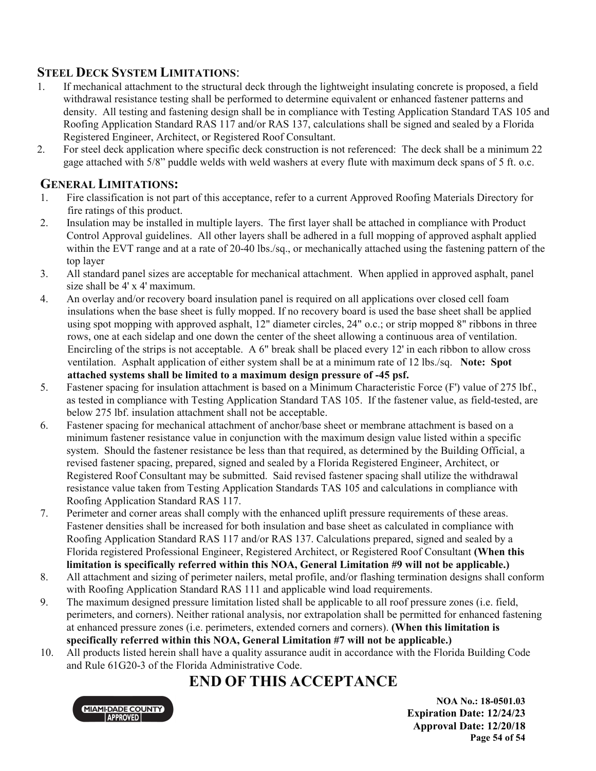## STEEL DECK SYSTEM LIMITATIONS:

1. If mechanical attachment to the structural deck through the lightweight insulating concrete is proposed, a field withdrawal resistance testing shall be performed to determine equivalent or enhanced fastener patterns and density. All testing and fastening design shall be in compliance with Testing Application Standard TAS 105 and Roofing Application Standard RAS 117 and/or RAS 137, calculations shall be signed and sealed by a Florida Registered Engineer, Architect, or Registered Roof Consultant.
2. For steel deck application where specific deck construction is not referenced: The deck shall be a minimum 22 gage attached with 5/8" puddle welds with weld washers at every flute with maximum deck spans of 5 ft. o.c.

## GENERAL LIMITATIONS:

1. Fire classification is not part of this acceptance, refer to a current Approved Roofing Materials Directory for fire ratings of this product.
2. Insulation may be installed in multiple layers. The first layer shall be attached in compliance with Product Control Approval guidelines. All other layers shall be adhered in a full mopping of approved asphalt applied within the EVT range and at a rate of 20-40 lbs./sq., or mechanically attached using the fastening pattern of the top layer
3. All standard panel sizes are acceptable for mechanical attachment. When applied in approved asphalt, panel size shall be 4' x 4' maximum.
4. An overlay and/or recovery board insulation panel is required on all applications over closed cell foam insulations when the base sheet is fully mopped. If no recovery board is used the base sheet shall be applied using spot mopping with approved asphalt, 12" diameter circles, 24" o.c.; or strip mopped 8" ribbons in three rows, one at each sidelap and one down the center of the sheet allowing a continuous area of ventilation. Encircling of the strips is not acceptable. A 6" break shall be placed every 12' in each ribbon to allow cross ventilation. Asphalt application of either system shall be at a minimum rate of 12 lbs./sq. **Note: Spot attached systems shall be limited to a maximum design pressure of -45 psf.**
5. Fastener spacing for insulation attachment is based on a Minimum Characteristic Force (F') value of 275 lbf., as tested in compliance with Testing Application Standard TAS 105. If the fastener value, as field-tested, are below 275 lbf. insulation attachment shall not be acceptable.
6. Fastener spacing for mechanical attachment of anchor/base sheet or membrane attachment is based on a minimum fastener resistance value in conjunction with the maximum design value listed within a specific system. Should the fastener resistance be less than that required, as determined by the Building Official, a revised fastener spacing, prepared, signed and sealed by a Florida Registered Engineer, Architect, or Registered Roof Consultant may be submitted. Said revised fastener spacing shall utilize the withdrawal resistance value taken from Testing Application Standards TAS 105 and calculations in compliance with Roofing Application Standard RAS 117.
7. Perimeter and corner areas shall comply with the enhanced uplift pressure requirements of these areas. Fastener densities shall be increased for both insulation and base sheet as calculated in compliance with Roofing Application Standard RAS 117 and/or RAS 137. Calculations prepared, signed and sealed by a Florida registered Professional Engineer, Registered Architect, or Registered Roof Consultant **(When this limitation is specifically referred within this NOA, General Limitation #9 will not be applicable.)**
8. All attachment and sizing of perimeter nailers, metal profile, and/or flashing termination designs shall conform with Roofing Application Standard RAS 111 and applicable wind load requirements.
9. The maximum designed pressure limitation listed shall be applicable to all roof pressure zones (i.e. field, perimeters, and corners). Neither rational analysis, nor extrapolation shall be permitted for enhanced fastening at enhanced pressure zones (i.e. perimeters, extended corners and corners). **(When this limitation is specifically referred within this NOA, General Limitation #7 will not be applicable.)**
10. All products listed herein shall have a quality assurance audit in accordance with the Florida Building Code and Rule 61G20-3 of the Florida Administrative Code.

# END OF THIS ACCEPTANCE

MIAMI-DADE COUNTY APPROVED

**NOA No.: 18-0501.03**
**Expiration Date: 12/24/23**
**Approval Date: 12/20/18**